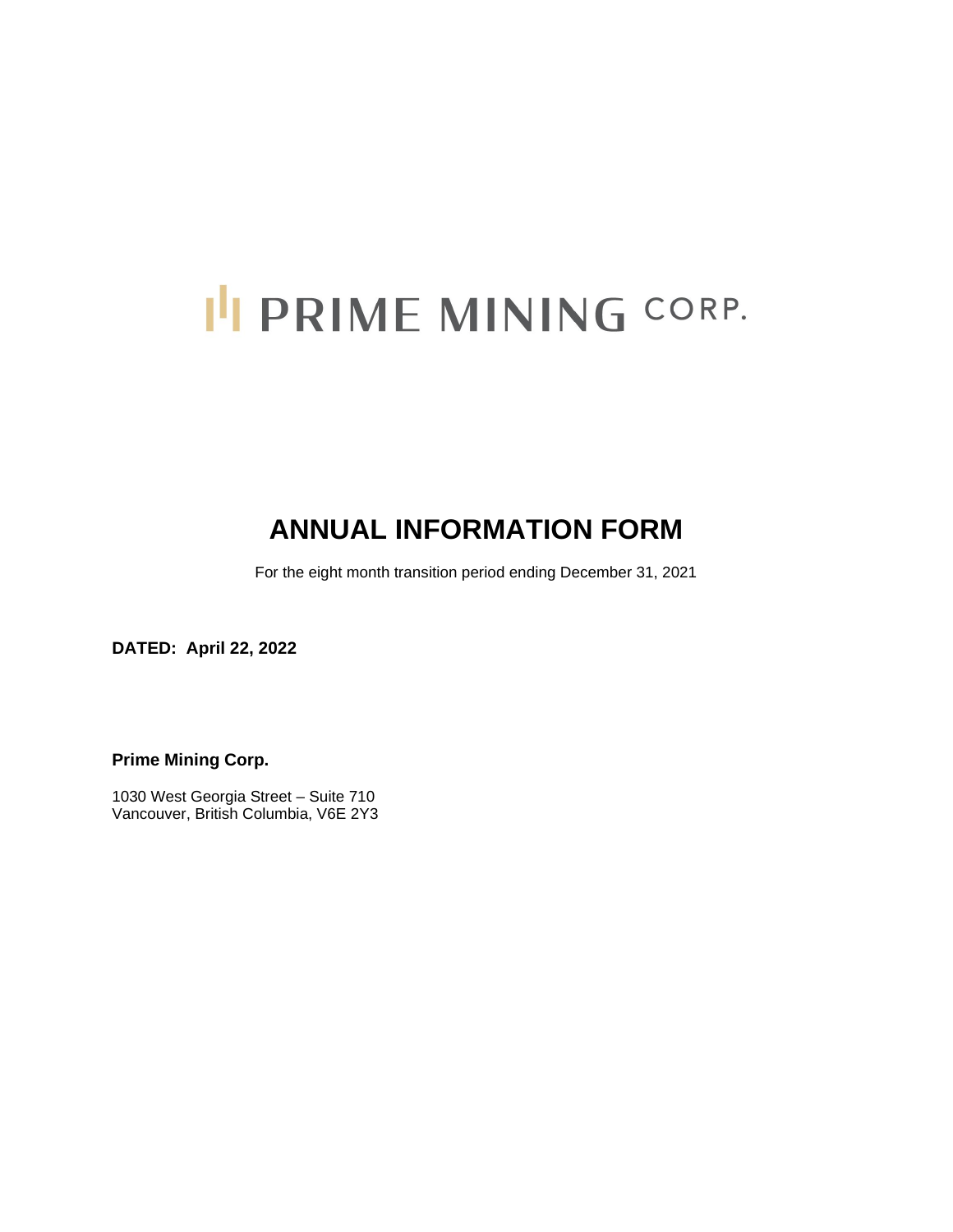# PRIME MINING CORP.

# ANNUAL INFORMATION FORM

For the eight month transition period ending December 31, 2021

**DATED: April 22, 2022**

**Prime Mining Corp.**

1030 West Georgia Street – Suite 710
Vancouver, British Columbia, V6E 2Y3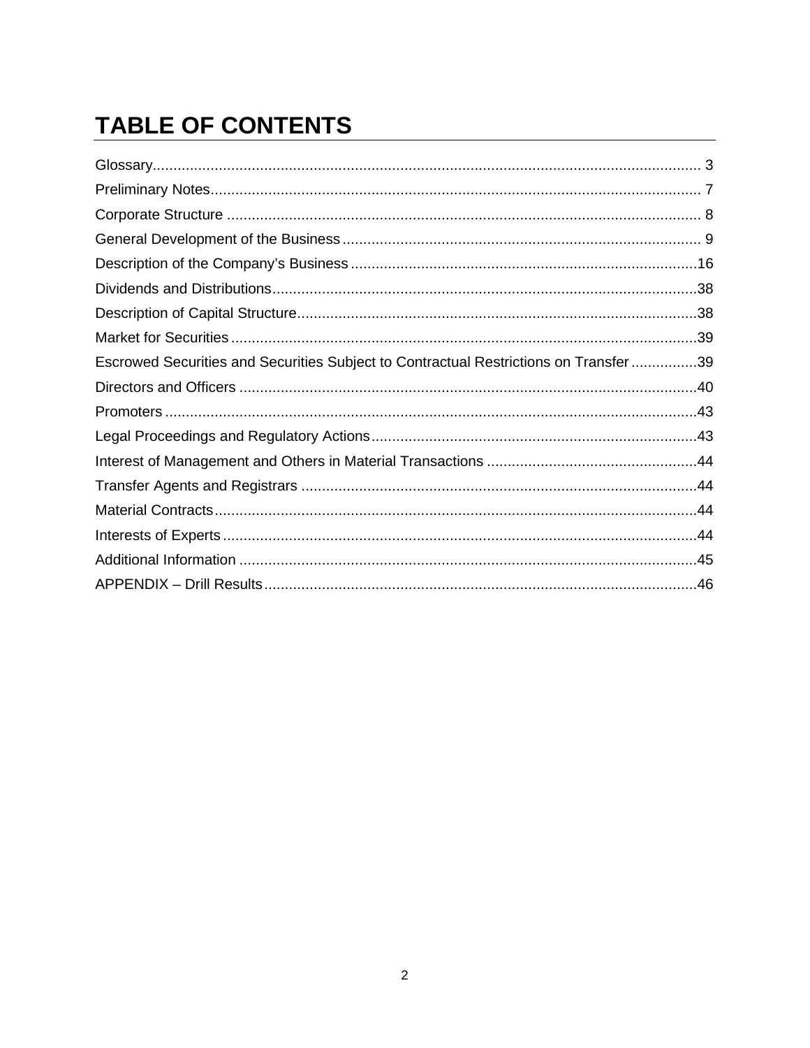# TABLE OF CONTENTS

| Section | Page |
|---|---|
| Glossary | 3 |
| Preliminary Notes | 7 |
| Corporate Structure | 8 |
| General Development of the Business | 9 |
| Description of the Company's Business | 16 |
| Dividends and Distributions | 38 |
| Description of Capital Structure | 38 |
| Market for Securities | 39 |
| Escrowed Securities and Securities Subject to Contractual Restrictions on Transfer | 39 |
| Directors and Officers | 40 |
| Promoters | 43 |
| Legal Proceedings and Regulatory Actions | 43 |
| Interest of Management and Others in Material Transactions | 44 |
| Transfer Agents and Registrars | 44 |
| Material Contracts | 44 |
| Interests of Experts | 44 |
| Additional Information | 45 |
| APPENDIX – Drill Results | 46 |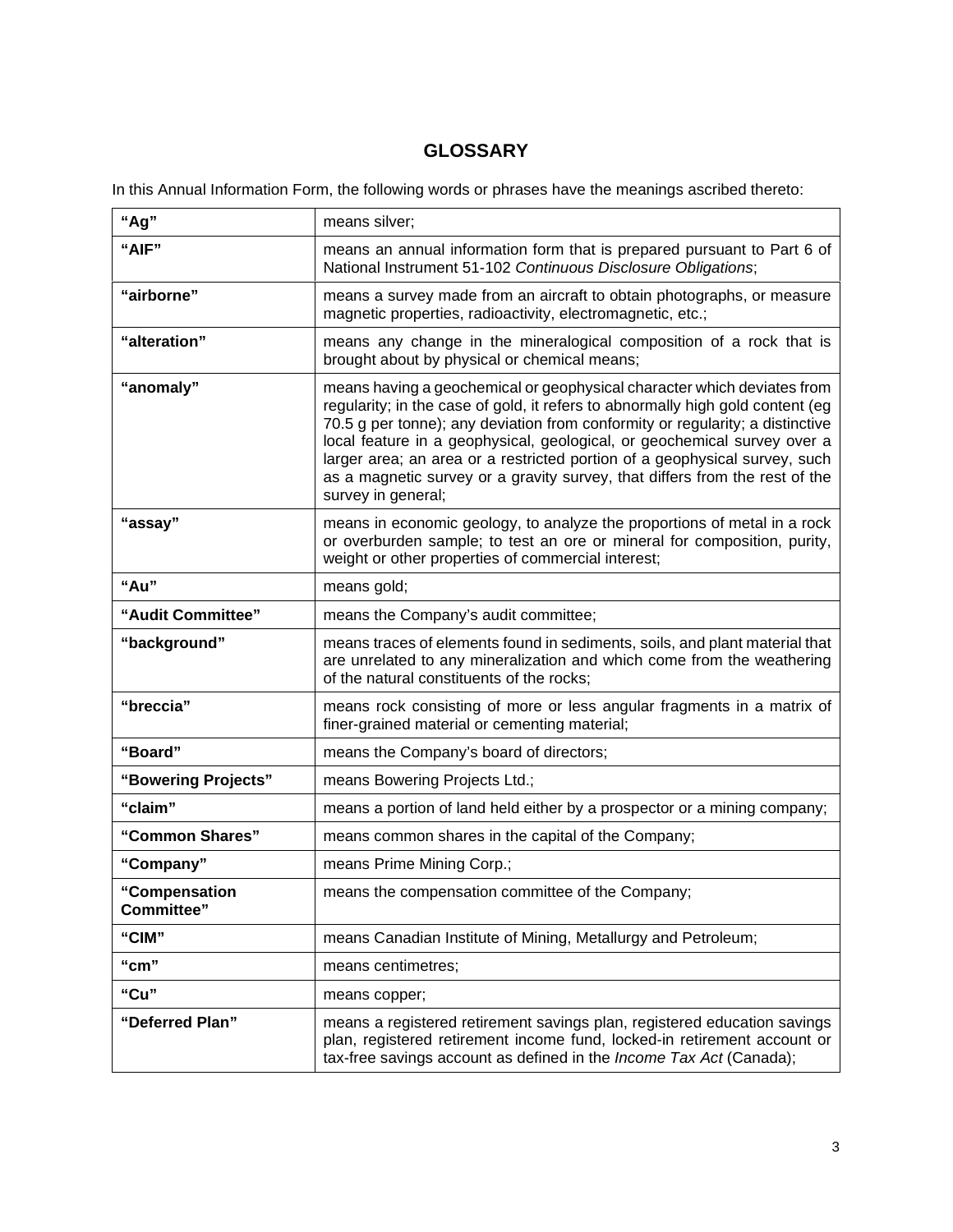## GLOSSARY

In this Annual Information Form, the following words or phrases have the meanings ascribed thereto:

| | |
|---|---|
| **"Ag"** | means silver; |
| **"AIF"** | means an annual information form that is prepared pursuant to Part 6 of National Instrument 51-102 *Continuous Disclosure Obligations*; |
| **"airborne"** | means a survey made from an aircraft to obtain photographs, or measure magnetic properties, radioactivity, electromagnetic, etc.; |
| **"alteration"** | means any change in the mineralogical composition of a rock that is brought about by physical or chemical means; |
| **"anomaly"** | means having a geochemical or geophysical character which deviates from regularity; in the case of gold, it refers to abnormally high gold content (eg 70.5 g per tonne); any deviation from conformity or regularity; a distinctive local feature in a geophysical, geological, or geochemical survey over a larger area; an area or a restricted portion of a geophysical survey, such as a magnetic survey or a gravity survey, that differs from the rest of the survey in general; |
| **"assay"** | means in economic geology, to analyze the proportions of metal in a rock or overburden sample; to test an ore or mineral for composition, purity, weight or other properties of commercial interest; |
| **"Au"** | means gold; |
| **"Audit Committee"** | means the Company's audit committee; |
| **"background"** | means traces of elements found in sediments, soils, and plant material that are unrelated to any mineralization and which come from the weathering of the natural constituents of the rocks; |
| **"breccia"** | means rock consisting of more or less angular fragments in a matrix of finer-grained material or cementing material; |
| **"Board"** | means the Company's board of directors; |
| **"Bowering Projects"** | means Bowering Projects Ltd.; |
| **"claim"** | means a portion of land held either by a prospector or a mining company; |
| **"Common Shares"** | means common shares in the capital of the Company; |
| **"Company"** | means Prime Mining Corp.; |
| **"Compensation Committee"** | means the compensation committee of the Company; |
| **"CIM"** | means Canadian Institute of Mining, Metallurgy and Petroleum; |
| **"cm"** | means centimetres; |
| **"Cu"** | means copper; |
| **"Deferred Plan"** | means a registered retirement savings plan, registered education savings plan, registered retirement income fund, locked-in retirement account or tax-free savings account as defined in the *Income Tax Act* (Canada); |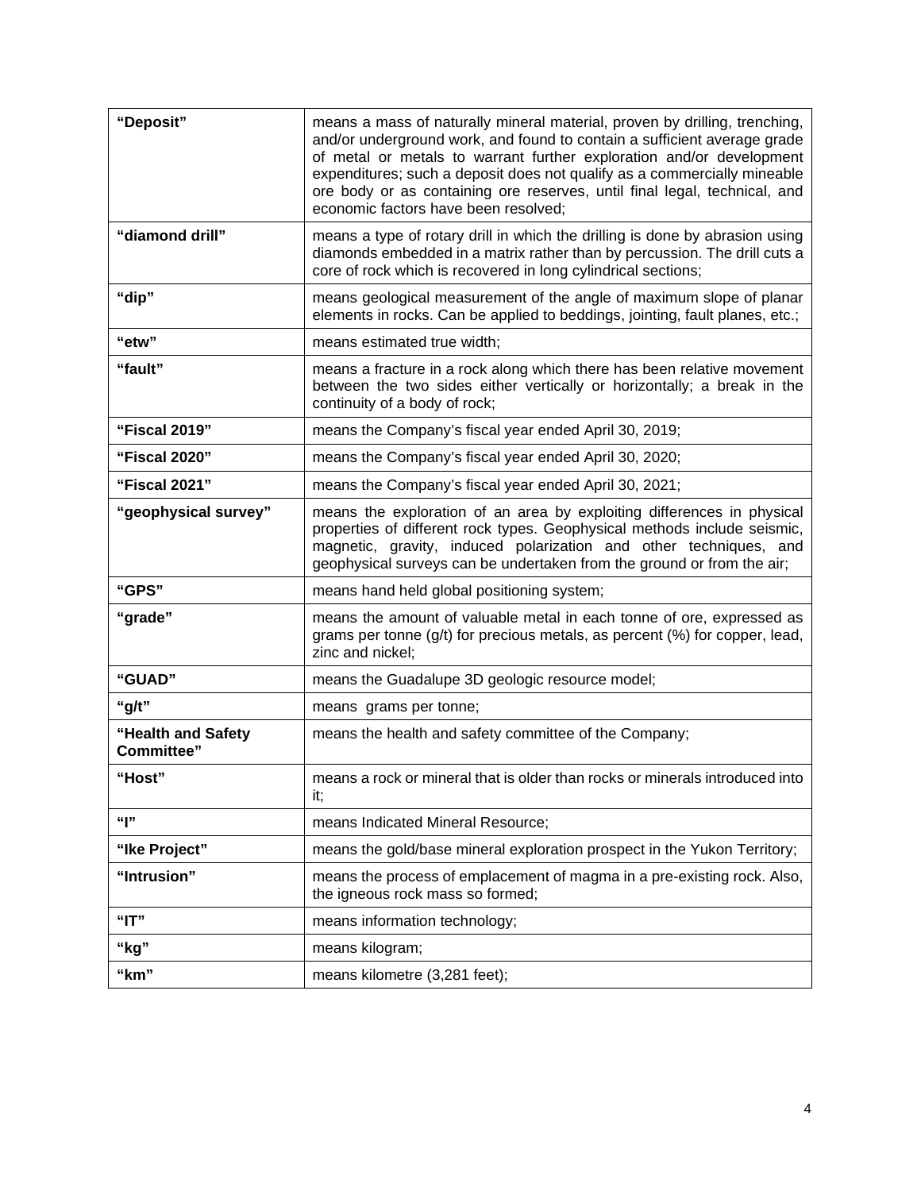| | |
|---|---|
| **“Deposit”** | means a mass of naturally mineral material, proven by drilling, trenching, and/or underground work, and found to contain a sufficient average grade of metal or metals to warrant further exploration and/or development expenditures; such a deposit does not qualify as a commercially mineable ore body or as containing ore reserves, until final legal, technical, and economic factors have been resolved; |
| **“diamond drill”** | means a type of rotary drill in which the drilling is done by abrasion using diamonds embedded in a matrix rather than by percussion. The drill cuts a core of rock which is recovered in long cylindrical sections; |
| **“dip”** | means geological measurement of the angle of maximum slope of planar elements in rocks. Can be applied to beddings, jointing, fault planes, etc.; |
| **“etw”** | means estimated true width; |
| **“fault”** | means a fracture in a rock along which there has been relative movement between the two sides either vertically or horizontally; a break in the continuity of a body of rock; |
| **“Fiscal 2019”** | means the Company’s fiscal year ended April 30, 2019; |
| **“Fiscal 2020”** | means the Company’s fiscal year ended April 30, 2020; |
| **“Fiscal 2021”** | means the Company’s fiscal year ended April 30, 2021; |
| **“geophysical survey”** | means the exploration of an area by exploiting differences in physical properties of different rock types. Geophysical methods include seismic, magnetic, gravity, induced polarization and other techniques, and geophysical surveys can be undertaken from the ground or from the air; |
| **“GPS”** | means hand held global positioning system; |
| **“grade”** | means the amount of valuable metal in each tonne of ore, expressed as grams per tonne (g/t) for precious metals, as percent (%) for copper, lead, zinc and nickel; |
| **“GUAD”** | means the Guadalupe 3D geologic resource model; |
| **“g/t”** | means grams per tonne; |
| **“Health and Safety Committee”** | means the health and safety committee of the Company; |
| **“Host”** | means a rock or mineral that is older than rocks or minerals introduced into it; |
| **“I”** | means Indicated Mineral Resource; |
| **“Ike Project”** | means the gold/base mineral exploration prospect in the Yukon Territory; |
| **“Intrusion”** | means the process of emplacement of magma in a pre-existing rock. Also, the igneous rock mass so formed; |
| **“IT”** | means information technology; |
| **“kg”** | means kilogram; |
| **“km”** | means kilometre (3,281 feet); |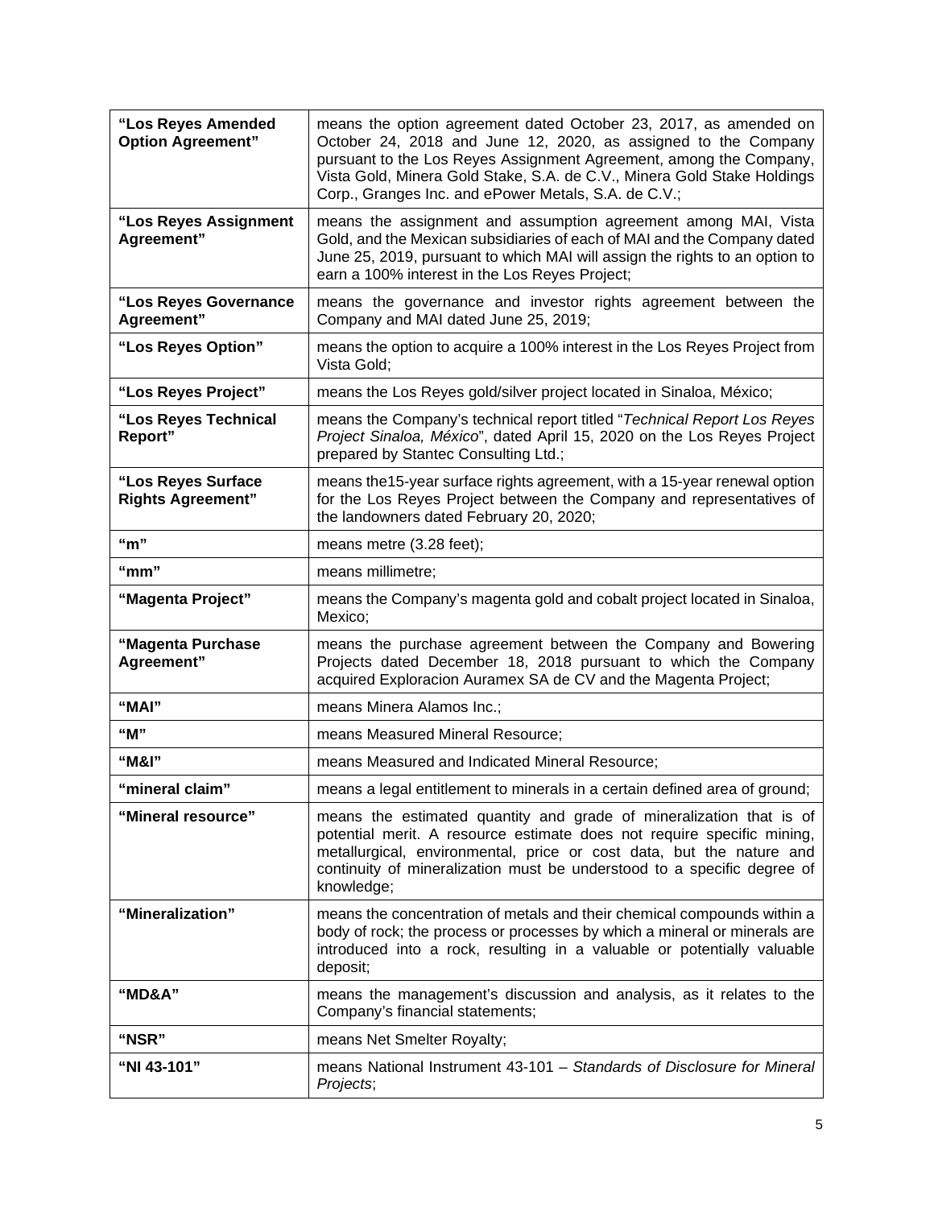| | |
|---|---|
| **“Los Reyes Amended Option Agreement”** | means the option agreement dated October 23, 2017, as amended on October 24, 2018 and June 12, 2020, as assigned to the Company pursuant to the Los Reyes Assignment Agreement, among the Company, Vista Gold, Minera Gold Stake, S.A. de C.V., Minera Gold Stake Holdings Corp., Granges Inc. and ePower Metals, S.A. de C.V.; |
| **“Los Reyes Assignment Agreement”** | means the assignment and assumption agreement among MAI, Vista Gold, and the Mexican subsidiaries of each of MAI and the Company dated June 25, 2019, pursuant to which MAI will assign the rights to an option to earn a 100% interest in the Los Reyes Project; |
| **“Los Reyes Governance Agreement”** | means the governance and investor rights agreement between the Company and MAI dated June 25, 2019; |
| **“Los Reyes Option”** | means the option to acquire a 100% interest in the Los Reyes Project from Vista Gold; |
| **“Los Reyes Project”** | means the Los Reyes gold/silver project located in Sinaloa, México; |
| **“Los Reyes Technical Report”** | means the Company’s technical report titled “*Technical Report Los Reyes Project Sinaloa, México*”, dated April 15, 2020 on the Los Reyes Project prepared by Stantec Consulting Ltd.; |
| **“Los Reyes Surface Rights Agreement”** | means the15-year surface rights agreement, with a 15-year renewal option for the Los Reyes Project between the Company and representatives of the landowners dated February 20, 2020; |
| **“m”** | means metre (3.28 feet); |
| **“mm”** | means millimetre; |
| **“Magenta Project”** | means the Company’s magenta gold and cobalt project located in Sinaloa, Mexico; |
| **“Magenta Purchase Agreement”** | means the purchase agreement between the Company and Bowering Projects dated December 18, 2018 pursuant to which the Company acquired Exploracion Auramex SA de CV and the Magenta Project; |
| **“MAI”** | means Minera Alamos Inc.; |
| **“M”** | means Measured Mineral Resource; |
| **“M&I”** | means Measured and Indicated Mineral Resource; |
| **“mineral claim”** | means a legal entitlement to minerals in a certain defined area of ground; |
| **“Mineral resource”** | means the estimated quantity and grade of mineralization that is of potential merit. A resource estimate does not require specific mining, metallurgical, environmental, price or cost data, but the nature and continuity of mineralization must be understood to a specific degree of knowledge; |
| **“Mineralization”** | means the concentration of metals and their chemical compounds within a body of rock; the process or processes by which a mineral or minerals are introduced into a rock, resulting in a valuable or potentially valuable deposit; |
| **“MD&A”** | means the management’s discussion and analysis, as it relates to the Company’s financial statements; |
| **“NSR”** | means Net Smelter Royalty; |
| **“NI 43-101”** | means National Instrument 43-101 – *Standards of Disclosure for Mineral Projects*; |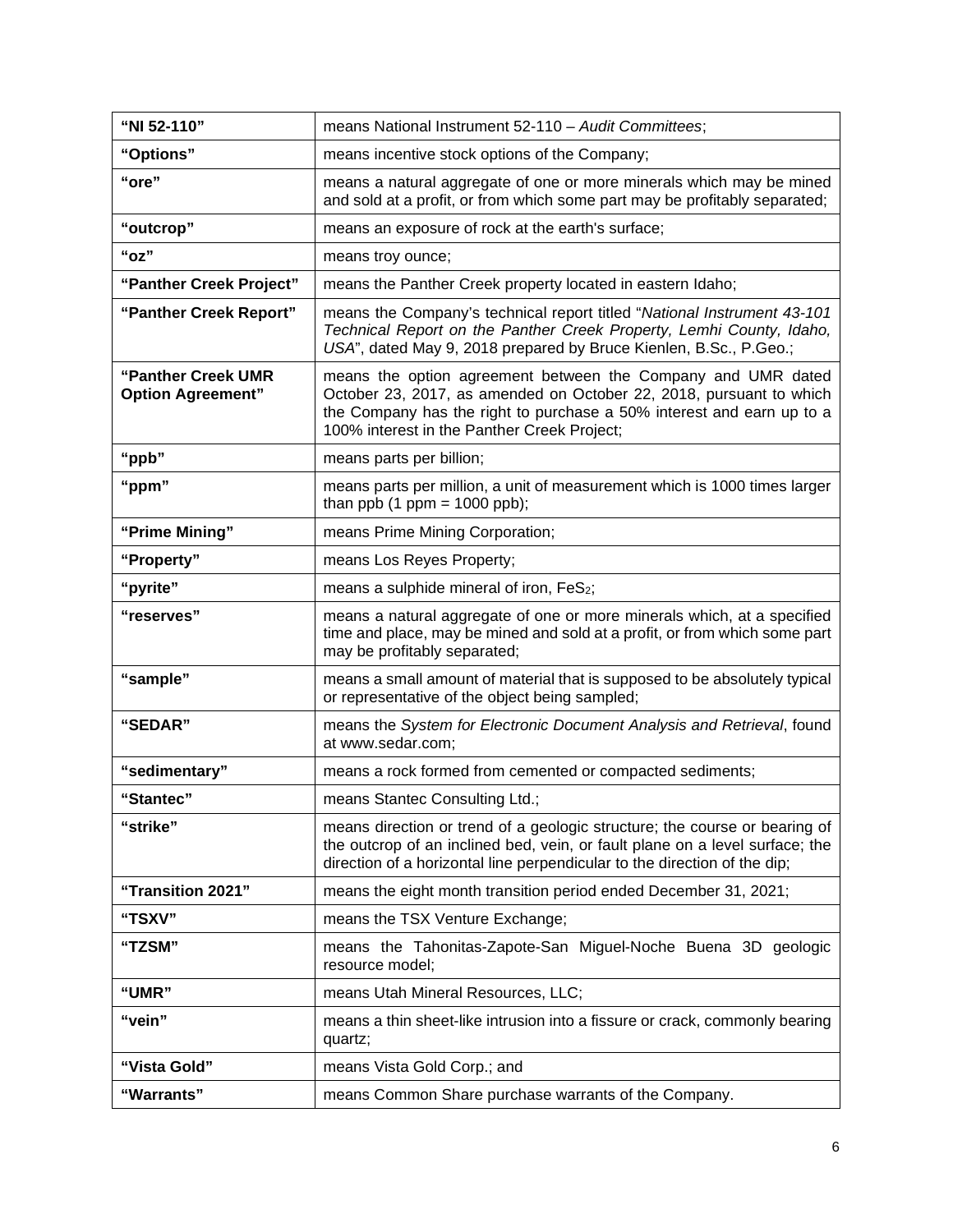| | |
|---|---|
| **"NI 52-110"** | means National Instrument 52-110 – *Audit Committees*; |
| **"Options"** | means incentive stock options of the Company; |
| **"ore"** | means a natural aggregate of one or more minerals which may be mined and sold at a profit, or from which some part may be profitably separated; |
| **"outcrop"** | means an exposure of rock at the earth's surface; |
| **"oz"** | means troy ounce; |
| **"Panther Creek Project"** | means the Panther Creek property located in eastern Idaho; |
| **"Panther Creek Report"** | means the Company's technical report titled "*National Instrument 43-101 Technical Report on the Panther Creek Property, Lemhi County, Idaho, USA*", dated May 9, 2018 prepared by Bruce Kienlen, B.Sc., P.Geo.; |
| **"Panther Creek UMR Option Agreement"** | means the option agreement between the Company and UMR dated October 23, 2017, as amended on October 22, 2018, pursuant to which the Company has the right to purchase a 50% interest and earn up to a 100% interest in the Panther Creek Project; |
| **"ppb"** | means parts per billion; |
| **"ppm"** | means parts per million, a unit of measurement which is 1000 times larger than ppb (1 ppm = 1000 ppb); |
| **"Prime Mining"** | means Prime Mining Corporation; |
| **"Property"** | means Los Reyes Property; |
| **"pyrite"** | means a sulphide mineral of iron, $FeS_2$; |
| **"reserves"** | means a natural aggregate of one or more minerals which, at a specified time and place, may be mined and sold at a profit, or from which some part may be profitably separated; |
| **"sample"** | means a small amount of material that is supposed to be absolutely typical or representative of the object being sampled; |
| **"SEDAR"** | means the *System for Electronic Document Analysis and Retrieval*, found at www.sedar.com; |
| **"sedimentary"** | means a rock formed from cemented or compacted sediments; |
| **"Stantec"** | means Stantec Consulting Ltd.; |
| **"strike"** | means direction or trend of a geologic structure; the course or bearing of the outcrop of an inclined bed, vein, or fault plane on a level surface; the direction of a horizontal line perpendicular to the direction of the dip; |
| **"Transition 2021"** | means the eight month transition period ended December 31, 2021; |
| **"TSXV"** | means the TSX Venture Exchange; |
| **"TZSM"** | means the Tahonitas-Zapote-San Miguel-Noche Buena 3D geologic resource model; |
| **"UMR"** | means Utah Mineral Resources, LLC; |
| **"vein"** | means a thin sheet-like intrusion into a fissure or crack, commonly bearing quartz; |
| **"Vista Gold"** | means Vista Gold Corp.; and |
| **"Warrants"** | means Common Share purchase warrants of the Company. |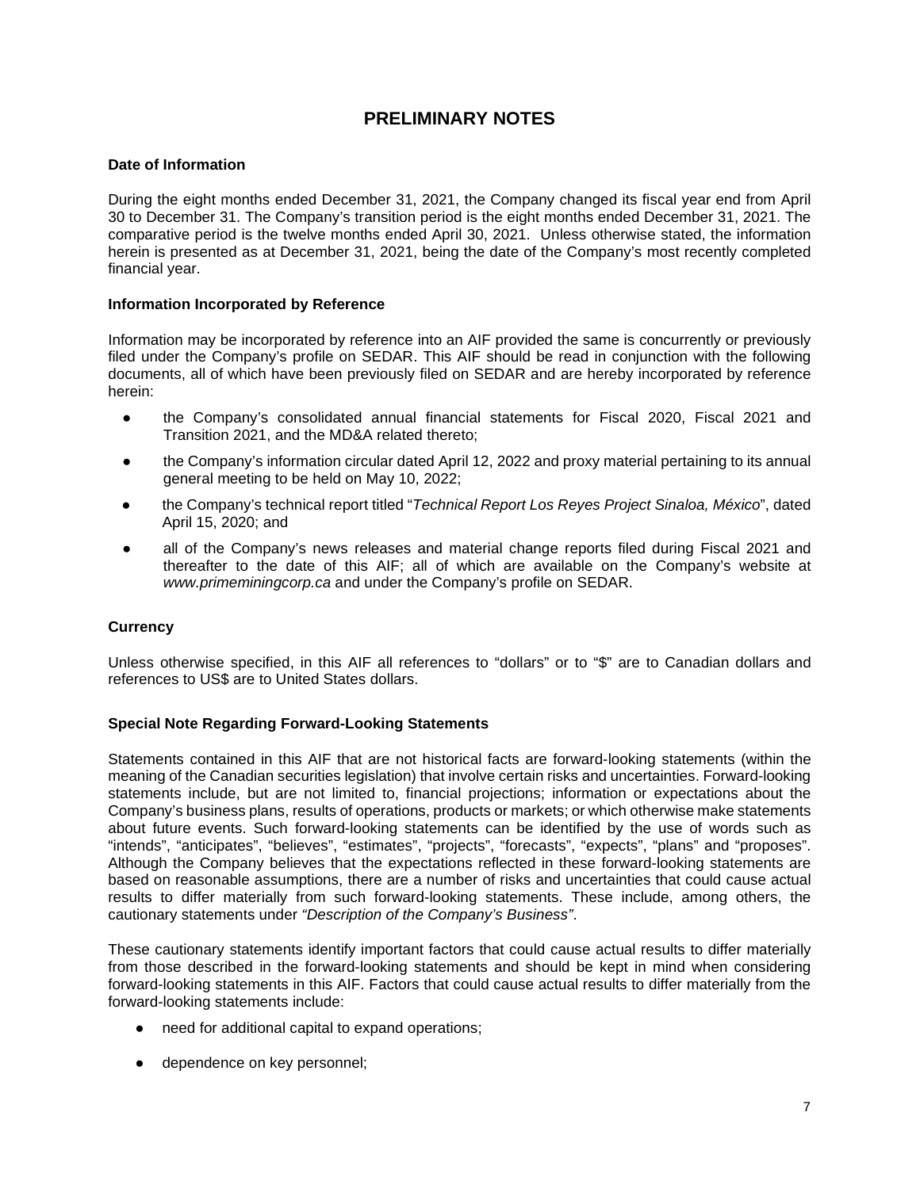# PRELIMINARY NOTES

### Date of Information

During the eight months ended December 31, 2021, the Company changed its fiscal year end from April 30 to December 31. The Company's transition period is the eight months ended December 31, 2021. The comparative period is the twelve months ended April 30, 2021. Unless otherwise stated, the information herein is presented as at December 31, 2021, being the date of the Company's most recently completed financial year.

### Information Incorporated by Reference

Information may be incorporated by reference into an AIF provided the same is concurrently or previously filed under the Company's profile on SEDAR. This AIF should be read in conjunction with the following documents, all of which have been previously filed on SEDAR and are hereby incorporated by reference herein:

- the Company's consolidated annual financial statements for Fiscal 2020, Fiscal 2021 and Transition 2021, and the MD&A related thereto;
- the Company's information circular dated April 12, 2022 and proxy material pertaining to its annual general meeting to be held on May 10, 2022;
- the Company's technical report titled "*Technical Report Los Reyes Project Sinaloa, México*", dated April 15, 2020; and
- all of the Company's news releases and material change reports filed during Fiscal 2021 and thereafter to the date of this AIF; all of which are available on the Company's website at *www.primeminingcorp.ca* and under the Company's profile on SEDAR.

### Currency

Unless otherwise specified, in this AIF all references to "dollars" or to "$" are to Canadian dollars and references to US$ are to United States dollars.

### Special Note Regarding Forward-Looking Statements

Statements contained in this AIF that are not historical facts are forward-looking statements (within the meaning of the Canadian securities legislation) that involve certain risks and uncertainties. Forward-looking statements include, but are not limited to, financial projections; information or expectations about the Company's business plans, results of operations, products or markets; or which otherwise make statements about future events. Such forward-looking statements can be identified by the use of words such as "intends", "anticipates", "believes", "estimates", "projects", "forecasts", "expects", "plans" and "proposes". Although the Company believes that the expectations reflected in these forward-looking statements are based on reasonable assumptions, there are a number of risks and uncertainties that could cause actual results to differ materially from such forward-looking statements. These include, among others, the cautionary statements under *"Description of the Company's Business"*.

These cautionary statements identify important factors that could cause actual results to differ materially from those described in the forward-looking statements and should be kept in mind when considering forward-looking statements in this AIF. Factors that could cause actual results to differ materially from the forward-looking statements include:

- need for additional capital to expand operations;
- dependence on key personnel;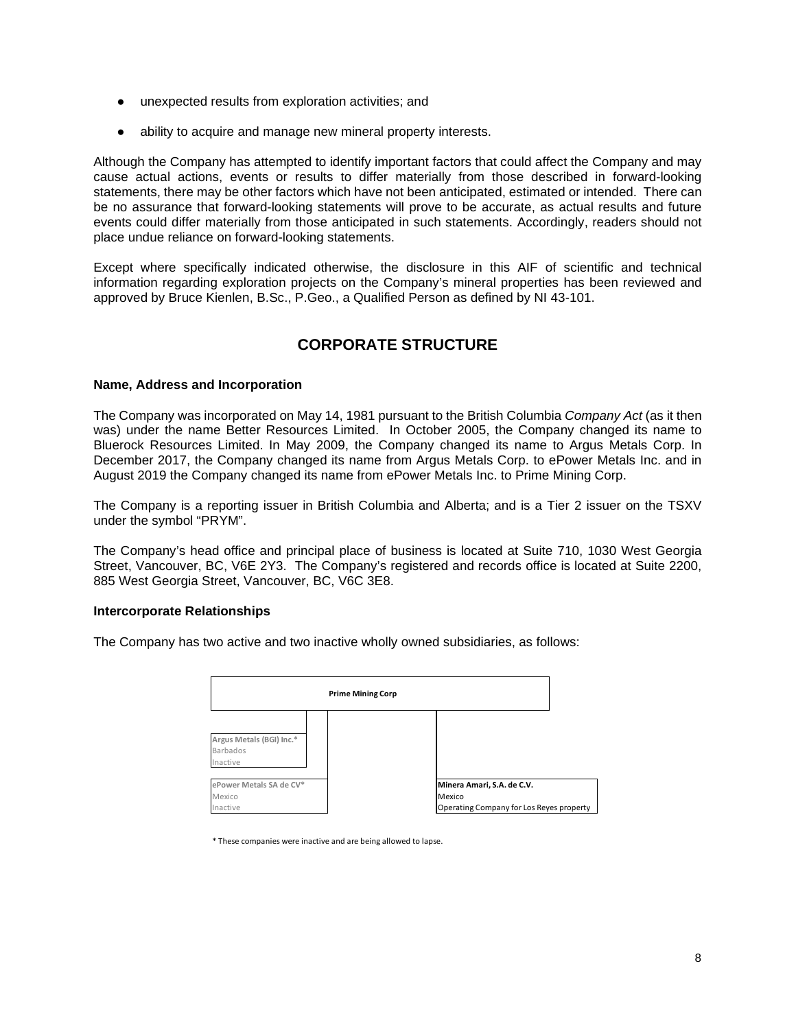- unexpected results from exploration activities; and
- ability to acquire and manage new mineral property interests.

Although the Company has attempted to identify important factors that could affect the Company and may cause actual actions, events or results to differ materially from those described in forward-looking statements, there may be other factors which have not been anticipated, estimated or intended. There can be no assurance that forward-looking statements will prove to be accurate, as actual results and future events could differ materially from those anticipated in such statements. Accordingly, readers should not place undue reliance on forward-looking statements.

Except where specifically indicated otherwise, the disclosure in this AIF of scientific and technical information regarding exploration projects on the Company's mineral properties has been reviewed and approved by Bruce Kienlen, B.Sc., P.Geo., a Qualified Person as defined by NI 43-101.

# CORPORATE STRUCTURE

### Name, Address and Incorporation

The Company was incorporated on May 14, 1981 pursuant to the British Columbia *Company Act* (as it then was) under the name Better Resources Limited. In October 2005, the Company changed its name to Bluerock Resources Limited. In May 2009, the Company changed its name to Argus Metals Corp. In December 2017, the Company changed its name from Argus Metals Corp. to ePower Metals Inc. and in August 2019 the Company changed its name from ePower Metals Inc. to Prime Mining Corp.

The Company is a reporting issuer in British Columbia and Alberta; and is a Tier 2 issuer on the TSXV under the symbol "PRYM".

The Company's head office and principal place of business is located at Suite 710, 1030 West Georgia Street, Vancouver, BC, V6E 2Y3. The Company's registered and records office is located at Suite 2200, 885 West Georgia Street, Vancouver, BC, V6C 3E8.

### Intercorporate Relationships

The Company has two active and two inactive wholly owned subsidiaries, as follows:

**Prime Mining Corp**

- **Argus Metals (BGI) Inc.*** – Barbados – Inactive
- **ePower Metals SA de CV*** – Mexico – Inactive
- **Minera Amari, S.A. de C.V.** – Mexico – Operating Company for Los Reyes property

\* These companies were inactive and are being allowed to lapse.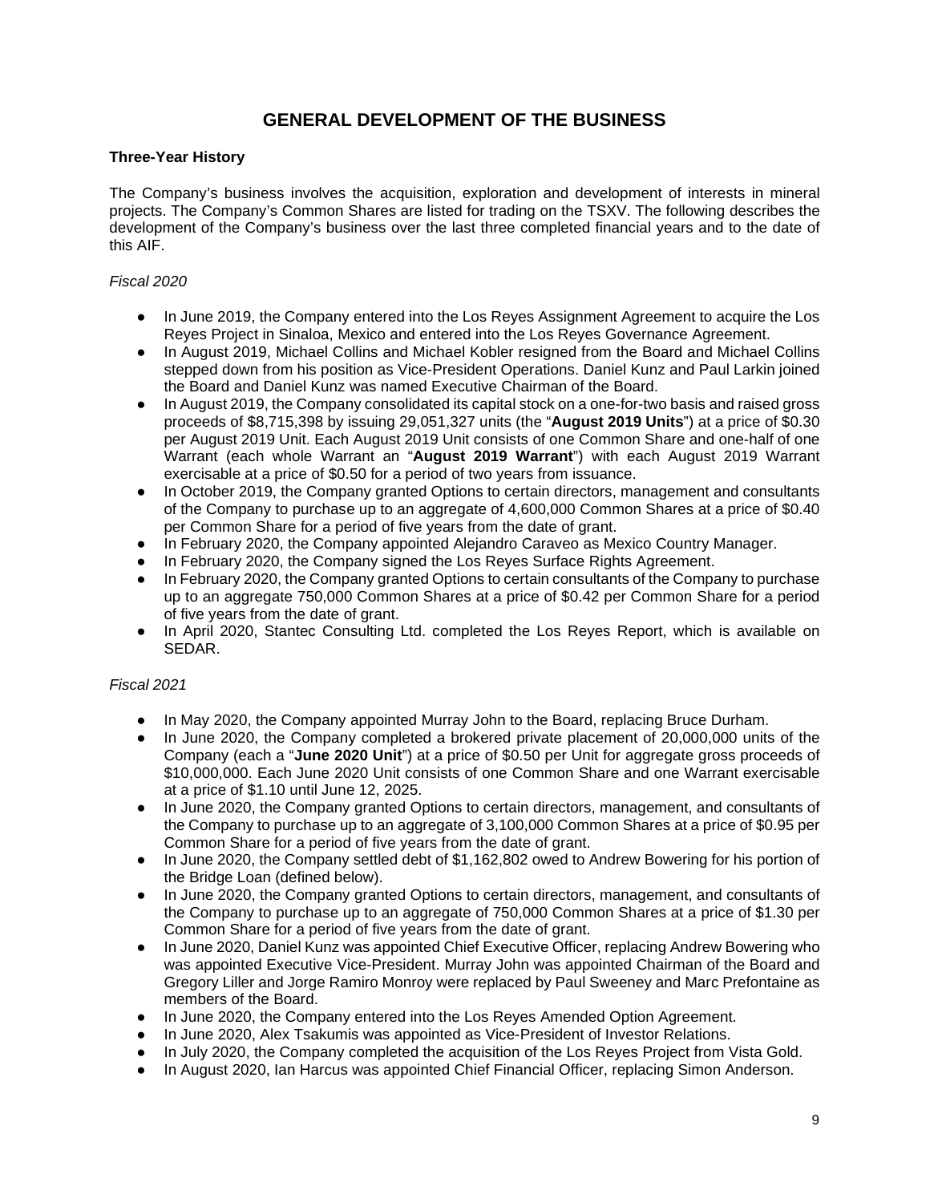# GENERAL DEVELOPMENT OF THE BUSINESS

**Three-Year History**

The Company's business involves the acquisition, exploration and development of interests in mineral projects. The Company's Common Shares are listed for trading on the TSXV. The following describes the development of the Company's business over the last three completed financial years and to the date of this AIF.

*Fiscal 2020*

- In June 2019, the Company entered into the Los Reyes Assignment Agreement to acquire the Los Reyes Project in Sinaloa, Mexico and entered into the Los Reyes Governance Agreement.
- In August 2019, Michael Collins and Michael Kobler resigned from the Board and Michael Collins stepped down from his position as Vice-President Operations. Daniel Kunz and Paul Larkin joined the Board and Daniel Kunz was named Executive Chairman of the Board.
- In August 2019, the Company consolidated its capital stock on a one-for-two basis and raised gross proceeds of $8,715,398 by issuing 29,051,327 units (the "**August 2019 Units**") at a price of $0.30 per August 2019 Unit. Each August 2019 Unit consists of one Common Share and one-half of one Warrant (each whole Warrant an "**August 2019 Warrant**") with each August 2019 Warrant exercisable at a price of $0.50 for a period of two years from issuance.
- In October 2019, the Company granted Options to certain directors, management and consultants of the Company to purchase up to an aggregate of 4,600,000 Common Shares at a price of $0.40 per Common Share for a period of five years from the date of grant.
- In February 2020, the Company appointed Alejandro Caraveo as Mexico Country Manager.
- In February 2020, the Company signed the Los Reyes Surface Rights Agreement.
- In February 2020, the Company granted Options to certain consultants of the Company to purchase up to an aggregate 750,000 Common Shares at a price of $0.42 per Common Share for a period of five years from the date of grant.
- In April 2020, Stantec Consulting Ltd. completed the Los Reyes Report, which is available on SEDAR.

*Fiscal 2021*

- In May 2020, the Company appointed Murray John to the Board, replacing Bruce Durham.
- In June 2020, the Company completed a brokered private placement of 20,000,000 units of the Company (each a "**June 2020 Unit**") at a price of $0.50 per Unit for aggregate gross proceeds of $10,000,000. Each June 2020 Unit consists of one Common Share and one Warrant exercisable at a price of $1.10 until June 12, 2025.
- In June 2020, the Company granted Options to certain directors, management, and consultants of the Company to purchase up to an aggregate of 3,100,000 Common Shares at a price of $0.95 per Common Share for a period of five years from the date of grant.
- In June 2020, the Company settled debt of $1,162,802 owed to Andrew Bowering for his portion of the Bridge Loan (defined below).
- In June 2020, the Company granted Options to certain directors, management, and consultants of the Company to purchase up to an aggregate of 750,000 Common Shares at a price of $1.30 per Common Share for a period of five years from the date of grant.
- In June 2020, Daniel Kunz was appointed Chief Executive Officer, replacing Andrew Bowering who was appointed Executive Vice-President. Murray John was appointed Chairman of the Board and Gregory Liller and Jorge Ramiro Monroy were replaced by Paul Sweeney and Marc Prefontaine as members of the Board.
- In June 2020, the Company entered into the Los Reyes Amended Option Agreement.
- In June 2020, Alex Tsakumis was appointed as Vice-President of Investor Relations.
- In July 2020, the Company completed the acquisition of the Los Reyes Project from Vista Gold.
- In August 2020, Ian Harcus was appointed Chief Financial Officer, replacing Simon Anderson.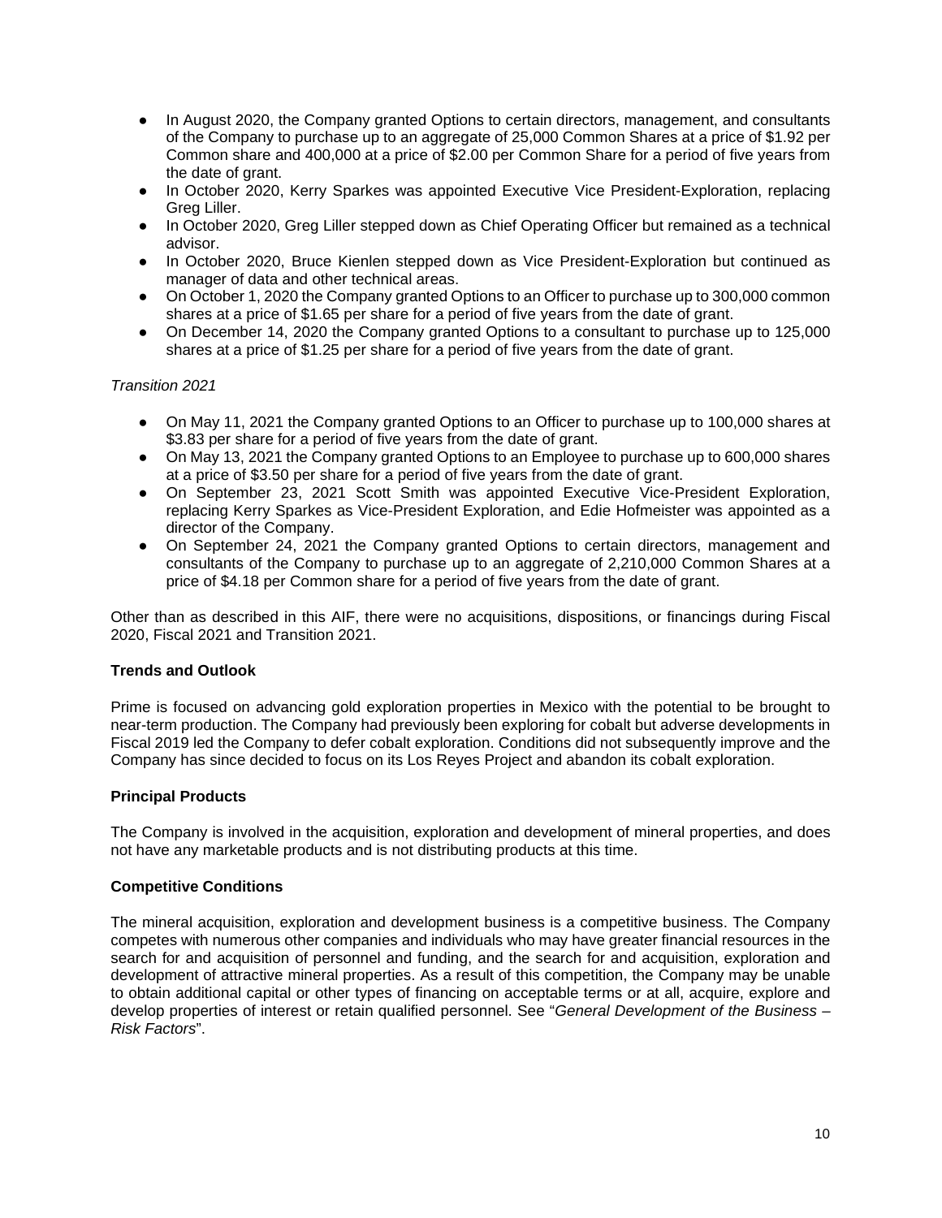- In August 2020, the Company granted Options to certain directors, management, and consultants of the Company to purchase up to an aggregate of 25,000 Common Shares at a price of $1.92 per Common share and 400,000 at a price of $2.00 per Common Share for a period of five years from the date of grant.
- In October 2020, Kerry Sparkes was appointed Executive Vice President-Exploration, replacing Greg Liller.
- In October 2020, Greg Liller stepped down as Chief Operating Officer but remained as a technical advisor.
- In October 2020, Bruce Kienlen stepped down as Vice President-Exploration but continued as manager of data and other technical areas.
- On October 1, 2020 the Company granted Options to an Officer to purchase up to 300,000 common shares at a price of $1.65 per share for a period of five years from the date of grant.
- On December 14, 2020 the Company granted Options to a consultant to purchase up to 125,000 shares at a price of $1.25 per share for a period of five years from the date of grant.

*Transition 2021*

- On May 11, 2021 the Company granted Options to an Officer to purchase up to 100,000 shares at $3.83 per share for a period of five years from the date of grant.
- On May 13, 2021 the Company granted Options to an Employee to purchase up to 600,000 shares at a price of $3.50 per share for a period of five years from the date of grant.
- On September 23, 2021 Scott Smith was appointed Executive Vice-President Exploration, replacing Kerry Sparkes as Vice-President Exploration, and Edie Hofmeister was appointed as a director of the Company.
- On September 24, 2021 the Company granted Options to certain directors, management and consultants of the Company to purchase up to an aggregate of 2,210,000 Common Shares at a price of $4.18 per Common share for a period of five years from the date of grant.

Other than as described in this AIF, there were no acquisitions, dispositions, or financings during Fiscal 2020, Fiscal 2021 and Transition 2021.

**Trends and Outlook**

Prime is focused on advancing gold exploration properties in Mexico with the potential to be brought to near-term production. The Company had previously been exploring for cobalt but adverse developments in Fiscal 2019 led the Company to defer cobalt exploration. Conditions did not subsequently improve and the Company has since decided to focus on its Los Reyes Project and abandon its cobalt exploration.

**Principal Products**

The Company is involved in the acquisition, exploration and development of mineral properties, and does not have any marketable products and is not distributing products at this time.

**Competitive Conditions**

The mineral acquisition, exploration and development business is a competitive business. The Company competes with numerous other companies and individuals who may have greater financial resources in the search for and acquisition of personnel and funding, and the search for and acquisition, exploration and development of attractive mineral properties. As a result of this competition, the Company may be unable to obtain additional capital or other types of financing on acceptable terms or at all, acquire, explore and develop properties of interest or retain qualified personnel. See "*General Development of the Business – Risk Factors*".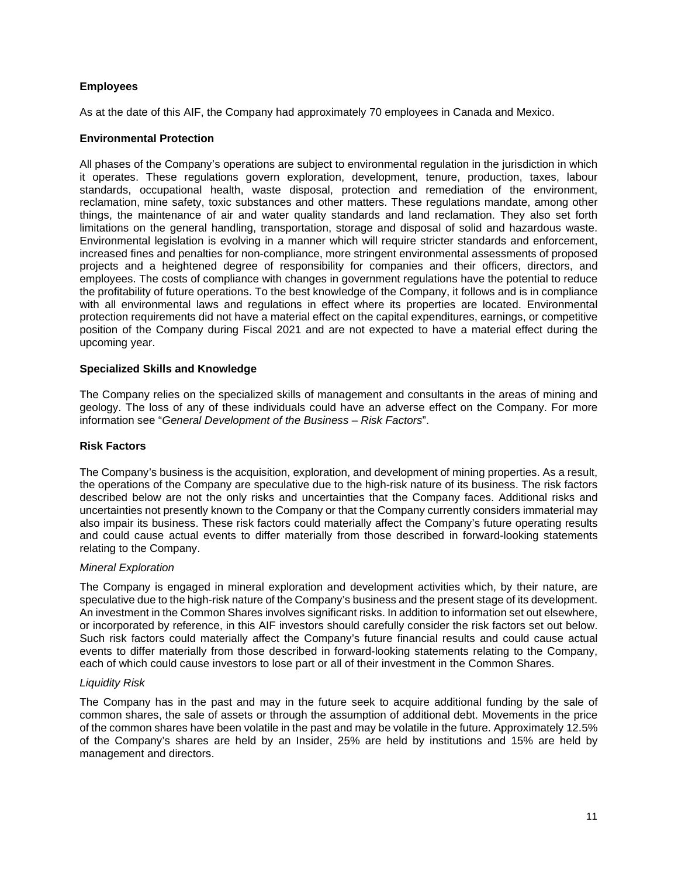### Employees

As at the date of this AIF, the Company had approximately 70 employees in Canada and Mexico.

### Environmental Protection

All phases of the Company's operations are subject to environmental regulation in the jurisdiction in which it operates. These regulations govern exploration, development, tenure, production, taxes, labour standards, occupational health, waste disposal, protection and remediation of the environment, reclamation, mine safety, toxic substances and other matters. These regulations mandate, among other things, the maintenance of air and water quality standards and land reclamation. They also set forth limitations on the general handling, transportation, storage and disposal of solid and hazardous waste. Environmental legislation is evolving in a manner which will require stricter standards and enforcement, increased fines and penalties for non-compliance, more stringent environmental assessments of proposed projects and a heightened degree of responsibility for companies and their officers, directors, and employees. The costs of compliance with changes in government regulations have the potential to reduce the profitability of future operations. To the best knowledge of the Company, it follows and is in compliance with all environmental laws and regulations in effect where its properties are located. Environmental protection requirements did not have a material effect on the capital expenditures, earnings, or competitive position of the Company during Fiscal 2021 and are not expected to have a material effect during the upcoming year.

### Specialized Skills and Knowledge

The Company relies on the specialized skills of management and consultants in the areas of mining and geology. The loss of any of these individuals could have an adverse effect on the Company. For more information see "*General Development of the Business – Risk Factors*".

### Risk Factors

The Company's business is the acquisition, exploration, and development of mining properties. As a result, the operations of the Company are speculative due to the high-risk nature of its business. The risk factors described below are not the only risks and uncertainties that the Company faces. Additional risks and uncertainties not presently known to the Company or that the Company currently considers immaterial may also impair its business. These risk factors could materially affect the Company's future operating results and could cause actual events to differ materially from those described in forward-looking statements relating to the Company.

*Mineral Exploration*

The Company is engaged in mineral exploration and development activities which, by their nature, are speculative due to the high-risk nature of the Company's business and the present stage of its development. An investment in the Common Shares involves significant risks. In addition to information set out elsewhere, or incorporated by reference, in this AIF investors should carefully consider the risk factors set out below. Such risk factors could materially affect the Company's future financial results and could cause actual events to differ materially from those described in forward-looking statements relating to the Company, each of which could cause investors to lose part or all of their investment in the Common Shares.

*Liquidity Risk*

The Company has in the past and may in the future seek to acquire additional funding by the sale of common shares, the sale of assets or through the assumption of additional debt. Movements in the price of the common shares have been volatile in the past and may be volatile in the future. Approximately 12.5% of the Company's shares are held by an Insider, 25% are held by institutions and 15% are held by management and directors.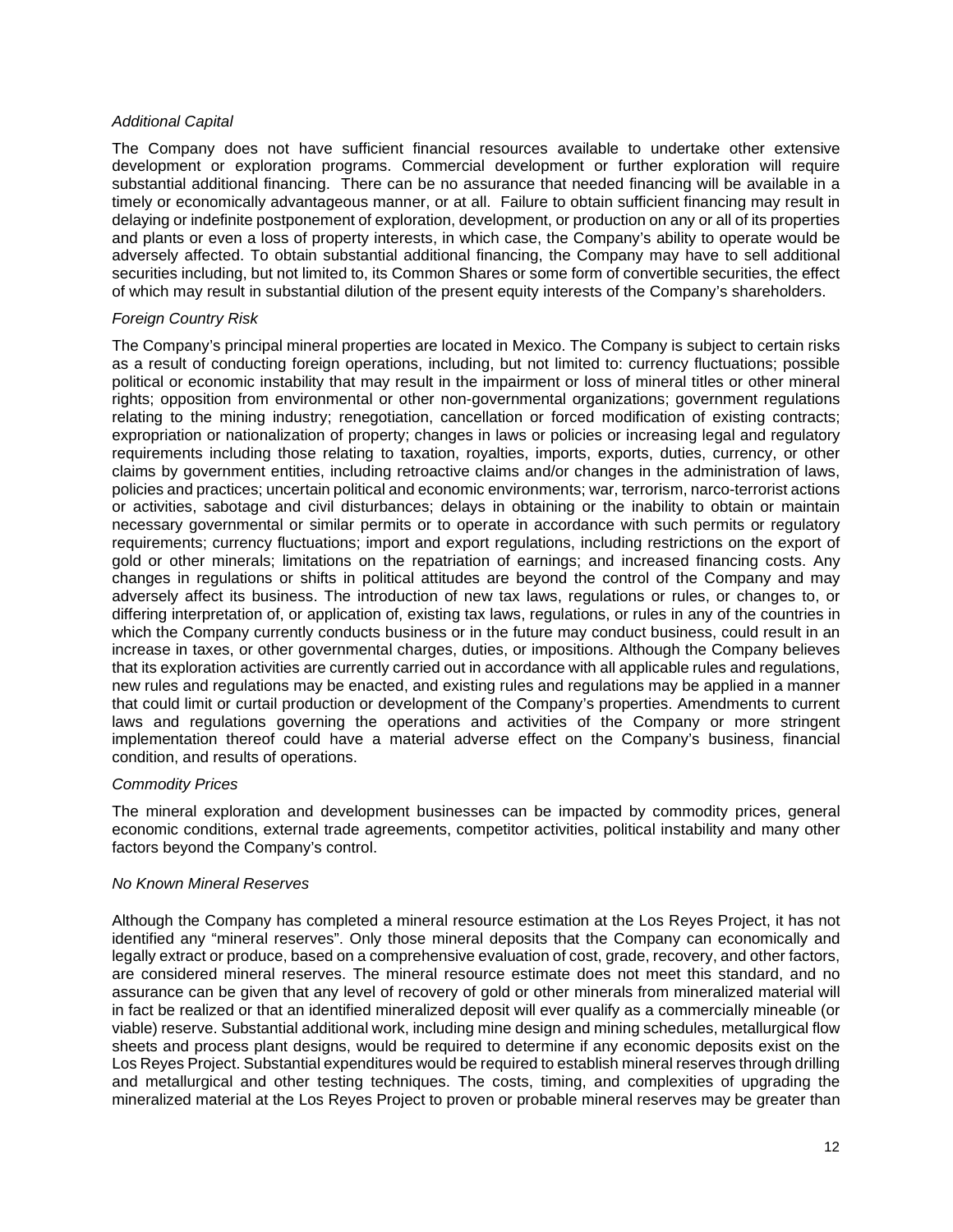*Additional Capital*

The Company does not have sufficient financial resources available to undertake other extensive development or exploration programs. Commercial development or further exploration will require substantial additional financing. There can be no assurance that needed financing will be available in a timely or economically advantageous manner, or at all. Failure to obtain sufficient financing may result in delaying or indefinite postponement of exploration, development, or production on any or all of its properties and plants or even a loss of property interests, in which case, the Company's ability to operate would be adversely affected. To obtain substantial additional financing, the Company may have to sell additional securities including, but not limited to, its Common Shares or some form of convertible securities, the effect of which may result in substantial dilution of the present equity interests of the Company's shareholders.

*Foreign Country Risk*

The Company's principal mineral properties are located in Mexico. The Company is subject to certain risks as a result of conducting foreign operations, including, but not limited to: currency fluctuations; possible political or economic instability that may result in the impairment or loss of mineral titles or other mineral rights; opposition from environmental or other non-governmental organizations; government regulations relating to the mining industry; renegotiation, cancellation or forced modification of existing contracts; expropriation or nationalization of property; changes in laws or policies or increasing legal and regulatory requirements including those relating to taxation, royalties, imports, exports, duties, currency, or other claims by government entities, including retroactive claims and/or changes in the administration of laws, policies and practices; uncertain political and economic environments; war, terrorism, narco-terrorist actions or activities, sabotage and civil disturbances; delays in obtaining or the inability to obtain or maintain necessary governmental or similar permits or to operate in accordance with such permits or regulatory requirements; currency fluctuations; import and export regulations, including restrictions on the export of gold or other minerals; limitations on the repatriation of earnings; and increased financing costs. Any changes in regulations or shifts in political attitudes are beyond the control of the Company and may adversely affect its business. The introduction of new tax laws, regulations or rules, or changes to, or differing interpretation of, or application of, existing tax laws, regulations, or rules in any of the countries in which the Company currently conducts business or in the future may conduct business, could result in an increase in taxes, or other governmental charges, duties, or impositions. Although the Company believes that its exploration activities are currently carried out in accordance with all applicable rules and regulations, new rules and regulations may be enacted, and existing rules and regulations may be applied in a manner that could limit or curtail production or development of the Company's properties. Amendments to current laws and regulations governing the operations and activities of the Company or more stringent implementation thereof could have a material adverse effect on the Company's business, financial condition, and results of operations.

*Commodity Prices*

The mineral exploration and development businesses can be impacted by commodity prices, general economic conditions, external trade agreements, competitor activities, political instability and many other factors beyond the Company's control.

*No Known Mineral Reserves*

Although the Company has completed a mineral resource estimation at the Los Reyes Project, it has not identified any "mineral reserves". Only those mineral deposits that the Company can economically and legally extract or produce, based on a comprehensive evaluation of cost, grade, recovery, and other factors, are considered mineral reserves. The mineral resource estimate does not meet this standard, and no assurance can be given that any level of recovery of gold or other minerals from mineralized material will in fact be realized or that an identified mineralized deposit will ever qualify as a commercially mineable (or viable) reserve. Substantial additional work, including mine design and mining schedules, metallurgical flow sheets and process plant designs, would be required to determine if any economic deposits exist on the Los Reyes Project. Substantial expenditures would be required to establish mineral reserves through drilling and metallurgical and other testing techniques. The costs, timing, and complexities of upgrading the mineralized material at the Los Reyes Project to proven or probable mineral reserves may be greater than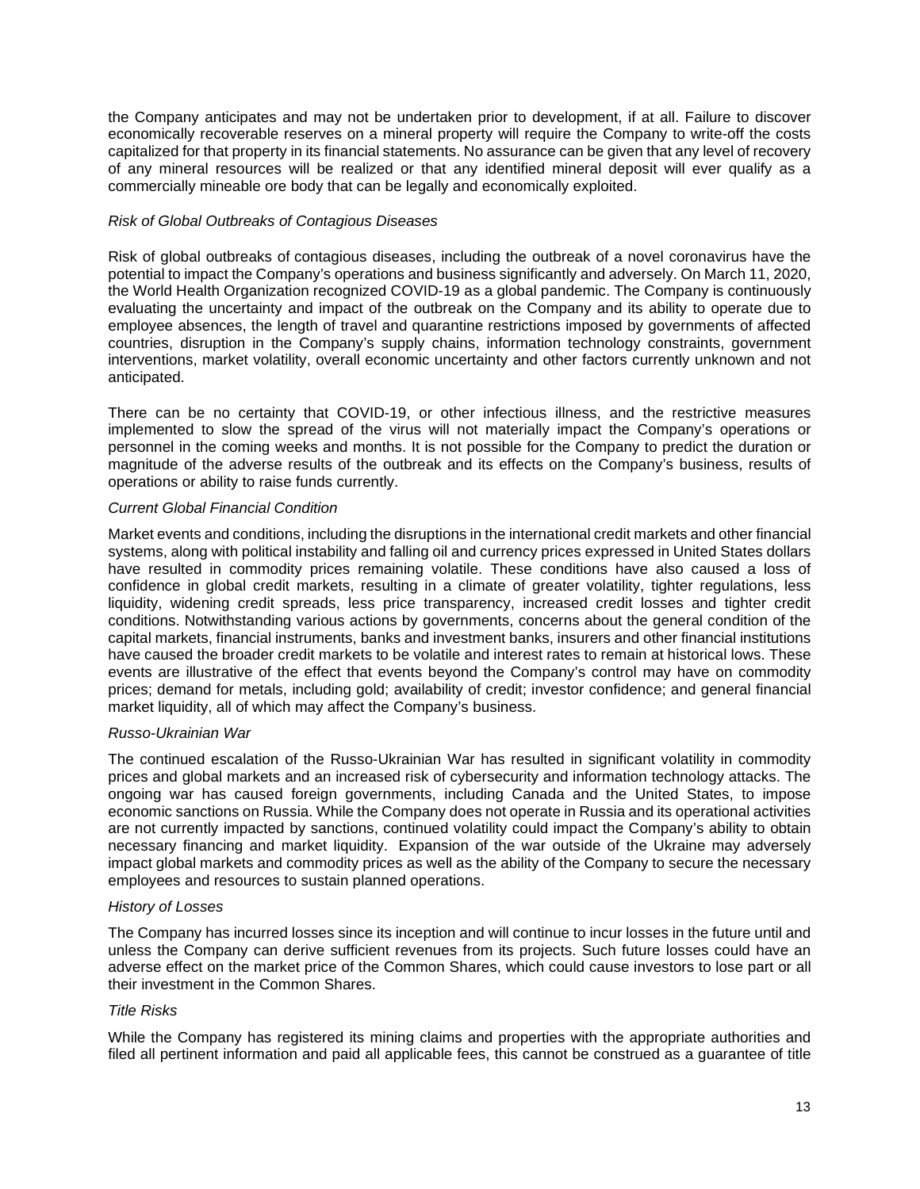the Company anticipates and may not be undertaken prior to development, if at all. Failure to discover economically recoverable reserves on a mineral property will require the Company to write-off the costs capitalized for that property in its financial statements. No assurance can be given that any level of recovery of any mineral resources will be realized or that any identified mineral deposit will ever qualify as a commercially mineable ore body that can be legally and economically exploited.

*Risk of Global Outbreaks of Contagious Diseases*

Risk of global outbreaks of contagious diseases, including the outbreak of a novel coronavirus have the potential to impact the Company's operations and business significantly and adversely. On March 11, 2020, the World Health Organization recognized COVID-19 as a global pandemic. The Company is continuously evaluating the uncertainty and impact of the outbreak on the Company and its ability to operate due to employee absences, the length of travel and quarantine restrictions imposed by governments of affected countries, disruption in the Company's supply chains, information technology constraints, government interventions, market volatility, overall economic uncertainty and other factors currently unknown and not anticipated.

There can be no certainty that COVID-19, or other infectious illness, and the restrictive measures implemented to slow the spread of the virus will not materially impact the Company's operations or personnel in the coming weeks and months. It is not possible for the Company to predict the duration or magnitude of the adverse results of the outbreak and its effects on the Company's business, results of operations or ability to raise funds currently.

*Current Global Financial Condition*

Market events and conditions, including the disruptions in the international credit markets and other financial systems, along with political instability and falling oil and currency prices expressed in United States dollars have resulted in commodity prices remaining volatile. These conditions have also caused a loss of confidence in global credit markets, resulting in a climate of greater volatility, tighter regulations, less liquidity, widening credit spreads, less price transparency, increased credit losses and tighter credit conditions. Notwithstanding various actions by governments, concerns about the general condition of the capital markets, financial instruments, banks and investment banks, insurers and other financial institutions have caused the broader credit markets to be volatile and interest rates to remain at historical lows. These events are illustrative of the effect that events beyond the Company's control may have on commodity prices; demand for metals, including gold; availability of credit; investor confidence; and general financial market liquidity, all of which may affect the Company's business.

*Russo-Ukrainian War*

The continued escalation of the Russo-Ukrainian War has resulted in significant volatility in commodity prices and global markets and an increased risk of cybersecurity and information technology attacks. The ongoing war has caused foreign governments, including Canada and the United States, to impose economic sanctions on Russia. While the Company does not operate in Russia and its operational activities are not currently impacted by sanctions, continued volatility could impact the Company's ability to obtain necessary financing and market liquidity. Expansion of the war outside of the Ukraine may adversely impact global markets and commodity prices as well as the ability of the Company to secure the necessary employees and resources to sustain planned operations.

*History of Losses*

The Company has incurred losses since its inception and will continue to incur losses in the future until and unless the Company can derive sufficient revenues from its projects. Such future losses could have an adverse effect on the market price of the Common Shares, which could cause investors to lose part or all their investment in the Common Shares.

*Title Risks*

While the Company has registered its mining claims and properties with the appropriate authorities and filed all pertinent information and paid all applicable fees, this cannot be construed as a guarantee of title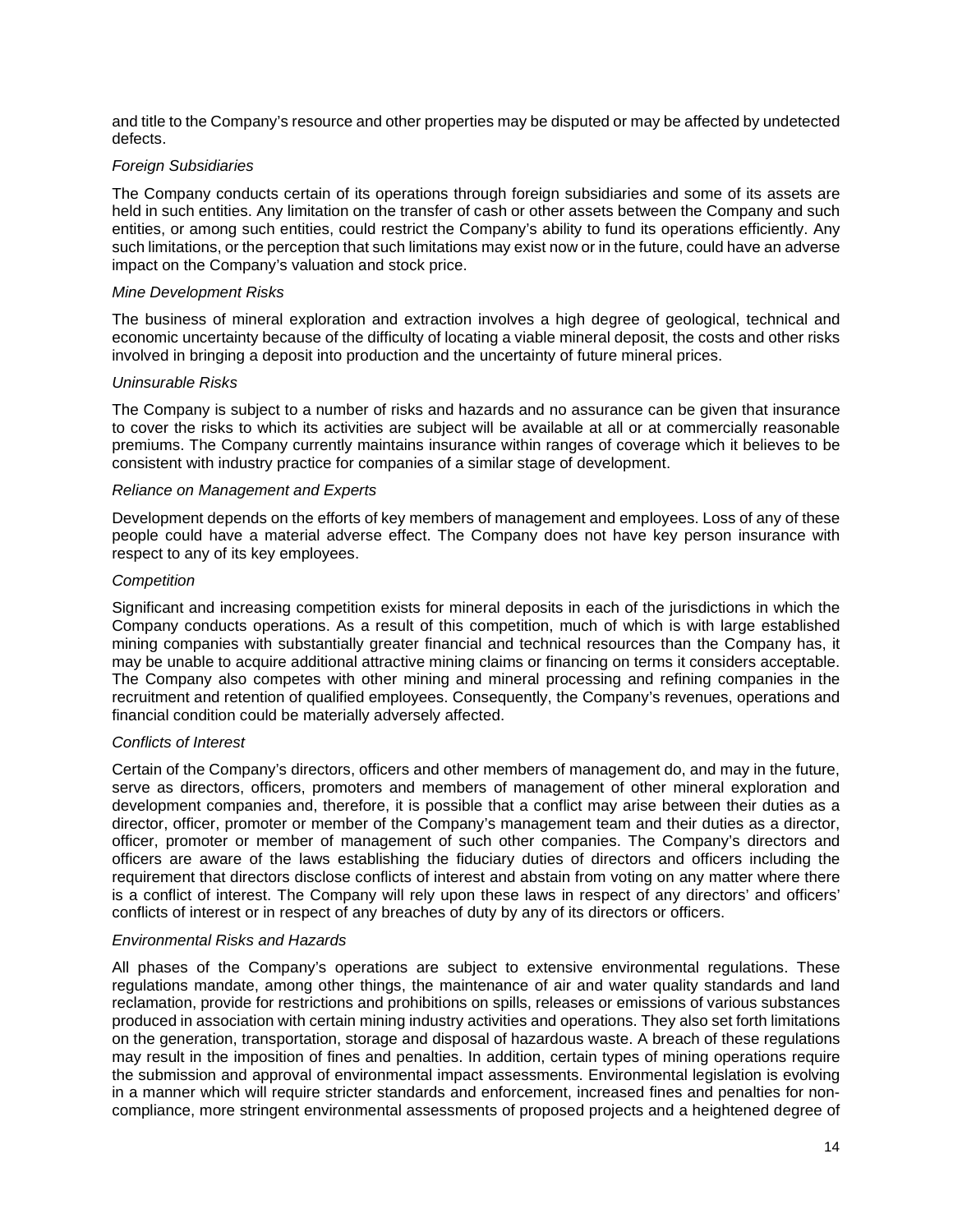and title to the Company's resource and other properties may be disputed or may be affected by undetected defects.

*Foreign Subsidiaries*

The Company conducts certain of its operations through foreign subsidiaries and some of its assets are held in such entities. Any limitation on the transfer of cash or other assets between the Company and such entities, or among such entities, could restrict the Company's ability to fund its operations efficiently. Any such limitations, or the perception that such limitations may exist now or in the future, could have an adverse impact on the Company's valuation and stock price.

*Mine Development Risks*

The business of mineral exploration and extraction involves a high degree of geological, technical and economic uncertainty because of the difficulty of locating a viable mineral deposit, the costs and other risks involved in bringing a deposit into production and the uncertainty of future mineral prices.

*Uninsurable Risks*

The Company is subject to a number of risks and hazards and no assurance can be given that insurance to cover the risks to which its activities are subject will be available at all or at commercially reasonable premiums. The Company currently maintains insurance within ranges of coverage which it believes to be consistent with industry practice for companies of a similar stage of development.

*Reliance on Management and Experts*

Development depends on the efforts of key members of management and employees. Loss of any of these people could have a material adverse effect. The Company does not have key person insurance with respect to any of its key employees.

*Competition*

Significant and increasing competition exists for mineral deposits in each of the jurisdictions in which the Company conducts operations. As a result of this competition, much of which is with large established mining companies with substantially greater financial and technical resources than the Company has, it may be unable to acquire additional attractive mining claims or financing on terms it considers acceptable. The Company also competes with other mining and mineral processing and refining companies in the recruitment and retention of qualified employees. Consequently, the Company's revenues, operations and financial condition could be materially adversely affected.

*Conflicts of Interest*

Certain of the Company's directors, officers and other members of management do, and may in the future, serve as directors, officers, promoters and members of management of other mineral exploration and development companies and, therefore, it is possible that a conflict may arise between their duties as a director, officer, promoter or member of the Company's management team and their duties as a director, officer, promoter or member of management of such other companies. The Company's directors and officers are aware of the laws establishing the fiduciary duties of directors and officers including the requirement that directors disclose conflicts of interest and abstain from voting on any matter where there is a conflict of interest. The Company will rely upon these laws in respect of any directors' and officers' conflicts of interest or in respect of any breaches of duty by any of its directors or officers.

*Environmental Risks and Hazards*

All phases of the Company's operations are subject to extensive environmental regulations. These regulations mandate, among other things, the maintenance of air and water quality standards and land reclamation, provide for restrictions and prohibitions on spills, releases or emissions of various substances produced in association with certain mining industry activities and operations. They also set forth limitations on the generation, transportation, storage and disposal of hazardous waste. A breach of these regulations may result in the imposition of fines and penalties. In addition, certain types of mining operations require the submission and approval of environmental impact assessments. Environmental legislation is evolving in a manner which will require stricter standards and enforcement, increased fines and penalties for non-compliance, more stringent environmental assessments of proposed projects and a heightened degree of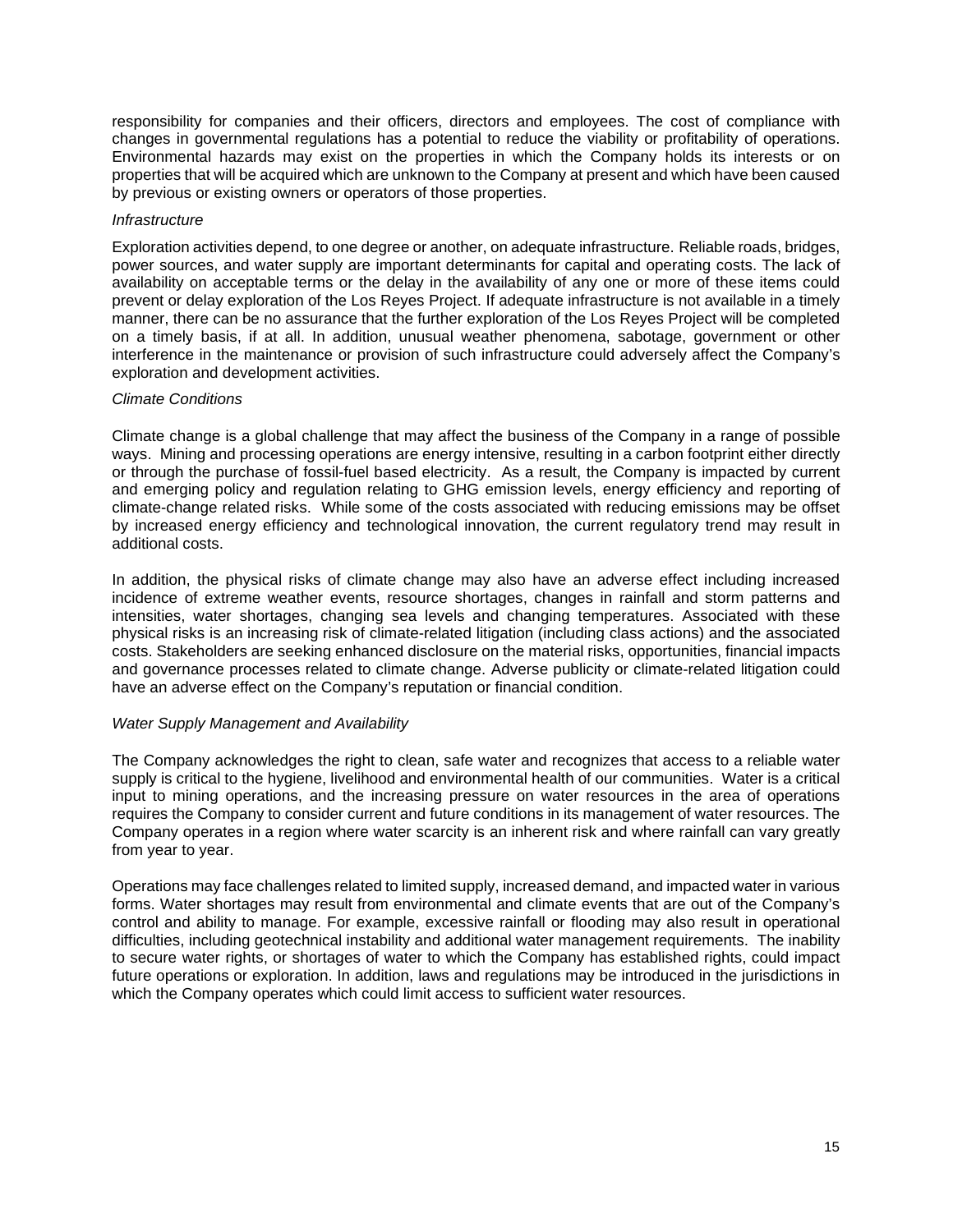responsibility for companies and their officers, directors and employees. The cost of compliance with changes in governmental regulations has a potential to reduce the viability or profitability of operations. Environmental hazards may exist on the properties in which the Company holds its interests or on properties that will be acquired which are unknown to the Company at present and which have been caused by previous or existing owners or operators of those properties.

*Infrastructure*

Exploration activities depend, to one degree or another, on adequate infrastructure. Reliable roads, bridges, power sources, and water supply are important determinants for capital and operating costs. The lack of availability on acceptable terms or the delay in the availability of any one or more of these items could prevent or delay exploration of the Los Reyes Project. If adequate infrastructure is not available in a timely manner, there can be no assurance that the further exploration of the Los Reyes Project will be completed on a timely basis, if at all. In addition, unusual weather phenomena, sabotage, government or other interference in the maintenance or provision of such infrastructure could adversely affect the Company's exploration and development activities.

*Climate Conditions*

Climate change is a global challenge that may affect the business of the Company in a range of possible ways. Mining and processing operations are energy intensive, resulting in a carbon footprint either directly or through the purchase of fossil-fuel based electricity. As a result, the Company is impacted by current and emerging policy and regulation relating to GHG emission levels, energy efficiency and reporting of climate-change related risks. While some of the costs associated with reducing emissions may be offset by increased energy efficiency and technological innovation, the current regulatory trend may result in additional costs.

In addition, the physical risks of climate change may also have an adverse effect including increased incidence of extreme weather events, resource shortages, changes in rainfall and storm patterns and intensities, water shortages, changing sea levels and changing temperatures. Associated with these physical risks is an increasing risk of climate-related litigation (including class actions) and the associated costs. Stakeholders are seeking enhanced disclosure on the material risks, opportunities, financial impacts and governance processes related to climate change. Adverse publicity or climate-related litigation could have an adverse effect on the Company's reputation or financial condition.

*Water Supply Management and Availability*

The Company acknowledges the right to clean, safe water and recognizes that access to a reliable water supply is critical to the hygiene, livelihood and environmental health of our communities. Water is a critical input to mining operations, and the increasing pressure on water resources in the area of operations requires the Company to consider current and future conditions in its management of water resources. The Company operates in a region where water scarcity is an inherent risk and where rainfall can vary greatly from year to year.

Operations may face challenges related to limited supply, increased demand, and impacted water in various forms. Water shortages may result from environmental and climate events that are out of the Company's control and ability to manage. For example, excessive rainfall or flooding may also result in operational difficulties, including geotechnical instability and additional water management requirements. The inability to secure water rights, or shortages of water to which the Company has established rights, could impact future operations or exploration. In addition, laws and regulations may be introduced in the jurisdictions in which the Company operates which could limit access to sufficient water resources.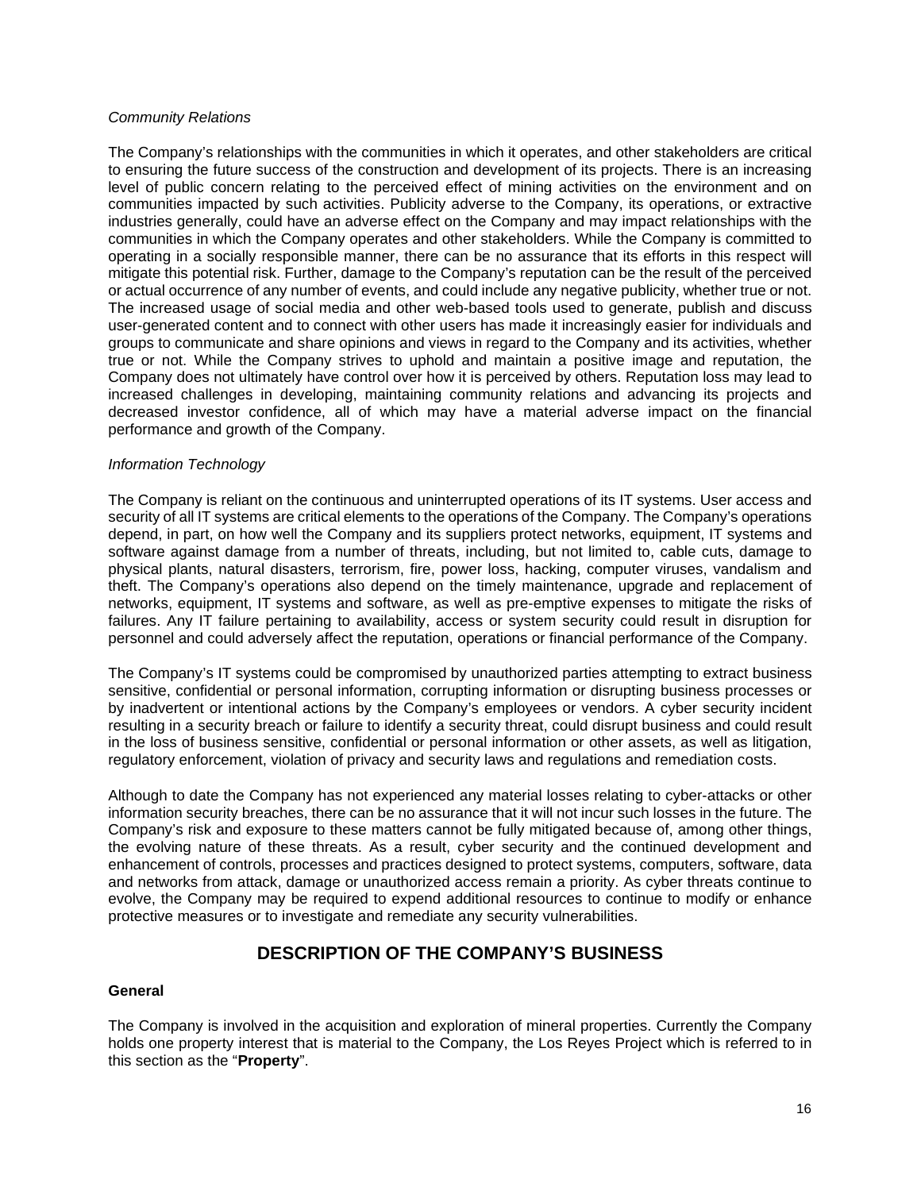*Community Relations*

The Company's relationships with the communities in which it operates, and other stakeholders are critical to ensuring the future success of the construction and development of its projects. There is an increasing level of public concern relating to the perceived effect of mining activities on the environment and on communities impacted by such activities. Publicity adverse to the Company, its operations, or extractive industries generally, could have an adverse effect on the Company and may impact relationships with the communities in which the Company operates and other stakeholders. While the Company is committed to operating in a socially responsible manner, there can be no assurance that its efforts in this respect will mitigate this potential risk. Further, damage to the Company's reputation can be the result of the perceived or actual occurrence of any number of events, and could include any negative publicity, whether true or not. The increased usage of social media and other web-based tools used to generate, publish and discuss user-generated content and to connect with other users has made it increasingly easier for individuals and groups to communicate and share opinions and views in regard to the Company and its activities, whether true or not. While the Company strives to uphold and maintain a positive image and reputation, the Company does not ultimately have control over how it is perceived by others. Reputation loss may lead to increased challenges in developing, maintaining community relations and advancing its projects and decreased investor confidence, all of which may have a material adverse impact on the financial performance and growth of the Company.

*Information Technology*

The Company is reliant on the continuous and uninterrupted operations of its IT systems. User access and security of all IT systems are critical elements to the operations of the Company. The Company's operations depend, in part, on how well the Company and its suppliers protect networks, equipment, IT systems and software against damage from a number of threats, including, but not limited to, cable cuts, damage to physical plants, natural disasters, terrorism, fire, power loss, hacking, computer viruses, vandalism and theft. The Company's operations also depend on the timely maintenance, upgrade and replacement of networks, equipment, IT systems and software, as well as pre-emptive expenses to mitigate the risks of failures. Any IT failure pertaining to availability, access or system security could result in disruption for personnel and could adversely affect the reputation, operations or financial performance of the Company.

The Company's IT systems could be compromised by unauthorized parties attempting to extract business sensitive, confidential or personal information, corrupting information or disrupting business processes or by inadvertent or intentional actions by the Company's employees or vendors. A cyber security incident resulting in a security breach or failure to identify a security threat, could disrupt business and could result in the loss of business sensitive, confidential or personal information or other assets, as well as litigation, regulatory enforcement, violation of privacy and security laws and regulations and remediation costs.

Although to date the Company has not experienced any material losses relating to cyber-attacks or other information security breaches, there can be no assurance that it will not incur such losses in the future. The Company's risk and exposure to these matters cannot be fully mitigated because of, among other things, the evolving nature of these threats. As a result, cyber security and the continued development and enhancement of controls, processes and practices designed to protect systems, computers, software, data and networks from attack, damage or unauthorized access remain a priority. As cyber threats continue to evolve, the Company may be required to expend additional resources to continue to modify or enhance protective measures or to investigate and remediate any security vulnerabilities.

## DESCRIPTION OF THE COMPANY'S BUSINESS

**General**

The Company is involved in the acquisition and exploration of mineral properties. Currently the Company holds one property interest that is material to the Company, the Los Reyes Project which is referred to in this section as the "**Property**".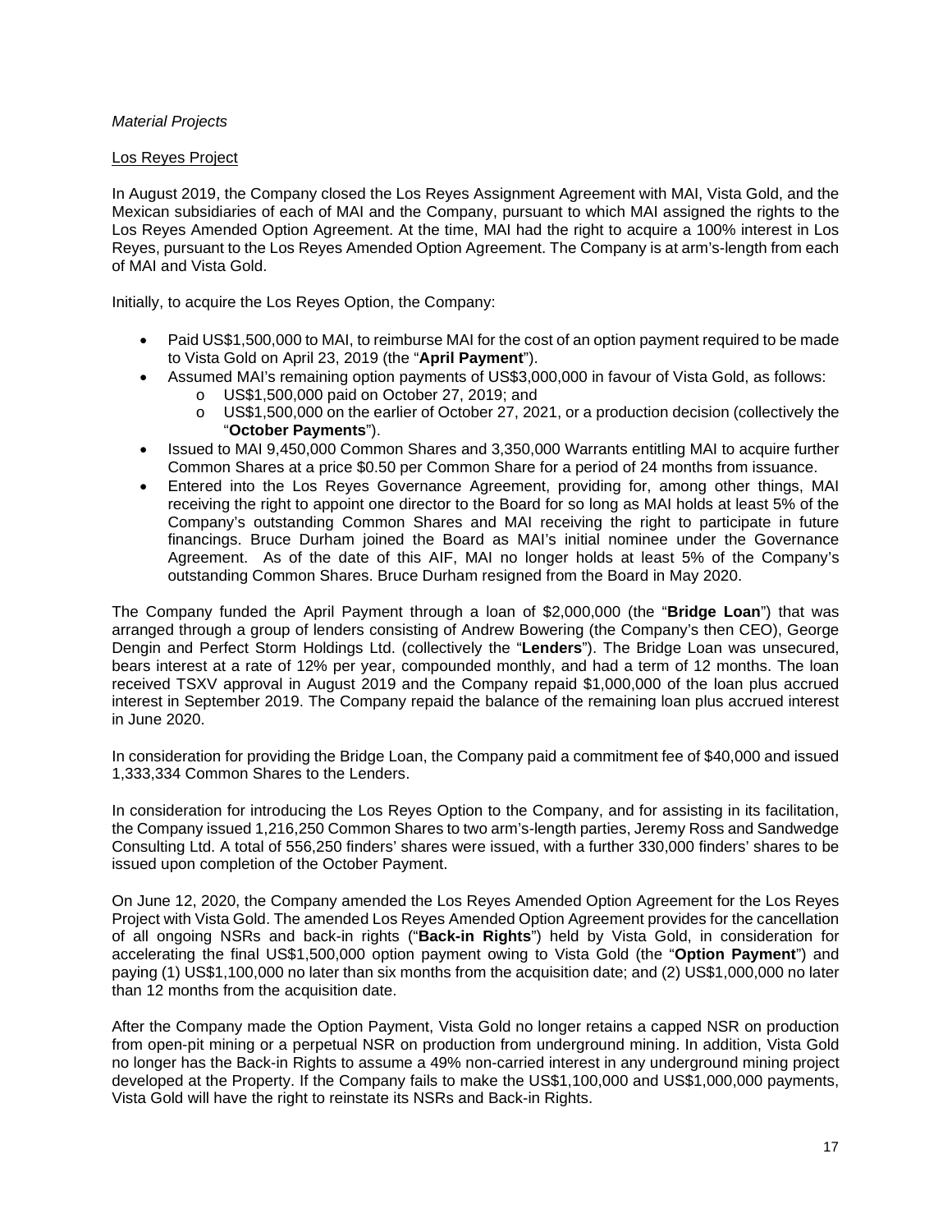*Material Projects*

Los Reyes Project

In August 2019, the Company closed the Los Reyes Assignment Agreement with MAI, Vista Gold, and the Mexican subsidiaries of each of MAI and the Company, pursuant to which MAI assigned the rights to the Los Reyes Amended Option Agreement. At the time, MAI had the right to acquire a 100% interest in Los Reyes, pursuant to the Los Reyes Amended Option Agreement. The Company is at arm's-length from each of MAI and Vista Gold.

Initially, to acquire the Los Reyes Option, the Company:

- Paid US$1,500,000 to MAI, to reimburse MAI for the cost of an option payment required to be made to Vista Gold on April 23, 2019 (the "**April Payment**").
- Assumed MAI's remaining option payments of US$3,000,000 in favour of Vista Gold, as follows:
  - US$1,500,000 paid on October 27, 2019; and
  - US$1,500,000 on the earlier of October 27, 2021, or a production decision (collectively the "**October Payments**").
- Issued to MAI 9,450,000 Common Shares and 3,350,000 Warrants entitling MAI to acquire further Common Shares at a price $0.50 per Common Share for a period of 24 months from issuance.
- Entered into the Los Reyes Governance Agreement, providing for, among other things, MAI receiving the right to appoint one director to the Board for so long as MAI holds at least 5% of the Company's outstanding Common Shares and MAI receiving the right to participate in future financings. Bruce Durham joined the Board as MAI's initial nominee under the Governance Agreement. As of the date of this AIF, MAI no longer holds at least 5% of the Company's outstanding Common Shares. Bruce Durham resigned from the Board in May 2020.

The Company funded the April Payment through a loan of $2,000,000 (the "**Bridge Loan**") that was arranged through a group of lenders consisting of Andrew Bowering (the Company's then CEO), George Dengin and Perfect Storm Holdings Ltd. (collectively the "**Lenders**"). The Bridge Loan was unsecured, bears interest at a rate of 12% per year, compounded monthly, and had a term of 12 months. The loan received TSXV approval in August 2019 and the Company repaid $1,000,000 of the loan plus accrued interest in September 2019. The Company repaid the balance of the remaining loan plus accrued interest in June 2020.

In consideration for providing the Bridge Loan, the Company paid a commitment fee of $40,000 and issued 1,333,334 Common Shares to the Lenders.

In consideration for introducing the Los Reyes Option to the Company, and for assisting in its facilitation, the Company issued 1,216,250 Common Shares to two arm's-length parties, Jeremy Ross and Sandwedge Consulting Ltd. A total of 556,250 finders' shares were issued, with a further 330,000 finders' shares to be issued upon completion of the October Payment.

On June 12, 2020, the Company amended the Los Reyes Amended Option Agreement for the Los Reyes Project with Vista Gold. The amended Los Reyes Amended Option Agreement provides for the cancellation of all ongoing NSRs and back-in rights ("**Back-in Rights**") held by Vista Gold, in consideration for accelerating the final US$1,500,000 option payment owing to Vista Gold (the "**Option Payment**") and paying (1) US$1,100,000 no later than six months from the acquisition date; and (2) US$1,000,000 no later than 12 months from the acquisition date.

After the Company made the Option Payment, Vista Gold no longer retains a capped NSR on production from open-pit mining or a perpetual NSR on production from underground mining. In addition, Vista Gold no longer has the Back-in Rights to assume a 49% non-carried interest in any underground mining project developed at the Property. If the Company fails to make the US$1,100,000 and US$1,000,000 payments, Vista Gold will have the right to reinstate its NSRs and Back-in Rights.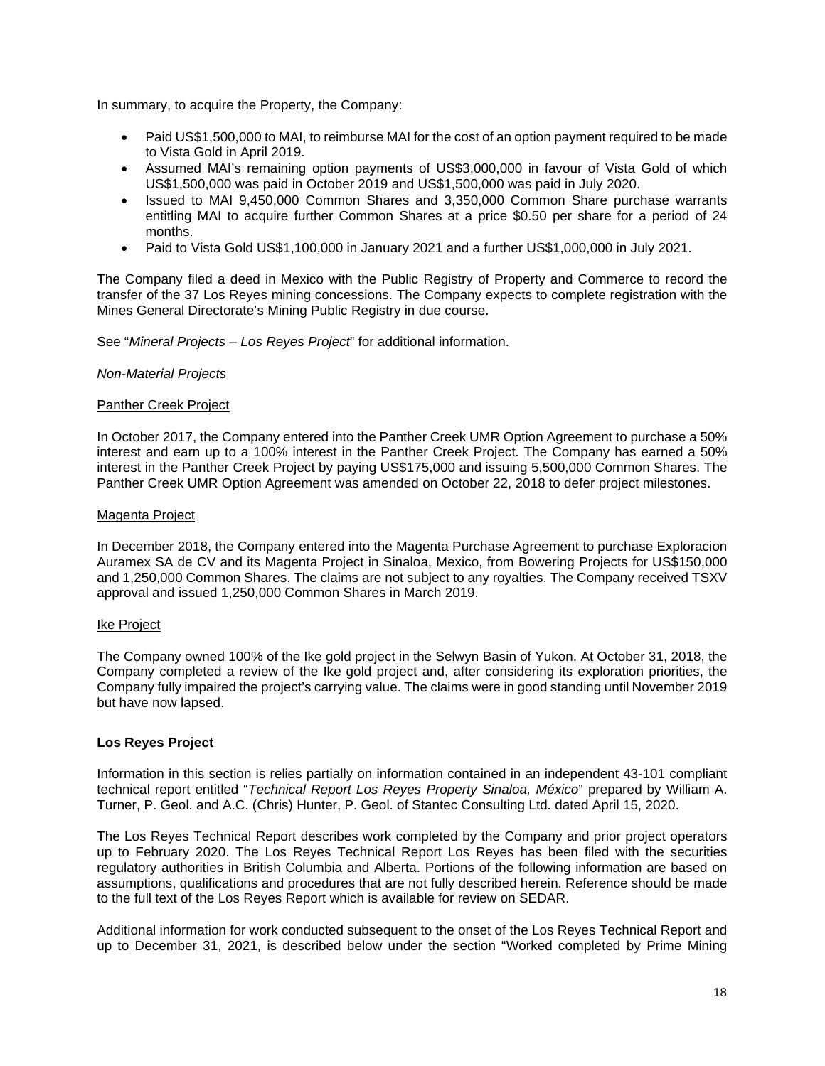In summary, to acquire the Property, the Company:

- Paid US$1,500,000 to MAI, to reimburse MAI for the cost of an option payment required to be made to Vista Gold in April 2019.
- Assumed MAI's remaining option payments of US$3,000,000 in favour of Vista Gold of which US$1,500,000 was paid in October 2019 and US$1,500,000 was paid in July 2020.
- Issued to MAI 9,450,000 Common Shares and 3,350,000 Common Share purchase warrants entitling MAI to acquire further Common Shares at a price $0.50 per share for a period of 24 months.
- Paid to Vista Gold US$1,100,000 in January 2021 and a further US$1,000,000 in July 2021.

The Company filed a deed in Mexico with the Public Registry of Property and Commerce to record the transfer of the 37 Los Reyes mining concessions. The Company expects to complete registration with the Mines General Directorate's Mining Public Registry in due course.

See "*Mineral Projects – Los Reyes Project*" for additional information.

*Non-Material Projects*

Panther Creek Project

In October 2017, the Company entered into the Panther Creek UMR Option Agreement to purchase a 50% interest and earn up to a 100% interest in the Panther Creek Project. The Company has earned a 50% interest in the Panther Creek Project by paying US$175,000 and issuing 5,500,000 Common Shares. The Panther Creek UMR Option Agreement was amended on October 22, 2018 to defer project milestones.

Magenta Project

In December 2018, the Company entered into the Magenta Purchase Agreement to purchase Exploracion Auramex SA de CV and its Magenta Project in Sinaloa, Mexico, from Bowering Projects for US$150,000 and 1,250,000 Common Shares. The claims are not subject to any royalties. The Company received TSXV approval and issued 1,250,000 Common Shares in March 2019.

Ike Project

The Company owned 100% of the Ike gold project in the Selwyn Basin of Yukon. At October 31, 2018, the Company completed a review of the Ike gold project and, after considering its exploration priorities, the Company fully impaired the project's carrying value. The claims were in good standing until November 2019 but have now lapsed.

**Los Reyes Project**

Information in this section is relies partially on information contained in an independent 43-101 compliant technical report entitled "*Technical Report Los Reyes Property Sinaloa, México*" prepared by William A. Turner, P. Geol. and A.C. (Chris) Hunter, P. Geol. of Stantec Consulting Ltd. dated April 15, 2020.

The Los Reyes Technical Report describes work completed by the Company and prior project operators up to February 2020. The Los Reyes Technical Report Los Reyes has been filed with the securities regulatory authorities in British Columbia and Alberta. Portions of the following information are based on assumptions, qualifications and procedures that are not fully described herein. Reference should be made to the full text of the Los Reyes Report which is available for review on SEDAR.

Additional information for work conducted subsequent to the onset of the Los Reyes Technical Report and up to December 31, 2021, is described below under the section "Worked completed by Prime Mining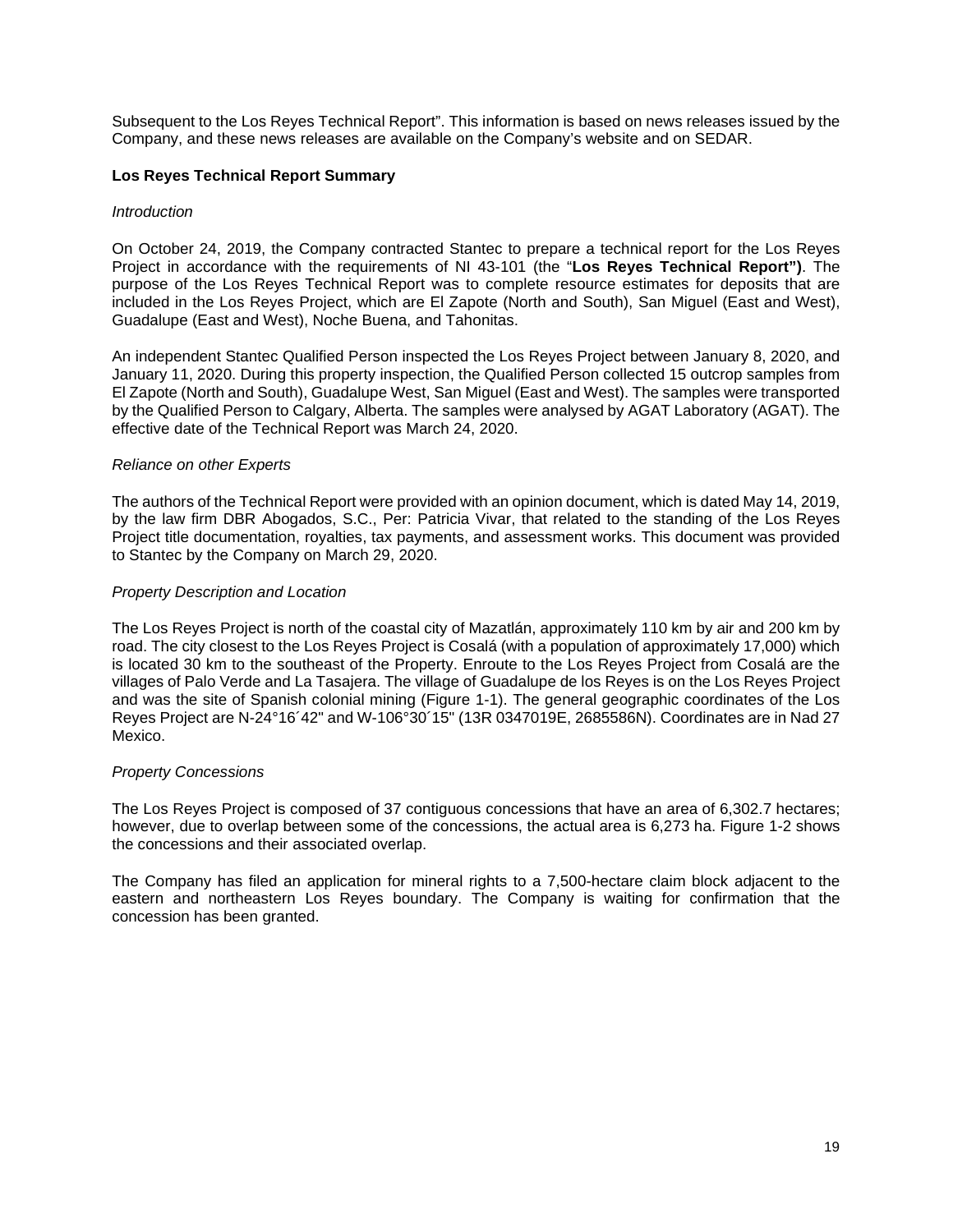Subsequent to the Los Reyes Technical Report”. This information is based on news releases issued by the Company, and these news releases are available on the Company’s website and on SEDAR.

**Los Reyes Technical Report Summary**

*Introduction*

On October 24, 2019, the Company contracted Stantec to prepare a technical report for the Los Reyes Project in accordance with the requirements of NI 43-101 (the “**Los Reyes Technical Report”)**. The purpose of the Los Reyes Technical Report was to complete resource estimates for deposits that are included in the Los Reyes Project, which are El Zapote (North and South), San Miguel (East and West), Guadalupe (East and West), Noche Buena, and Tahonitas.

An independent Stantec Qualified Person inspected the Los Reyes Project between January 8, 2020, and January 11, 2020. During this property inspection, the Qualified Person collected 15 outcrop samples from El Zapote (North and South), Guadalupe West, San Miguel (East and West). The samples were transported by the Qualified Person to Calgary, Alberta. The samples were analysed by AGAT Laboratory (AGAT). The effective date of the Technical Report was March 24, 2020.

*Reliance on other Experts*

The authors of the Technical Report were provided with an opinion document, which is dated May 14, 2019, by the law firm DBR Abogados, S.C., Per: Patricia Vivar, that related to the standing of the Los Reyes Project title documentation, royalties, tax payments, and assessment works. This document was provided to Stantec by the Company on March 29, 2020.

*Property Description and Location*

The Los Reyes Project is north of the coastal city of Mazatlán, approximately 110 km by air and 200 km by road. The city closest to the Los Reyes Project is Cosalá (with a population of approximately 17,000) which is located 30 km to the southeast of the Property. Enroute to the Los Reyes Project from Cosalá are the villages of Palo Verde and La Tasajera. The village of Guadalupe de los Reyes is on the Los Reyes Project and was the site of Spanish colonial mining (Figure 1-1). The general geographic coordinates of the Los Reyes Project are N-24°16´42" and W-106°30´15" (13R 0347019E, 2685586N). Coordinates are in Nad 27 Mexico.

*Property Concessions*

The Los Reyes Project is composed of 37 contiguous concessions that have an area of 6,302.7 hectares; however, due to overlap between some of the concessions, the actual area is 6,273 ha. Figure 1-2 shows the concessions and their associated overlap.

The Company has filed an application for mineral rights to a 7,500-hectare claim block adjacent to the eastern and northeastern Los Reyes boundary. The Company is waiting for confirmation that the concession has been granted.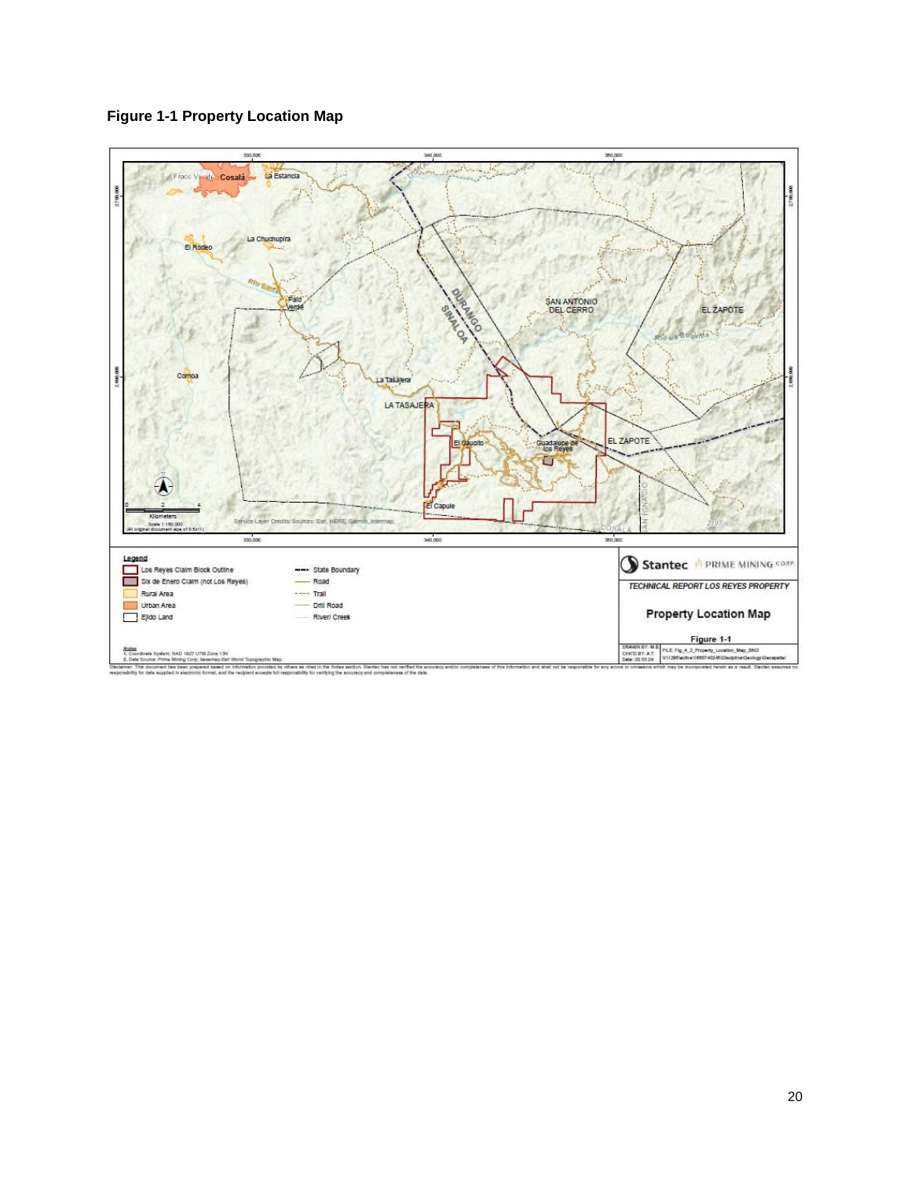**Figure 1-1 Property Location Map**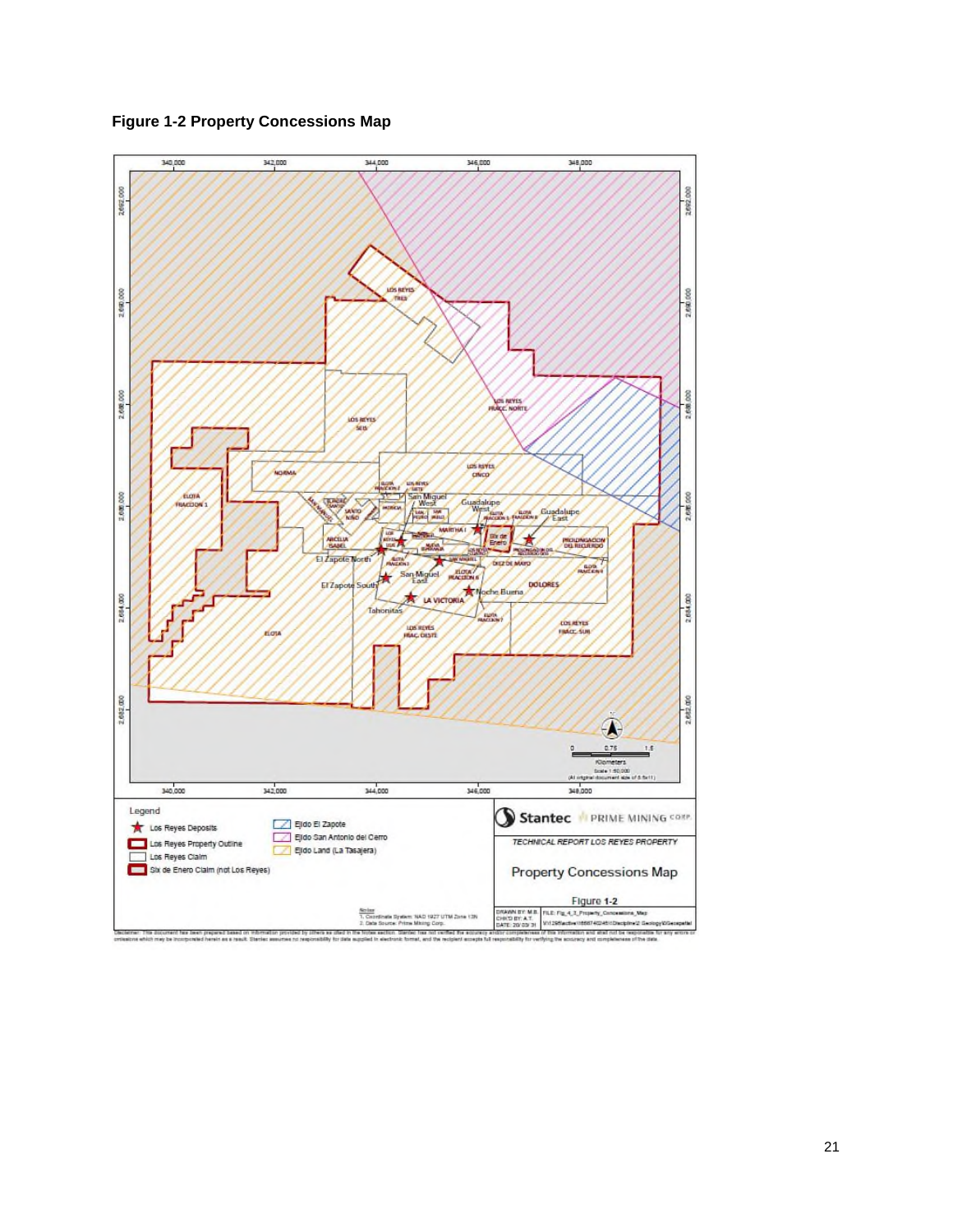**Figure 1-2 Property Concessions Map**

Legend

- Los Reyes Deposits
- Los Reyes Property Outline
- Los Reyes Claim
- Six de Enero Claim (not Los Reyes)
- Ejido El Zapote
- Ejido San Antonio del Cerro
- Ejido Land (La Tasajera)

Stantec PRIME MINING CORP.

*TECHNICAL REPORT LOS REYES PROPERTY*

Property Concessions Map

Figure 1-2

Notes
1. Coordinate System: NAD 1927 UTM Zone 13N
2. Data Source: Prime Mining Corp.

Disclaimer: This document has been prepared based on information provided by others as cited in the Notes section. Stantec has not verified the accuracy and/or completeness of this information and shall not be responsible for any errors or omissions which may be incorporated herein as a result. Stantec assumes no responsibility for data supplied in electronic format, and the recipient accepts full responsibility for verifying the accuracy and completeness of the data.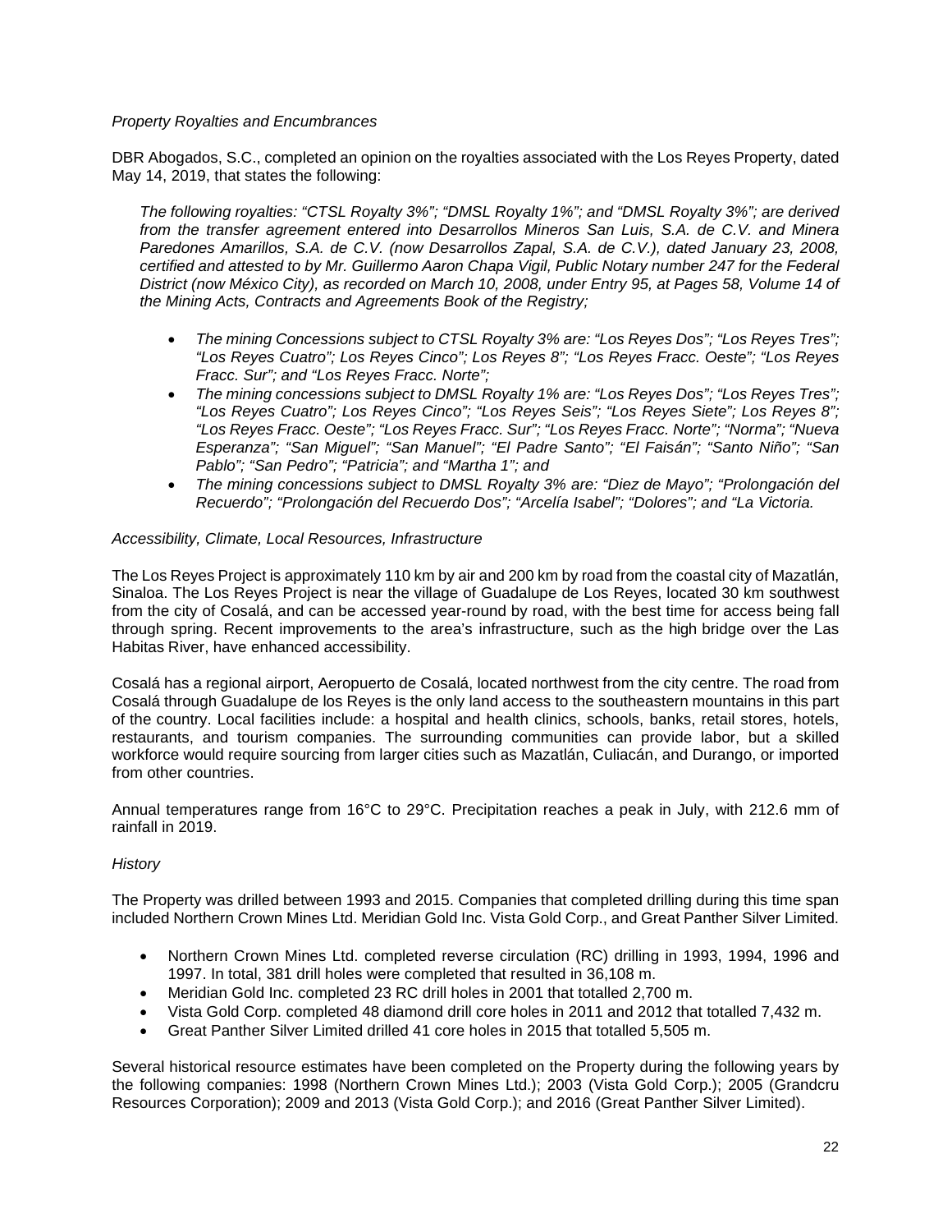*Property Royalties and Encumbrances*

DBR Abogados, S.C., completed an opinion on the royalties associated with the Los Reyes Property, dated May 14, 2019, that states the following:

> *The following royalties: "CTSL Royalty 3%"; "DMSL Royalty 1%"; and "DMSL Royalty 3%"; are derived from the transfer agreement entered into Desarrollos Mineros San Luis, S.A. de C.V. and Minera Paredones Amarillos, S.A. de C.V. (now Desarrollos Zapal, S.A. de C.V.), dated January 23, 2008, certified and attested to by Mr. Guillermo Aaron Chapa Vigil, Public Notary number 247 for the Federal District (now México City), as recorded on March 10, 2008, under Entry 95, at Pages 58, Volume 14 of the Mining Acts, Contracts and Agreements Book of the Registry;*
>
> - *The mining Concessions subject to CTSL Royalty 3% are: "Los Reyes Dos"; "Los Reyes Tres"; "Los Reyes Cuatro"; Los Reyes Cinco"; Los Reyes 8"; "Los Reyes Fracc. Oeste"; "Los Reyes Fracc. Sur"; and "Los Reyes Fracc. Norte";*
> - *The mining concessions subject to DMSL Royalty 1% are: "Los Reyes Dos"; "Los Reyes Tres"; "Los Reyes Cuatro"; Los Reyes Cinco"; "Los Reyes Seis"; "Los Reyes Siete"; Los Reyes 8"; "Los Reyes Fracc. Oeste"; "Los Reyes Fracc. Sur"; "Los Reyes Fracc. Norte"; "Norma"; "Nueva Esperanza"; "San Miguel"; "San Manuel"; "El Padre Santo"; "El Faisán"; "Santo Niño"; "San Pablo"; "San Pedro"; "Patricia"; and "Martha 1"; and*
> - *The mining concessions subject to DMSL Royalty 3% are: "Diez de Mayo"; "Prolongación del Recuerdo"; "Prolongación del Recuerdo Dos"; "Arcelía Isabel"; "Dolores"; and "La Victoria.*

*Accessibility, Climate, Local Resources, Infrastructure*

The Los Reyes Project is approximately 110 km by air and 200 km by road from the coastal city of Mazatlán, Sinaloa. The Los Reyes Project is near the village of Guadalupe de Los Reyes, located 30 km southwest from the city of Cosalá, and can be accessed year-round by road, with the best time for access being fall through spring. Recent improvements to the area's infrastructure, such as the high bridge over the Las Habitas River, have enhanced accessibility.

Cosalá has a regional airport, Aeropuerto de Cosalá, located northwest from the city centre. The road from Cosalá through Guadalupe de los Reyes is the only land access to the southeastern mountains in this part of the country. Local facilities include: a hospital and health clinics, schools, banks, retail stores, hotels, restaurants, and tourism companies. The surrounding communities can provide labor, but a skilled workforce would require sourcing from larger cities such as Mazatlán, Culiacán, and Durango, or imported from other countries.

Annual temperatures range from 16°C to 29°C. Precipitation reaches a peak in July, with 212.6 mm of rainfall in 2019.

*History*

The Property was drilled between 1993 and 2015. Companies that completed drilling during this time span included Northern Crown Mines Ltd. Meridian Gold Inc. Vista Gold Corp., and Great Panther Silver Limited.

- Northern Crown Mines Ltd. completed reverse circulation (RC) drilling in 1993, 1994, 1996 and 1997. In total, 381 drill holes were completed that resulted in 36,108 m.
- Meridian Gold Inc. completed 23 RC drill holes in 2001 that totalled 2,700 m.
- Vista Gold Corp. completed 48 diamond drill core holes in 2011 and 2012 that totalled 7,432 m.
- Great Panther Silver Limited drilled 41 core holes in 2015 that totalled 5,505 m.

Several historical resource estimates have been completed on the Property during the following years by the following companies: 1998 (Northern Crown Mines Ltd.); 2003 (Vista Gold Corp.); 2005 (Grandcru Resources Corporation); 2009 and 2013 (Vista Gold Corp.); and 2016 (Great Panther Silver Limited).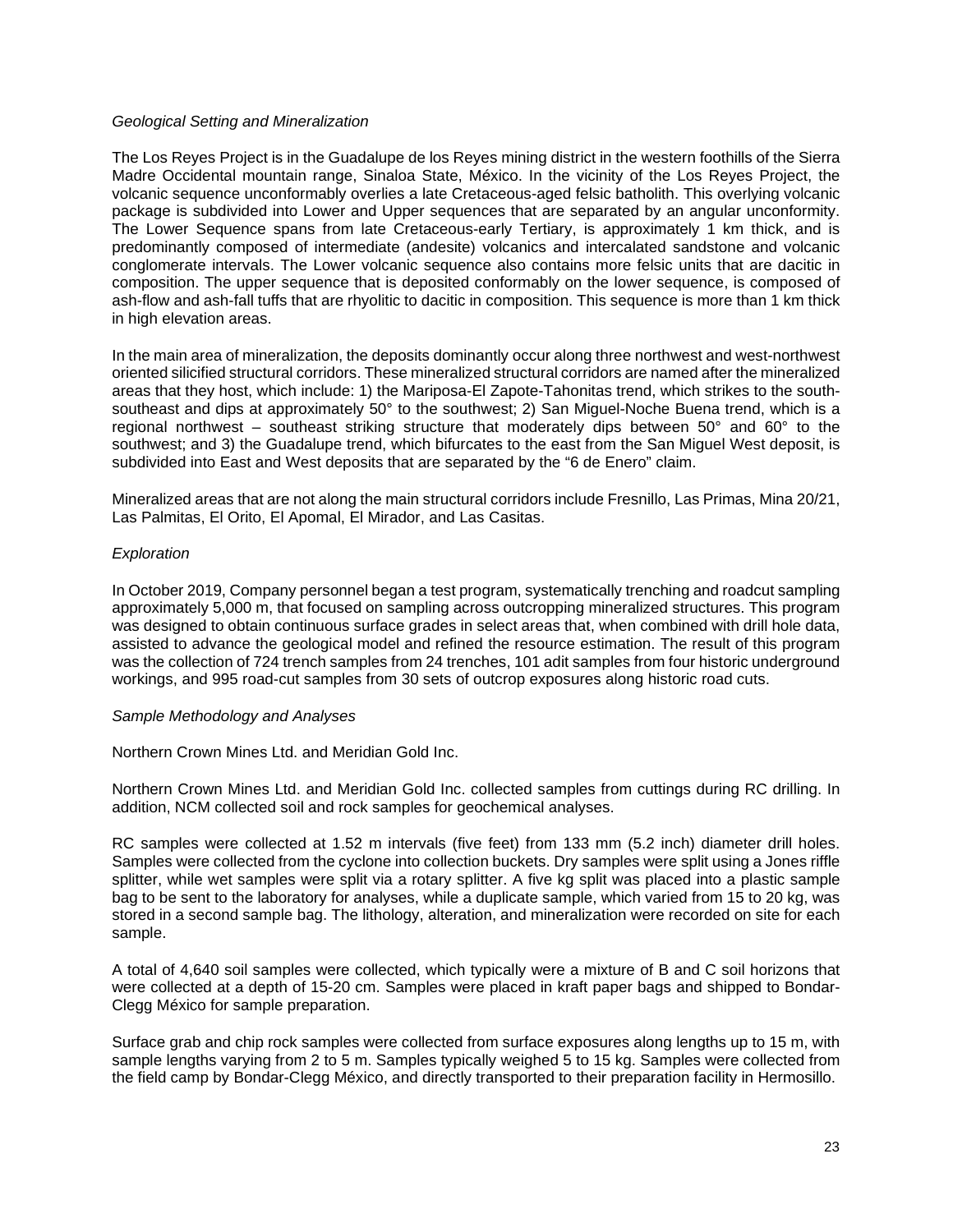*Geological Setting and Mineralization*

The Los Reyes Project is in the Guadalupe de los Reyes mining district in the western foothills of the Sierra Madre Occidental mountain range, Sinaloa State, México. In the vicinity of the Los Reyes Project, the volcanic sequence unconformably overlies a late Cretaceous-aged felsic batholith. This overlying volcanic package is subdivided into Lower and Upper sequences that are separated by an angular unconformity. The Lower Sequence spans from late Cretaceous-early Tertiary, is approximately 1 km thick, and is predominantly composed of intermediate (andesite) volcanics and intercalated sandstone and volcanic conglomerate intervals. The Lower volcanic sequence also contains more felsic units that are dacitic in composition. The upper sequence that is deposited conformably on the lower sequence, is composed of ash-flow and ash-fall tuffs that are rhyolitic to dacitic in composition. This sequence is more than 1 km thick in high elevation areas.

In the main area of mineralization, the deposits dominantly occur along three northwest and west-northwest oriented silicified structural corridors. These mineralized structural corridors are named after the mineralized areas that they host, which include: 1) the Mariposa-El Zapote-Tahonitas trend, which strikes to the south-southeast and dips at approximately 50° to the southwest; 2) San Miguel-Noche Buena trend, which is a regional northwest – southeast striking structure that moderately dips between 50° and 60° to the southwest; and 3) the Guadalupe trend, which bifurcates to the east from the San Miguel West deposit, is subdivided into East and West deposits that are separated by the "6 de Enero" claim.

Mineralized areas that are not along the main structural corridors include Fresnillo, Las Primas, Mina 20/21, Las Palmitas, El Orito, El Apomal, El Mirador, and Las Casitas.

*Exploration*

In October 2019, Company personnel began a test program, systematically trenching and roadcut sampling approximately 5,000 m, that focused on sampling across outcropping mineralized structures. This program was designed to obtain continuous surface grades in select areas that, when combined with drill hole data, assisted to advance the geological model and refined the resource estimation. The result of this program was the collection of 724 trench samples from 24 trenches, 101 adit samples from four historic underground workings, and 995 road-cut samples from 30 sets of outcrop exposures along historic road cuts.

*Sample Methodology and Analyses*

Northern Crown Mines Ltd. and Meridian Gold Inc.

Northern Crown Mines Ltd. and Meridian Gold Inc. collected samples from cuttings during RC drilling. In addition, NCM collected soil and rock samples for geochemical analyses.

RC samples were collected at 1.52 m intervals (five feet) from 133 mm (5.2 inch) diameter drill holes. Samples were collected from the cyclone into collection buckets. Dry samples were split using a Jones riffle splitter, while wet samples were split via a rotary splitter. A five kg split was placed into a plastic sample bag to be sent to the laboratory for analyses, while a duplicate sample, which varied from 15 to 20 kg, was stored in a second sample bag. The lithology, alteration, and mineralization were recorded on site for each sample.

A total of 4,640 soil samples were collected, which typically were a mixture of B and C soil horizons that were collected at a depth of 15-20 cm. Samples were placed in kraft paper bags and shipped to Bondar-Clegg México for sample preparation.

Surface grab and chip rock samples were collected from surface exposures along lengths up to 15 m, with sample lengths varying from 2 to 5 m. Samples typically weighed 5 to 15 kg. Samples were collected from the field camp by Bondar-Clegg México, and directly transported to their preparation facility in Hermosillo.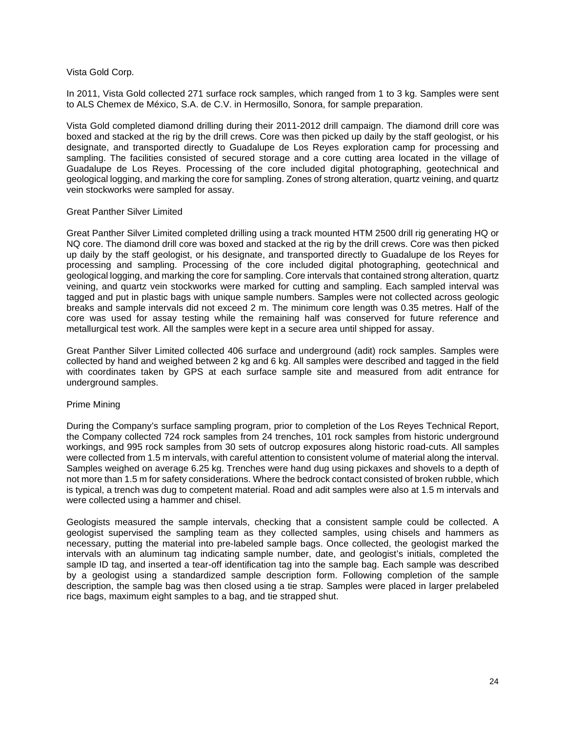### Vista Gold Corp.

In 2011, Vista Gold collected 271 surface rock samples, which ranged from 1 to 3 kg. Samples were sent to ALS Chemex de México, S.A. de C.V. in Hermosillo, Sonora, for sample preparation.

Vista Gold completed diamond drilling during their 2011-2012 drill campaign. The diamond drill core was boxed and stacked at the rig by the drill crews. Core was then picked up daily by the staff geologist, or his designate, and transported directly to Guadalupe de Los Reyes exploration camp for processing and sampling. The facilities consisted of secured storage and a core cutting area located in the village of Guadalupe de Los Reyes. Processing of the core included digital photographing, geotechnical and geological logging, and marking the core for sampling. Zones of strong alteration, quartz veining, and quartz vein stockworks were sampled for assay.

### Great Panther Silver Limited

Great Panther Silver Limited completed drilling using a track mounted HTM 2500 drill rig generating HQ or NQ core. The diamond drill core was boxed and stacked at the rig by the drill crews. Core was then picked up daily by the staff geologist, or his designate, and transported directly to Guadalupe de los Reyes for processing and sampling. Processing of the core included digital photographing, geotechnical and geological logging, and marking the core for sampling. Core intervals that contained strong alteration, quartz veining, and quartz vein stockworks were marked for cutting and sampling. Each sampled interval was tagged and put in plastic bags with unique sample numbers. Samples were not collected across geologic breaks and sample intervals did not exceed 2 m. The minimum core length was 0.35 metres. Half of the core was used for assay testing while the remaining half was conserved for future reference and metallurgical test work. All the samples were kept in a secure area until shipped for assay.

Great Panther Silver Limited collected 406 surface and underground (adit) rock samples. Samples were collected by hand and weighed between 2 kg and 6 kg. All samples were described and tagged in the field with coordinates taken by GPS at each surface sample site and measured from adit entrance for underground samples.

### Prime Mining

During the Company's surface sampling program, prior to completion of the Los Reyes Technical Report, the Company collected 724 rock samples from 24 trenches, 101 rock samples from historic underground workings, and 995 rock samples from 30 sets of outcrop exposures along historic road-cuts. All samples were collected from 1.5 m intervals, with careful attention to consistent volume of material along the interval. Samples weighed on average 6.25 kg. Trenches were hand dug using pickaxes and shovels to a depth of not more than 1.5 m for safety considerations. Where the bedrock contact consisted of broken rubble, which is typical, a trench was dug to competent material. Road and adit samples were also at 1.5 m intervals and were collected using a hammer and chisel.

Geologists measured the sample intervals, checking that a consistent sample could be collected. A geologist supervised the sampling team as they collected samples, using chisels and hammers as necessary, putting the material into pre-labeled sample bags. Once collected, the geologist marked the intervals with an aluminum tag indicating sample number, date, and geologist's initials, completed the sample ID tag, and inserted a tear-off identification tag into the sample bag. Each sample was described by a geologist using a standardized sample description form. Following completion of the sample description, the sample bag was then closed using a tie strap. Samples were placed in larger prelabeled rice bags, maximum eight samples to a bag, and tie strapped shut.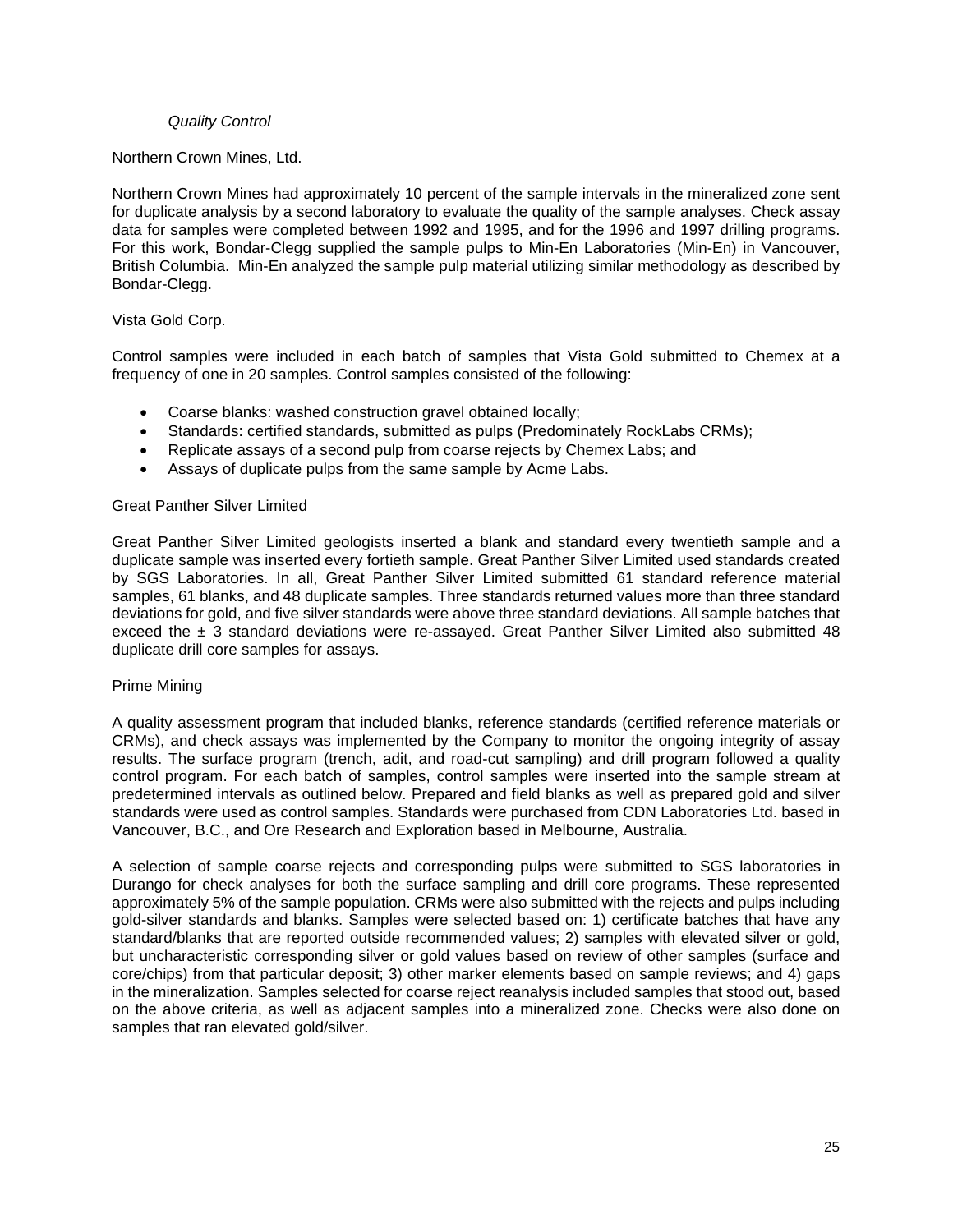*Quality Control*

Northern Crown Mines, Ltd.

Northern Crown Mines had approximately 10 percent of the sample intervals in the mineralized zone sent for duplicate analysis by a second laboratory to evaluate the quality of the sample analyses. Check assay data for samples were completed between 1992 and 1995, and for the 1996 and 1997 drilling programs. For this work, Bondar-Clegg supplied the sample pulps to Min-En Laboratories (Min-En) in Vancouver, British Columbia. Min-En analyzed the sample pulp material utilizing similar methodology as described by Bondar-Clegg.

Vista Gold Corp.

Control samples were included in each batch of samples that Vista Gold submitted to Chemex at a frequency of one in 20 samples. Control samples consisted of the following:

- Coarse blanks: washed construction gravel obtained locally;
- Standards: certified standards, submitted as pulps (Predominately RockLabs CRMs);
- Replicate assays of a second pulp from coarse rejects by Chemex Labs; and
- Assays of duplicate pulps from the same sample by Acme Labs.

Great Panther Silver Limited

Great Panther Silver Limited geologists inserted a blank and standard every twentieth sample and a duplicate sample was inserted every fortieth sample. Great Panther Silver Limited used standards created by SGS Laboratories. In all, Great Panther Silver Limited submitted 61 standard reference material samples, 61 blanks, and 48 duplicate samples. Three standards returned values more than three standard deviations for gold, and five silver standards were above three standard deviations. All sample batches that exceed the ± 3 standard deviations were re-assayed. Great Panther Silver Limited also submitted 48 duplicate drill core samples for assays.

Prime Mining

A quality assessment program that included blanks, reference standards (certified reference materials or CRMs), and check assays was implemented by the Company to monitor the ongoing integrity of assay results. The surface program (trench, adit, and road-cut sampling) and drill program followed a quality control program. For each batch of samples, control samples were inserted into the sample stream at predetermined intervals as outlined below. Prepared and field blanks as well as prepared gold and silver standards were used as control samples. Standards were purchased from CDN Laboratories Ltd. based in Vancouver, B.C., and Ore Research and Exploration based in Melbourne, Australia.

A selection of sample coarse rejects and corresponding pulps were submitted to SGS laboratories in Durango for check analyses for both the surface sampling and drill core programs. These represented approximately 5% of the sample population. CRMs were also submitted with the rejects and pulps including gold-silver standards and blanks. Samples were selected based on: 1) certificate batches that have any standard/blanks that are reported outside recommended values; 2) samples with elevated silver or gold, but uncharacteristic corresponding silver or gold values based on review of other samples (surface and core/chips) from that particular deposit; 3) other marker elements based on sample reviews; and 4) gaps in the mineralization. Samples selected for coarse reject reanalysis included samples that stood out, based on the above criteria, as well as adjacent samples into a mineralized zone. Checks were also done on samples that ran elevated gold/silver.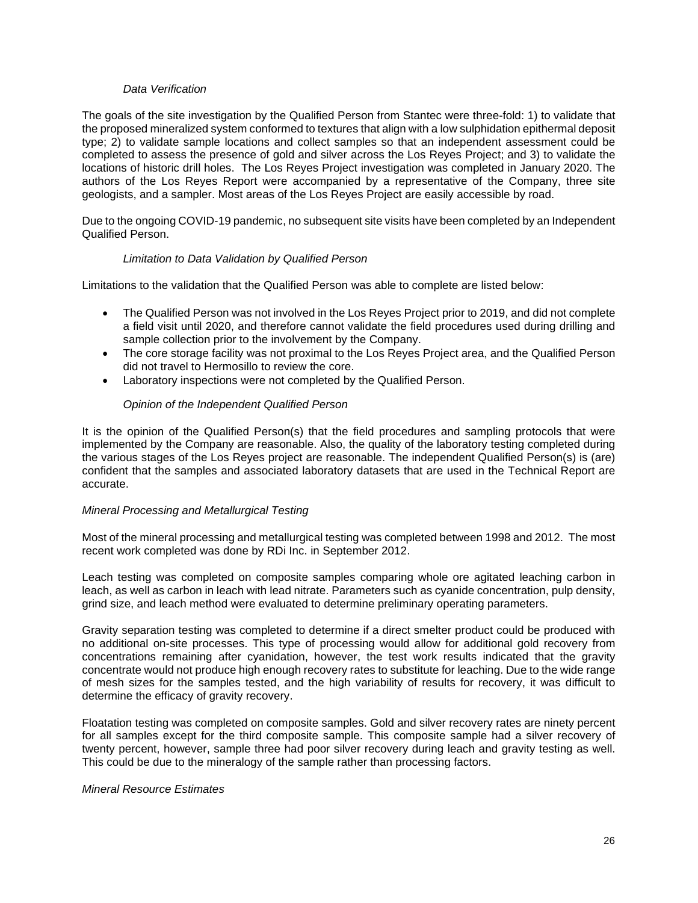*Data Verification*

The goals of the site investigation by the Qualified Person from Stantec were three-fold: 1) to validate that the proposed mineralized system conformed to textures that align with a low sulphidation epithermal deposit type; 2) to validate sample locations and collect samples so that an independent assessment could be completed to assess the presence of gold and silver across the Los Reyes Project; and 3) to validate the locations of historic drill holes. The Los Reyes Project investigation was completed in January 2020. The authors of the Los Reyes Report were accompanied by a representative of the Company, three site geologists, and a sampler. Most areas of the Los Reyes Project are easily accessible by road.

Due to the ongoing COVID-19 pandemic, no subsequent site visits have been completed by an Independent Qualified Person.

*Limitation to Data Validation by Qualified Person*

Limitations to the validation that the Qualified Person was able to complete are listed below:

- The Qualified Person was not involved in the Los Reyes Project prior to 2019, and did not complete a field visit until 2020, and therefore cannot validate the field procedures used during drilling and sample collection prior to the involvement by the Company.
- The core storage facility was not proximal to the Los Reyes Project area, and the Qualified Person did not travel to Hermosillo to review the core.
- Laboratory inspections were not completed by the Qualified Person.

*Opinion of the Independent Qualified Person*

It is the opinion of the Qualified Person(s) that the field procedures and sampling protocols that were implemented by the Company are reasonable. Also, the quality of the laboratory testing completed during the various stages of the Los Reyes project are reasonable. The independent Qualified Person(s) is (are) confident that the samples and associated laboratory datasets that are used in the Technical Report are accurate.

*Mineral Processing and Metallurgical Testing*

Most of the mineral processing and metallurgical testing was completed between 1998 and 2012. The most recent work completed was done by RDi Inc. in September 2012.

Leach testing was completed on composite samples comparing whole ore agitated leaching carbon in leach, as well as carbon in leach with lead nitrate. Parameters such as cyanide concentration, pulp density, grind size, and leach method were evaluated to determine preliminary operating parameters.

Gravity separation testing was completed to determine if a direct smelter product could be produced with no additional on-site processes. This type of processing would allow for additional gold recovery from concentrations remaining after cyanidation, however, the test work results indicated that the gravity concentrate would not produce high enough recovery rates to substitute for leaching. Due to the wide range of mesh sizes for the samples tested, and the high variability of results for recovery, it was difficult to determine the efficacy of gravity recovery.

Floatation testing was completed on composite samples. Gold and silver recovery rates are ninety percent for all samples except for the third composite sample. This composite sample had a silver recovery of twenty percent, however, sample three had poor silver recovery during leach and gravity testing as well. This could be due to the mineralogy of the sample rather than processing factors.

*Mineral Resource Estimates*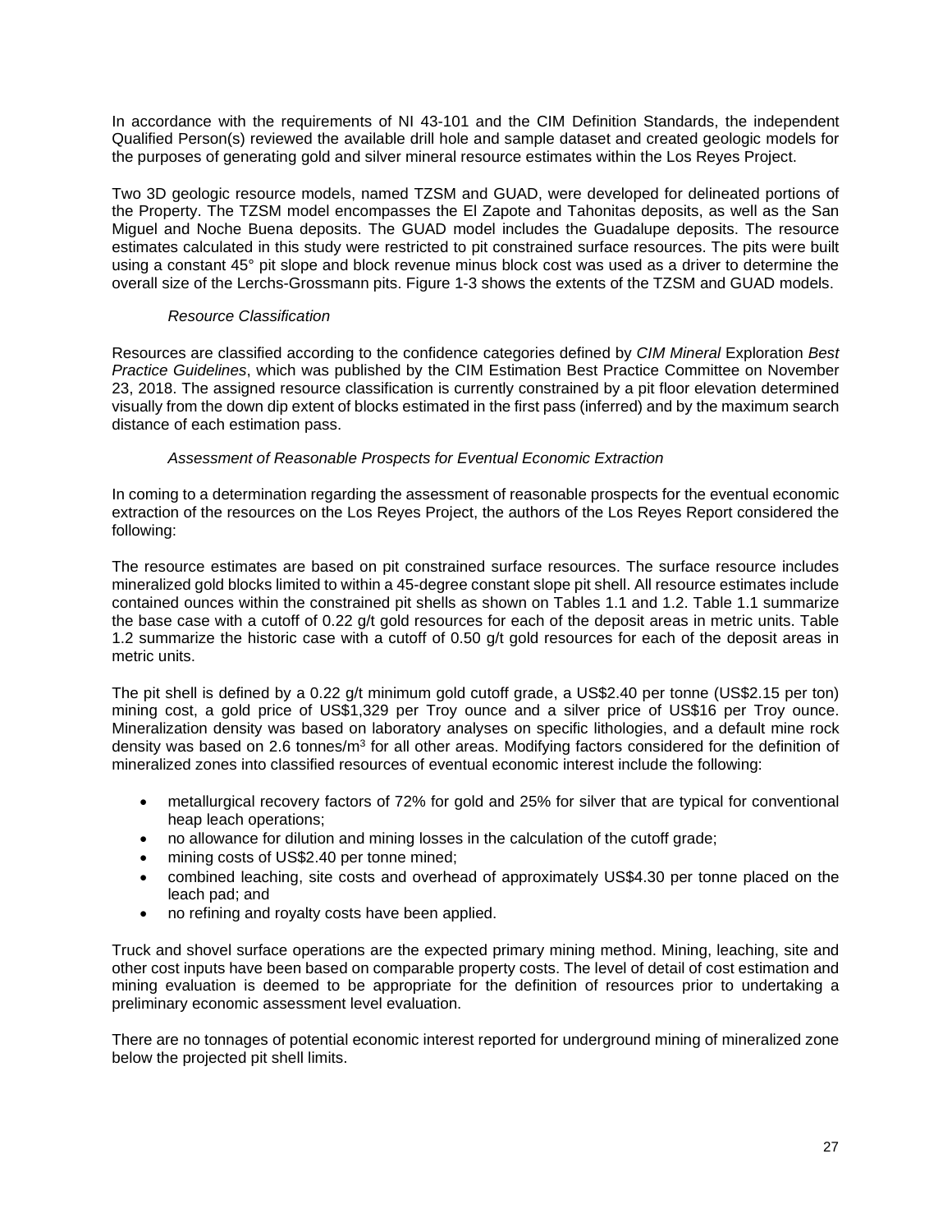In accordance with the requirements of NI 43-101 and the CIM Definition Standards, the independent Qualified Person(s) reviewed the available drill hole and sample dataset and created geologic models for the purposes of generating gold and silver mineral resource estimates within the Los Reyes Project.

Two 3D geologic resource models, named TZSM and GUAD, were developed for delineated portions of the Property. The TZSM model encompasses the El Zapote and Tahonitas deposits, as well as the San Miguel and Noche Buena deposits. The GUAD model includes the Guadalupe deposits. The resource estimates calculated in this study were restricted to pit constrained surface resources. The pits were built using a constant 45° pit slope and block revenue minus block cost was used as a driver to determine the overall size of the Lerchs-Grossmann pits. Figure 1-3 shows the extents of the TZSM and GUAD models.

*Resource Classification*

Resources are classified according to the confidence categories defined by *CIM Mineral* Exploration *Best Practice Guidelines*, which was published by the CIM Estimation Best Practice Committee on November 23, 2018. The assigned resource classification is currently constrained by a pit floor elevation determined visually from the down dip extent of blocks estimated in the first pass (inferred) and by the maximum search distance of each estimation pass.

*Assessment of Reasonable Prospects for Eventual Economic Extraction*

In coming to a determination regarding the assessment of reasonable prospects for the eventual economic extraction of the resources on the Los Reyes Project, the authors of the Los Reyes Report considered the following:

The resource estimates are based on pit constrained surface resources. The surface resource includes mineralized gold blocks limited to within a 45-degree constant slope pit shell. All resource estimates include contained ounces within the constrained pit shells as shown on Tables 1.1 and 1.2. Table 1.1 summarize the base case with a cutoff of 0.22 g/t gold resources for each of the deposit areas in metric units. Table 1.2 summarize the historic case with a cutoff of 0.50 g/t gold resources for each of the deposit areas in metric units.

The pit shell is defined by a 0.22 g/t minimum gold cutoff grade, a US$2.40 per tonne (US$2.15 per ton) mining cost, a gold price of US$1,329 per Troy ounce and a silver price of US$16 per Troy ounce. Mineralization density was based on laboratory analyses on specific lithologies, and a default mine rock density was based on 2.6 tonnes/m$^3$ for all other areas. Modifying factors considered for the definition of mineralized zones into classified resources of eventual economic interest include the following:

- metallurgical recovery factors of 72% for gold and 25% for silver that are typical for conventional heap leach operations;
- no allowance for dilution and mining losses in the calculation of the cutoff grade;
- mining costs of US$2.40 per tonne mined;
- combined leaching, site costs and overhead of approximately US$4.30 per tonne placed on the leach pad; and
- no refining and royalty costs have been applied.

Truck and shovel surface operations are the expected primary mining method. Mining, leaching, site and other cost inputs have been based on comparable property costs. The level of detail of cost estimation and mining evaluation is deemed to be appropriate for the definition of resources prior to undertaking a preliminary economic assessment level evaluation.

There are no tonnages of potential economic interest reported for underground mining of mineralized zone below the projected pit shell limits.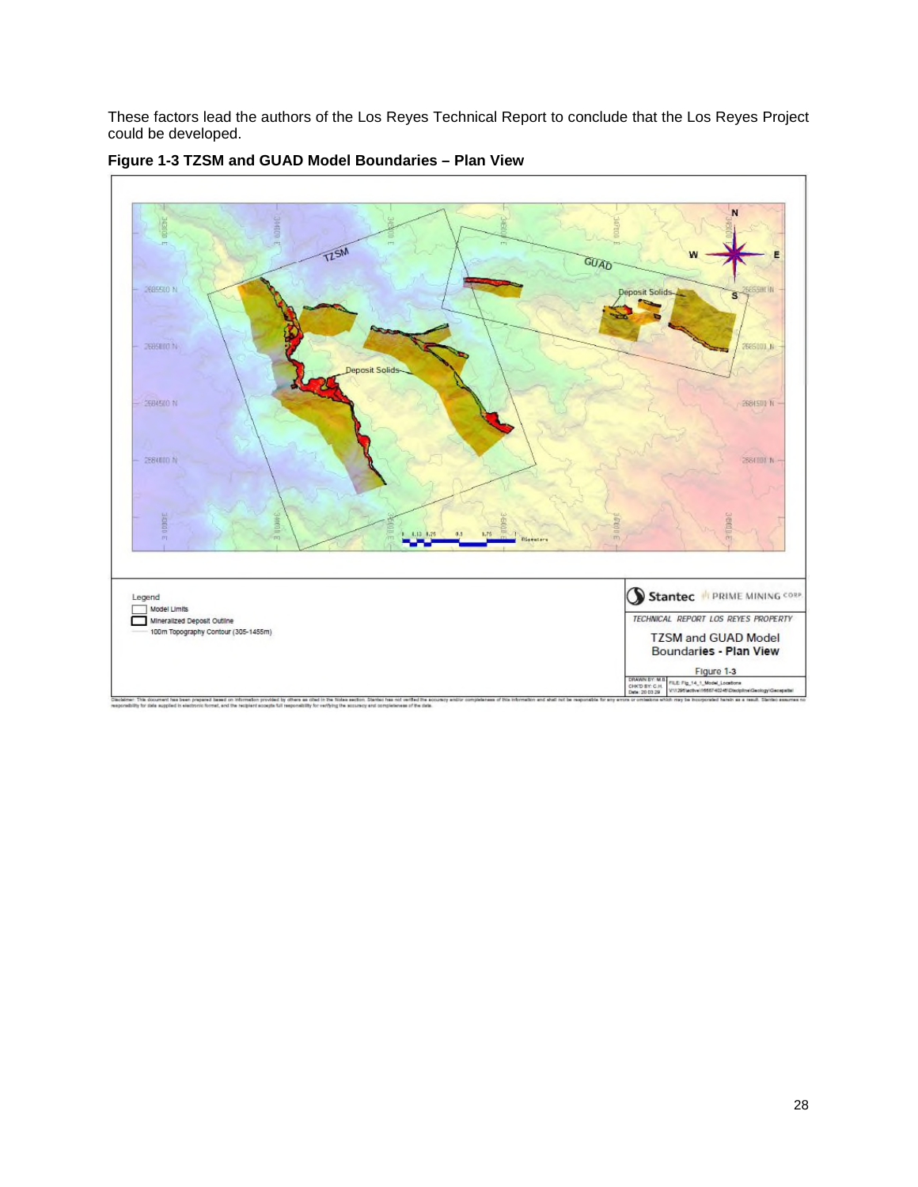These factors lead the authors of the Los Reyes Technical Report to conclude that the Los Reyes Project could be developed.

**Figure 1-3 TZSM and GUAD Model Boundaries – Plan View**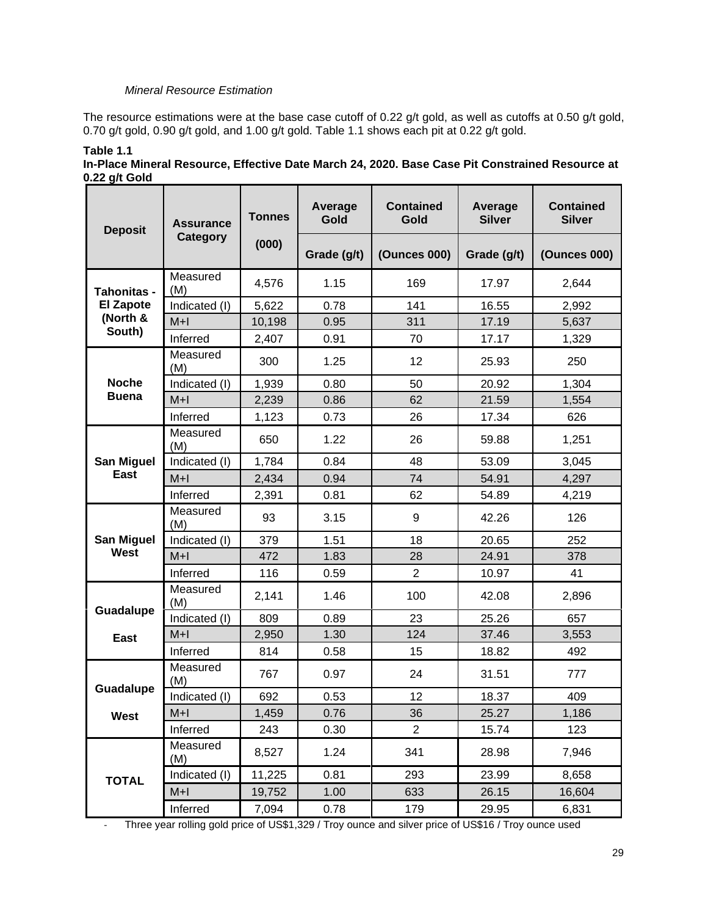*Mineral Resource Estimation*

The resource estimations were at the base case cutoff of 0.22 g/t gold, as well as cutoffs at 0.50 g/t gold, 0.70 g/t gold, 0.90 g/t gold, and 1.00 g/t gold. Table 1.1 shows each pit at 0.22 g/t gold.

**Table 1.1**
**In-Place Mineral Resource, Effective Date March 24, 2020. Base Case Pit Constrained Resource at 0.22 g/t Gold**

| Deposit | Assurance Category | Tonnes (000) | Average Gold Grade (g/t) | Contained Gold (Ounces 000) | Average Silver Grade (g/t) | Contained Silver (Ounces 000) |
|---|---|---|---|---|---|---|
| Tahonitas - El Zapote (North & South) | Measured (M) | 4,576 | 1.15 | 169 | 17.97 | 2,644 |
| | Indicated (I) | 5,622 | 0.78 | 141 | 16.55 | 2,992 |
| | M+I | 10,198 | 0.95 | 311 | 17.19 | 5,637 |
| | Inferred | 2,407 | 0.91 | 70 | 17.17 | 1,329 |
| Noche Buena | Measured (M) | 300 | 1.25 | 12 | 25.93 | 250 |
| | Indicated (I) | 1,939 | 0.80 | 50 | 20.92 | 1,304 |
| | M+I | 2,239 | 0.86 | 62 | 21.59 | 1,554 |
| | Inferred | 1,123 | 0.73 | 26 | 17.34 | 626 |
| San Miguel East | Measured (M) | 650 | 1.22 | 26 | 59.88 | 1,251 |
| | Indicated (I) | 1,784 | 0.84 | 48 | 53.09 | 3,045 |
| | M+I | 2,434 | 0.94 | 74 | 54.91 | 4,297 |
| | Inferred | 2,391 | 0.81 | 62 | 54.89 | 4,219 |
| San Miguel West | Measured (M) | 93 | 3.15 | 9 | 42.26 | 126 |
| | Indicated (I) | 379 | 1.51 | 18 | 20.65 | 252 |
| | M+I | 472 | 1.83 | 28 | 24.91 | 378 |
| | Inferred | 116 | 0.59 | 2 | 10.97 | 41 |
| Guadalupe East | Measured (M) | 2,141 | 1.46 | 100 | 42.08 | 2,896 |
| | Indicated (I) | 809 | 0.89 | 23 | 25.26 | 657 |
| | M+I | 2,950 | 1.30 | 124 | 37.46 | 3,553 |
| | Inferred | 814 | 0.58 | 15 | 18.82 | 492 |
| Guadalupe West | Measured (M) | 767 | 0.97 | 24 | 31.51 | 777 |
| | Indicated (I) | 692 | 0.53 | 12 | 18.37 | 409 |
| | M+I | 1,459 | 0.76 | 36 | 25.27 | 1,186 |
| | Inferred | 243 | 0.30 | 2 | 15.74 | 123 |
| TOTAL | Measured (M) | 8,527 | 1.24 | 341 | 28.98 | 7,946 |
| | Indicated (I) | 11,225 | 0.81 | 293 | 23.99 | 8,658 |
| | M+I | 19,752 | 1.00 | 633 | 26.15 | 16,604 |
| | Inferred | 7,094 | 0.78 | 179 | 29.95 | 6,831 |

- Three year rolling gold price of US$1,329 / Troy ounce and silver price of US$16 / Troy ounce used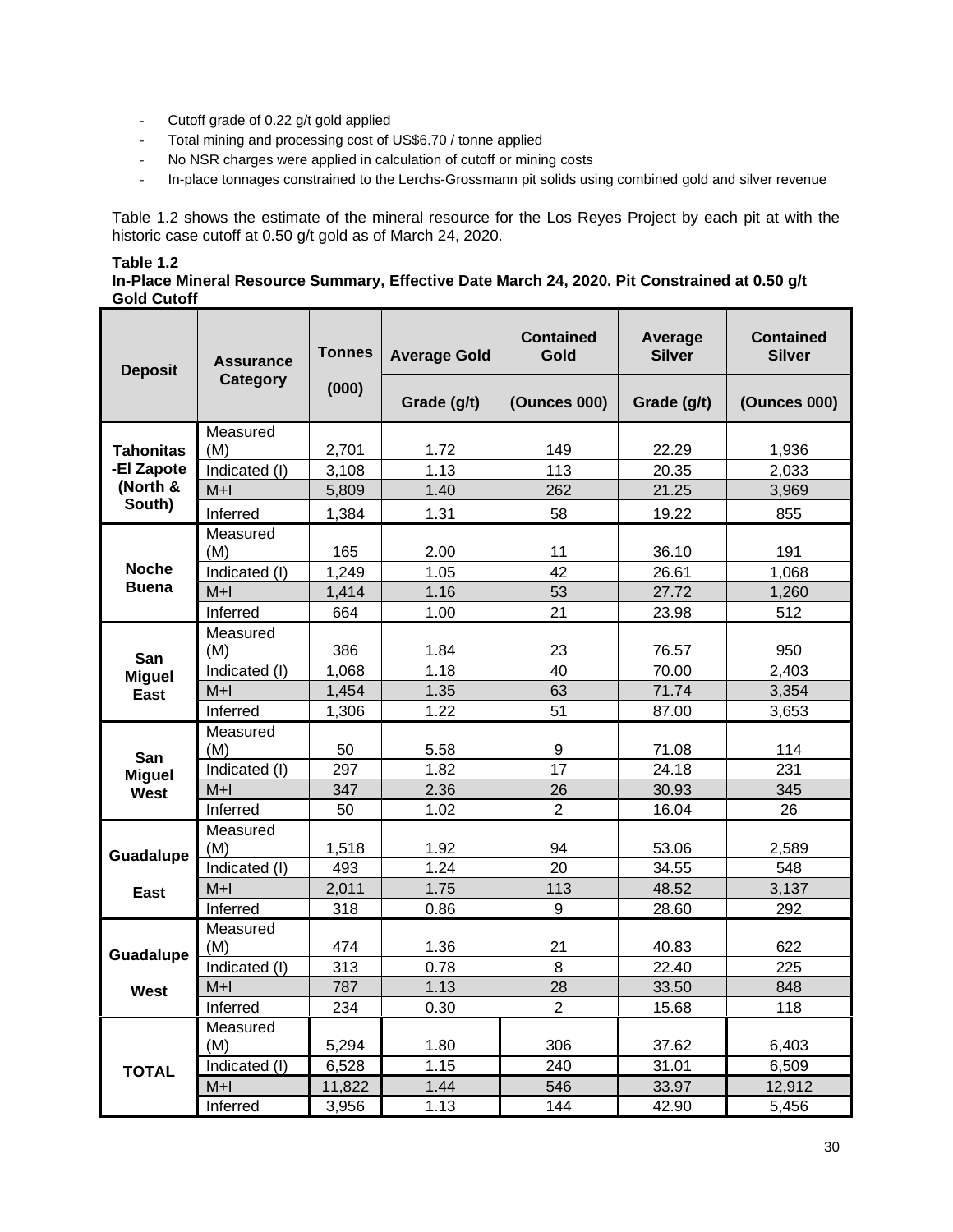- Cutoff grade of 0.22 g/t gold applied
- Total mining and processing cost of US$6.70 / tonne applied
- No NSR charges were applied in calculation of cutoff or mining costs
- In-place tonnages constrained to the Lerchs-Grossmann pit solids using combined gold and silver revenue

Table 1.2 shows the estimate of the mineral resource for the Los Reyes Project by each pit at with the historic case cutoff at 0.50 g/t gold as of March 24, 2020.

**Table 1.2**
**In-Place Mineral Resource Summary, Effective Date March 24, 2020. Pit Constrained at 0.50 g/t Gold Cutoff**

| Deposit | Assurance Category | Tonnes (000) | Average Gold Grade (g/t) | Contained Gold (Ounces 000) | Average Silver Grade (g/t) | Contained Silver (Ounces 000) |
|---|---|---|---|---|---|---|
| Tahonitas -El Zapote (North & South) | Measured (M) | 2,701 | 1.72 | 149 | 22.29 | 1,936 |
| | Indicated (I) | 3,108 | 1.13 | 113 | 20.35 | 2,033 |
| | M+I | 5,809 | 1.40 | 262 | 21.25 | 3,969 |
| | Inferred | 1,384 | 1.31 | 58 | 19.22 | 855 |
| Noche Buena | Measured (M) | 165 | 2.00 | 11 | 36.10 | 191 |
| | Indicated (I) | 1,249 | 1.05 | 42 | 26.61 | 1,068 |
| | M+I | 1,414 | 1.16 | 53 | 27.72 | 1,260 |
| | Inferred | 664 | 1.00 | 21 | 23.98 | 512 |
| San Miguel East | Measured (M) | 386 | 1.84 | 23 | 76.57 | 950 |
| | Indicated (I) | 1,068 | 1.18 | 40 | 70.00 | 2,403 |
| | M+I | 1,454 | 1.35 | 63 | 71.74 | 3,354 |
| | Inferred | 1,306 | 1.22 | 51 | 87.00 | 3,653 |
| San Miguel West | Measured (M) | 50 | 5.58 | 9 | 71.08 | 114 |
| | Indicated (I) | 297 | 1.82 | 17 | 24.18 | 231 |
| | M+I | 347 | 2.36 | 26 | 30.93 | 345 |
| | Inferred | 50 | 1.02 | 2 | 16.04 | 26 |
| Guadalupe East | Measured (M) | 1,518 | 1.92 | 94 | 53.06 | 2,589 |
| | Indicated (I) | 493 | 1.24 | 20 | 34.55 | 548 |
| | M+I | 2,011 | 1.75 | 113 | 48.52 | 3,137 |
| | Inferred | 318 | 0.86 | 9 | 28.60 | 292 |
| Guadalupe West | Measured (M) | 474 | 1.36 | 21 | 40.83 | 622 |
| | Indicated (I) | 313 | 0.78 | 8 | 22.40 | 225 |
| | M+I | 787 | 1.13 | 28 | 33.50 | 848 |
| | Inferred | 234 | 0.30 | 2 | 15.68 | 118 |
| TOTAL | Measured (M) | 5,294 | 1.80 | 306 | 37.62 | 6,403 |
| | Indicated (I) | 6,528 | 1.15 | 240 | 31.01 | 6,509 |
| | M+I | 11,822 | 1.44 | 546 | 33.97 | 12,912 |
| | Inferred | 3,956 | 1.13 | 144 | 42.90 | 5,456 |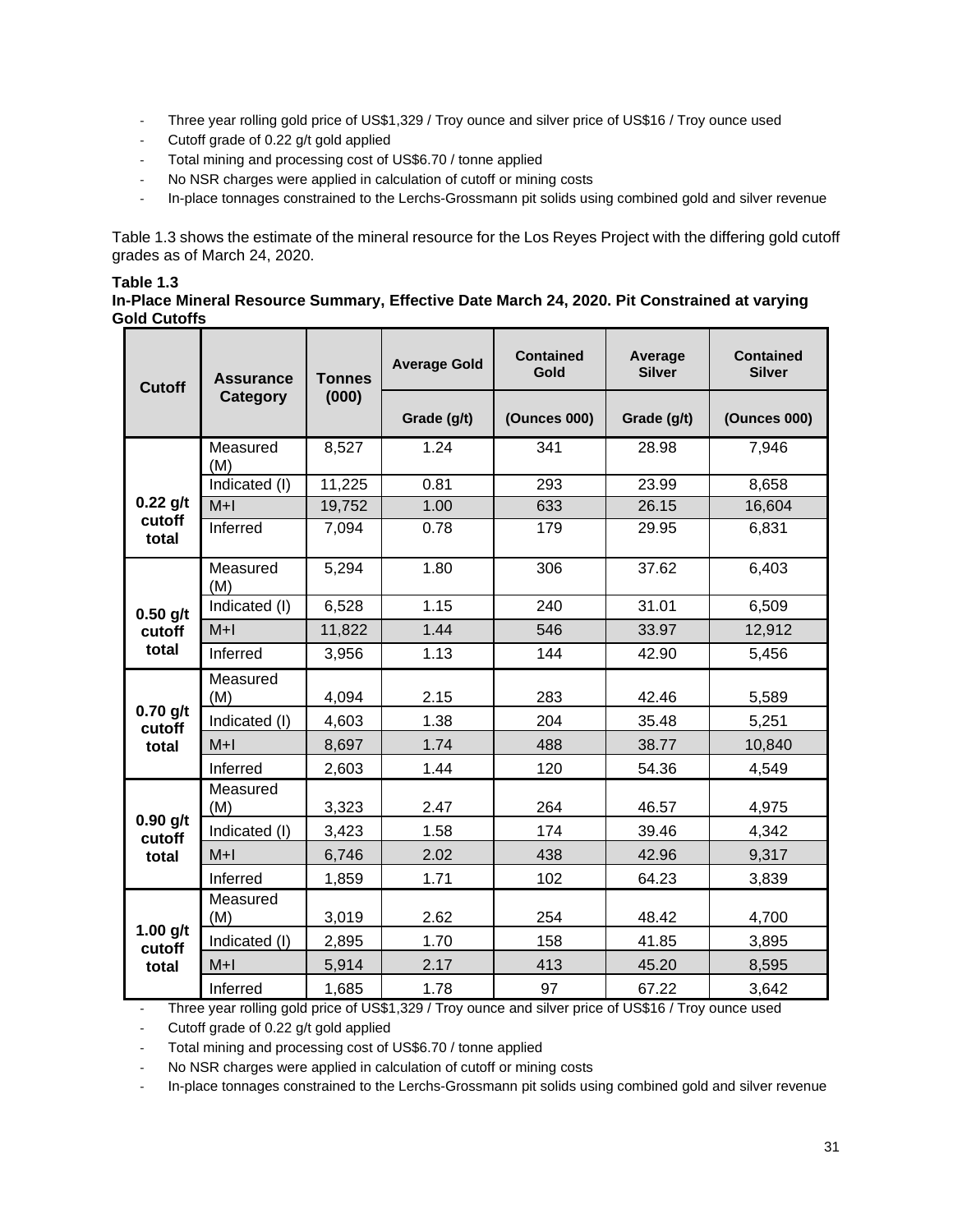- Three year rolling gold price of US$1,329 / Troy ounce and silver price of US$16 / Troy ounce used
- Cutoff grade of 0.22 g/t gold applied
- Total mining and processing cost of US$6.70 / tonne applied
- No NSR charges were applied in calculation of cutoff or mining costs
- In-place tonnages constrained to the Lerchs-Grossmann pit solids using combined gold and silver revenue

Table 1.3 shows the estimate of the mineral resource for the Los Reyes Project with the differing gold cutoff grades as of March 24, 2020.

**Table 1.3**
**In-Place Mineral Resource Summary, Effective Date March 24, 2020. Pit Constrained at varying Gold Cutoffs**

| Cutoff | Assurance Category | Tonnes (000) | Average Gold | Contained Gold | Average Silver | Contained Silver |
|---|---|---|---|---|---|---|
| | | | Grade (g/t) | (Ounces 000) | Grade (g/t) | (Ounces 000) |
| 0.22 g/t cutoff total | Measured (M) | 8,527 | 1.24 | 341 | 28.98 | 7,946 |
| | Indicated (I) | 11,225 | 0.81 | 293 | 23.99 | 8,658 |
| | M+I | 19,752 | 1.00 | 633 | 26.15 | 16,604 |
| | Inferred | 7,094 | 0.78 | 179 | 29.95 | 6,831 |
| 0.50 g/t cutoff total | Measured (M) | 5,294 | 1.80 | 306 | 37.62 | 6,403 |
| | Indicated (I) | 6,528 | 1.15 | 240 | 31.01 | 6,509 |
| | M+I | 11,822 | 1.44 | 546 | 33.97 | 12,912 |
| | Inferred | 3,956 | 1.13 | 144 | 42.90 | 5,456 |
| 0.70 g/t cutoff total | Measured (M) | 4,094 | 2.15 | 283 | 42.46 | 5,589 |
| | Indicated (I) | 4,603 | 1.38 | 204 | 35.48 | 5,251 |
| | M+I | 8,697 | 1.74 | 488 | 38.77 | 10,840 |
| | Inferred | 2,603 | 1.44 | 120 | 54.36 | 4,549 |
| 0.90 g/t cutoff total | Measured (M) | 3,323 | 2.47 | 264 | 46.57 | 4,975 |
| | Indicated (I) | 3,423 | 1.58 | 174 | 39.46 | 4,342 |
| | M+I | 6,746 | 2.02 | 438 | 42.96 | 9,317 |
| | Inferred | 1,859 | 1.71 | 102 | 64.23 | 3,839 |
| 1.00 g/t cutoff total | Measured (M) | 3,019 | 2.62 | 254 | 48.42 | 4,700 |
| | Indicated (I) | 2,895 | 1.70 | 158 | 41.85 | 3,895 |
| | M+I | 5,914 | 2.17 | 413 | 45.20 | 8,595 |
| | Inferred | 1,685 | 1.78 | 97 | 67.22 | 3,642 |

- Three year rolling gold price of US$1,329 / Troy ounce and silver price of US$16 / Troy ounce used
- Cutoff grade of 0.22 g/t gold applied
- Total mining and processing cost of US$6.70 / tonne applied
- No NSR charges were applied in calculation of cutoff or mining costs
- In-place tonnages constrained to the Lerchs-Grossmann pit solids using combined gold and silver revenue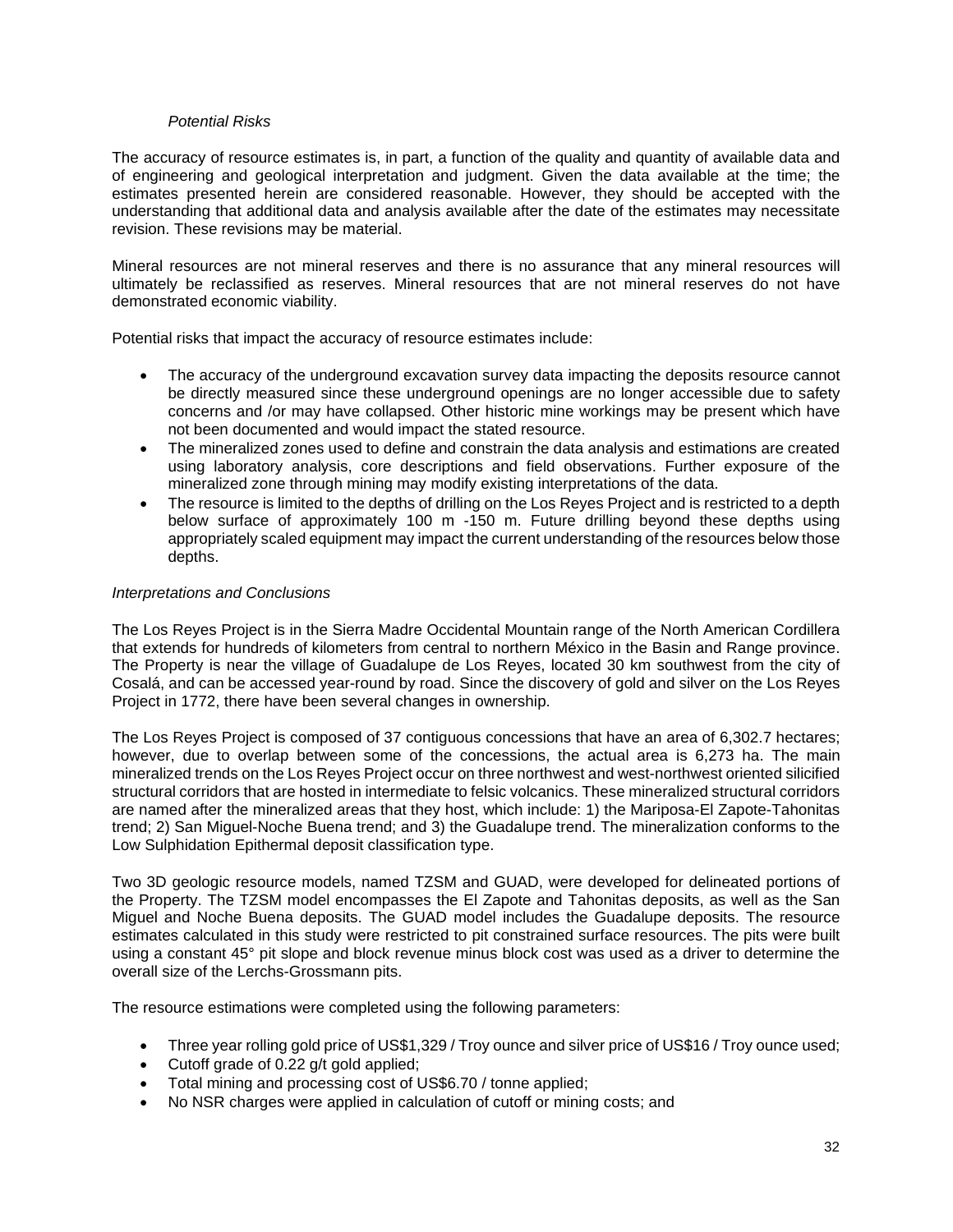*Potential Risks*

The accuracy of resource estimates is, in part, a function of the quality and quantity of available data and of engineering and geological interpretation and judgment. Given the data available at the time; the estimates presented herein are considered reasonable. However, they should be accepted with the understanding that additional data and analysis available after the date of the estimates may necessitate revision. These revisions may be material.

Mineral resources are not mineral reserves and there is no assurance that any mineral resources will ultimately be reclassified as reserves. Mineral resources that are not mineral reserves do not have demonstrated economic viability.

Potential risks that impact the accuracy of resource estimates include:

- The accuracy of the underground excavation survey data impacting the deposits resource cannot be directly measured since these underground openings are no longer accessible due to safety concerns and /or may have collapsed. Other historic mine workings may be present which have not been documented and would impact the stated resource.
- The mineralized zones used to define and constrain the data analysis and estimations are created using laboratory analysis, core descriptions and field observations. Further exposure of the mineralized zone through mining may modify existing interpretations of the data.
- The resource is limited to the depths of drilling on the Los Reyes Project and is restricted to a depth below surface of approximately 100 m -150 m. Future drilling beyond these depths using appropriately scaled equipment may impact the current understanding of the resources below those depths.

*Interpretations and Conclusions*

The Los Reyes Project is in the Sierra Madre Occidental Mountain range of the North American Cordillera that extends for hundreds of kilometers from central to northern México in the Basin and Range province. The Property is near the village of Guadalupe de Los Reyes, located 30 km southwest from the city of Cosalá, and can be accessed year-round by road. Since the discovery of gold and silver on the Los Reyes Project in 1772, there have been several changes in ownership.

The Los Reyes Project is composed of 37 contiguous concessions that have an area of 6,302.7 hectares; however, due to overlap between some of the concessions, the actual area is 6,273 ha. The main mineralized trends on the Los Reyes Project occur on three northwest and west-northwest oriented silicified structural corridors that are hosted in intermediate to felsic volcanics. These mineralized structural corridors are named after the mineralized areas that they host, which include: 1) the Mariposa-El Zapote-Tahonitas trend; 2) San Miguel-Noche Buena trend; and 3) the Guadalupe trend. The mineralization conforms to the Low Sulphidation Epithermal deposit classification type.

Two 3D geologic resource models, named TZSM and GUAD, were developed for delineated portions of the Property. The TZSM model encompasses the El Zapote and Tahonitas deposits, as well as the San Miguel and Noche Buena deposits. The GUAD model includes the Guadalupe deposits. The resource estimates calculated in this study were restricted to pit constrained surface resources. The pits were built using a constant 45° pit slope and block revenue minus block cost was used as a driver to determine the overall size of the Lerchs-Grossmann pits.

The resource estimations were completed using the following parameters:

- Three year rolling gold price of US$1,329 / Troy ounce and silver price of US$16 / Troy ounce used;
- Cutoff grade of 0.22 g/t gold applied;
- Total mining and processing cost of US$6.70 / tonne applied;
- No NSR charges were applied in calculation of cutoff or mining costs; and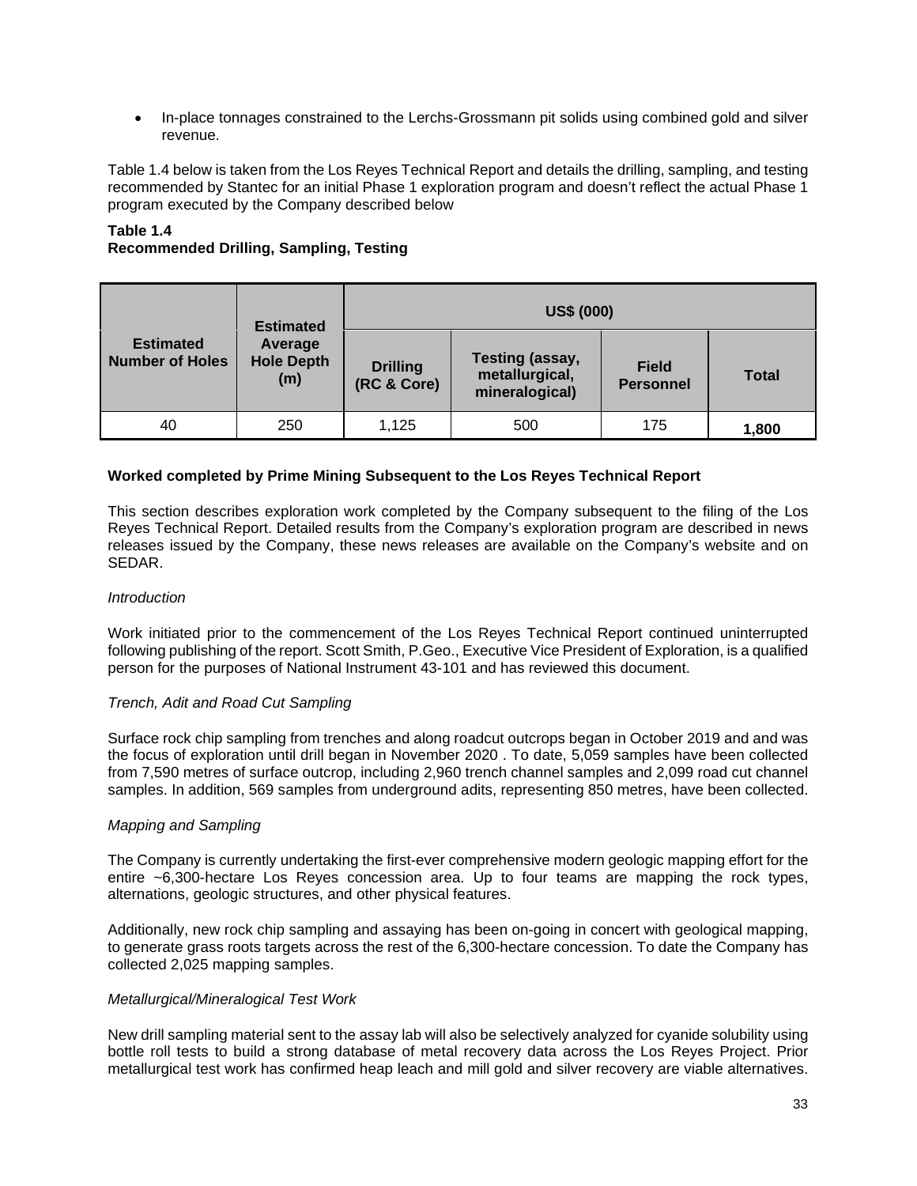- In-place tonnages constrained to the Lerchs-Grossmann pit solids using combined gold and silver revenue.

Table 1.4 below is taken from the Los Reyes Technical Report and details the drilling, sampling, and testing recommended by Stantec for an initial Phase 1 exploration program and doesn't reflect the actual Phase 1 program executed by the Company described below

**Table 1.4**
**Recommended Drilling, Sampling, Testing**

| Estimated Number of Holes | Estimated Average Hole Depth (m) | US$ (000) | | | |
|---|---|---|---|---|---|
| | | Drilling (RC & Core) | Testing (assay, metallurgical, mineralogical) | Field Personnel | Total |
| 40 | 250 | 1,125 | 500 | 175 | **1,800** |

**Worked completed by Prime Mining Subsequent to the Los Reyes Technical Report**

This section describes exploration work completed by the Company subsequent to the filing of the Los Reyes Technical Report. Detailed results from the Company's exploration program are described in news releases issued by the Company, these news releases are available on the Company's website and on SEDAR.

*Introduction*

Work initiated prior to the commencement of the Los Reyes Technical Report continued uninterrupted following publishing of the report. Scott Smith, P.Geo., Executive Vice President of Exploration, is a qualified person for the purposes of National Instrument 43-101 and has reviewed this document.

*Trench, Adit and Road Cut Sampling*

Surface rock chip sampling from trenches and along roadcut outcrops began in October 2019 and and was the focus of exploration until drill began in November 2020 . To date, 5,059 samples have been collected from 7,590 metres of surface outcrop, including 2,960 trench channel samples and 2,099 road cut channel samples. In addition, 569 samples from underground adits, representing 850 metres, have been collected.

*Mapping and Sampling*

The Company is currently undertaking the first-ever comprehensive modern geologic mapping effort for the entire ~6,300-hectare Los Reyes concession area. Up to four teams are mapping the rock types, alternations, geologic structures, and other physical features.

Additionally, new rock chip sampling and assaying has been on-going in concert with geological mapping, to generate grass roots targets across the rest of the 6,300-hectare concession. To date the Company has collected 2,025 mapping samples.

*Metallurgical/Mineralogical Test Work*

New drill sampling material sent to the assay lab will also be selectively analyzed for cyanide solubility using bottle roll tests to build a strong database of metal recovery data across the Los Reyes Project. Prior metallurgical test work has confirmed heap leach and mill gold and silver recovery are viable alternatives.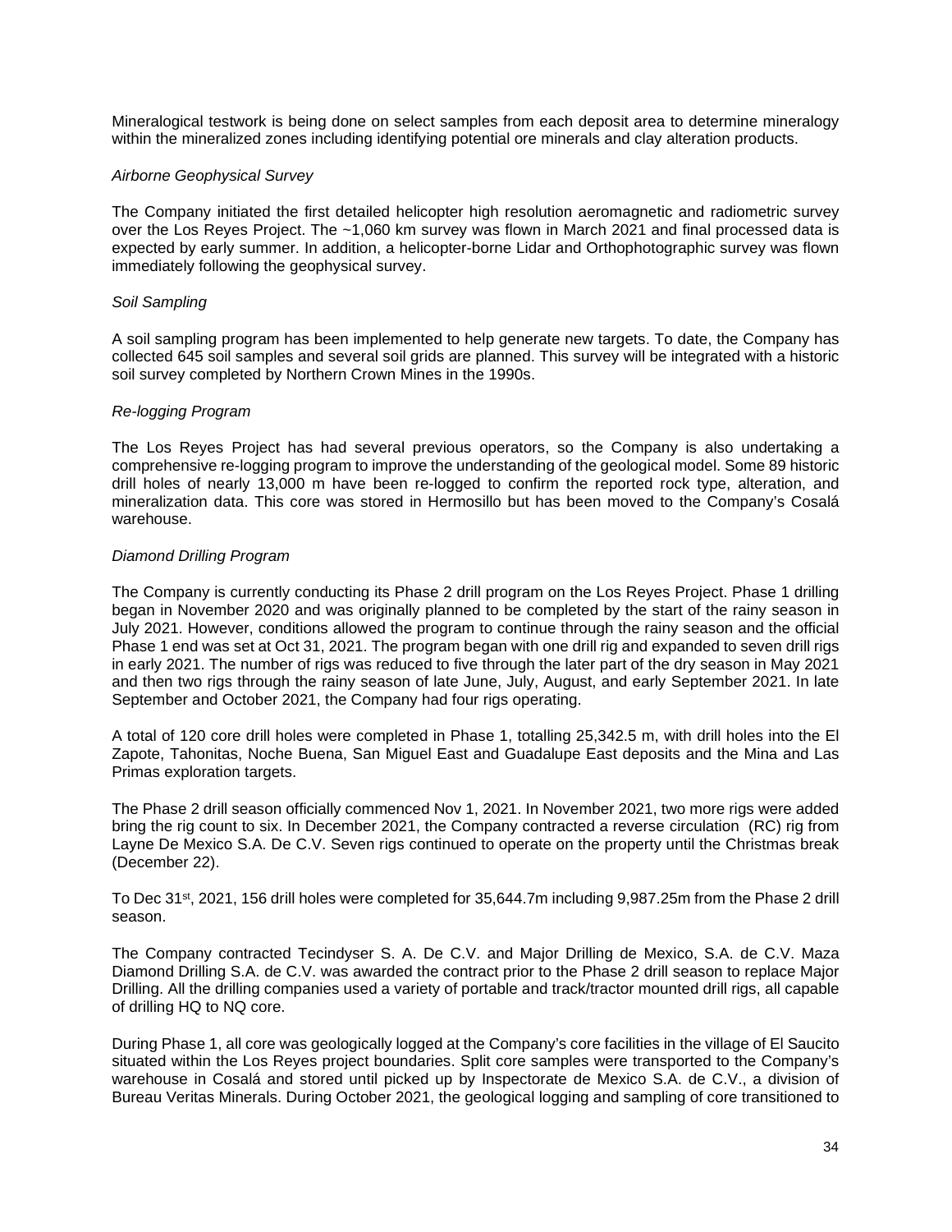Mineralogical testwork is being done on select samples from each deposit area to determine mineralogy within the mineralized zones including identifying potential ore minerals and clay alteration products.

*Airborne Geophysical Survey*

The Company initiated the first detailed helicopter high resolution aeromagnetic and radiometric survey over the Los Reyes Project. The ~1,060 km survey was flown in March 2021 and final processed data is expected by early summer. In addition, a helicopter-borne Lidar and Orthophotographic survey was flown immediately following the geophysical survey.

*Soil Sampling*

A soil sampling program has been implemented to help generate new targets. To date, the Company has collected 645 soil samples and several soil grids are planned. This survey will be integrated with a historic soil survey completed by Northern Crown Mines in the 1990s.

*Re-logging Program*

The Los Reyes Project has had several previous operators, so the Company is also undertaking a comprehensive re-logging program to improve the understanding of the geological model. Some 89 historic drill holes of nearly 13,000 m have been re-logged to confirm the reported rock type, alteration, and mineralization data. This core was stored in Hermosillo but has been moved to the Company's Cosalá warehouse.

*Diamond Drilling Program*

The Company is currently conducting its Phase 2 drill program on the Los Reyes Project. Phase 1 drilling began in November 2020 and was originally planned to be completed by the start of the rainy season in July 2021. However, conditions allowed the program to continue through the rainy season and the official Phase 1 end was set at Oct 31, 2021. The program began with one drill rig and expanded to seven drill rigs in early 2021. The number of rigs was reduced to five through the later part of the dry season in May 2021 and then two rigs through the rainy season of late June, July, August, and early September 2021. In late September and October 2021, the Company had four rigs operating.

A total of 120 core drill holes were completed in Phase 1, totalling 25,342.5 m, with drill holes into the El Zapote, Tahonitas, Noche Buena, San Miguel East and Guadalupe East deposits and the Mina and Las Primas exploration targets.

The Phase 2 drill season officially commenced Nov 1, 2021. In November 2021, two more rigs were added bring the rig count to six. In December 2021, the Company contracted a reverse circulation (RC) rig from Layne De Mexico S.A. De C.V. Seven rigs continued to operate on the property until the Christmas break (December 22).

To Dec 31st, 2021, 156 drill holes were completed for 35,644.7m including 9,987.25m from the Phase 2 drill season.

The Company contracted Tecindyser S. A. De C.V. and Major Drilling de Mexico, S.A. de C.V. Maza Diamond Drilling S.A. de C.V. was awarded the contract prior to the Phase 2 drill season to replace Major Drilling. All the drilling companies used a variety of portable and track/tractor mounted drill rigs, all capable of drilling HQ to NQ core.

During Phase 1, all core was geologically logged at the Company's core facilities in the village of El Saucito situated within the Los Reyes project boundaries. Split core samples were transported to the Company's warehouse in Cosalá and stored until picked up by Inspectorate de Mexico S.A. de C.V., a division of Bureau Veritas Minerals. During October 2021, the geological logging and sampling of core transitioned to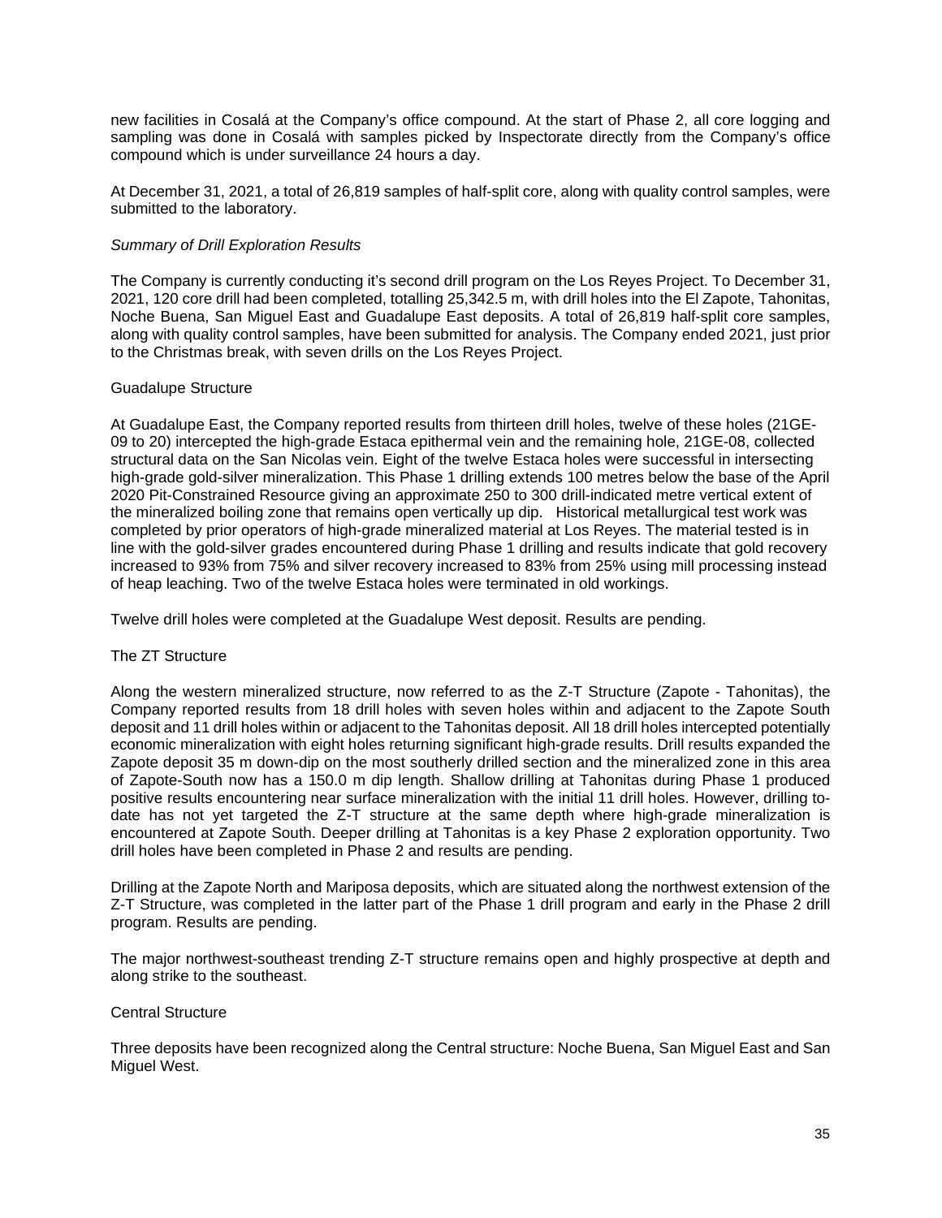new facilities in Cosalá at the Company's office compound. At the start of Phase 2, all core logging and sampling was done in Cosalá with samples picked by Inspectorate directly from the Company's office compound which is under surveillance 24 hours a day.

At December 31, 2021, a total of 26,819 samples of half-split core, along with quality control samples, were submitted to the laboratory.

*Summary of Drill Exploration Results*

The Company is currently conducting it's second drill program on the Los Reyes Project. To December 31, 2021, 120 core drill had been completed, totalling 25,342.5 m, with drill holes into the El Zapote, Tahonitas, Noche Buena, San Miguel East and Guadalupe East deposits. A total of 26,819 half-split core samples, along with quality control samples, have been submitted for analysis. The Company ended 2021, just prior to the Christmas break, with seven drills on the Los Reyes Project.

Guadalupe Structure

At Guadalupe East, the Company reported results from thirteen drill holes, twelve of these holes (21GE-09 to 20) intercepted the high-grade Estaca epithermal vein and the remaining hole, 21GE-08, collected structural data on the San Nicolas vein. Eight of the twelve Estaca holes were successful in intersecting high-grade gold-silver mineralization. This Phase 1 drilling extends 100 metres below the base of the April 2020 Pit-Constrained Resource giving an approximate 250 to 300 drill-indicated metre vertical extent of the mineralized boiling zone that remains open vertically up dip. Historical metallurgical test work was completed by prior operators of high-grade mineralized material at Los Reyes. The material tested is in line with the gold-silver grades encountered during Phase 1 drilling and results indicate that gold recovery increased to 93% from 75% and silver recovery increased to 83% from 25% using mill processing instead of heap leaching. Two of the twelve Estaca holes were terminated in old workings.

Twelve drill holes were completed at the Guadalupe West deposit. Results are pending.

The ZT Structure

Along the western mineralized structure, now referred to as the Z-T Structure (Zapote - Tahonitas), the Company reported results from 18 drill holes with seven holes within and adjacent to the Zapote South deposit and 11 drill holes within or adjacent to the Tahonitas deposit. All 18 drill holes intercepted potentially economic mineralization with eight holes returning significant high-grade results. Drill results expanded the Zapote deposit 35 m down-dip on the most southerly drilled section and the mineralized zone in this area of Zapote-South now has a 150.0 m dip length. Shallow drilling at Tahonitas during Phase 1 produced positive results encountering near surface mineralization with the initial 11 drill holes. However, drilling to-date has not yet targeted the Z-T structure at the same depth where high-grade mineralization is encountered at Zapote South. Deeper drilling at Tahonitas is a key Phase 2 exploration opportunity. Two drill holes have been completed in Phase 2 and results are pending.

Drilling at the Zapote North and Mariposa deposits, which are situated along the northwest extension of the Z-T Structure, was completed in the latter part of the Phase 1 drill program and early in the Phase 2 drill program. Results are pending.

The major northwest-southeast trending Z-T structure remains open and highly prospective at depth and along strike to the southeast.

Central Structure

Three deposits have been recognized along the Central structure: Noche Buena, San Miguel East and San Miguel West.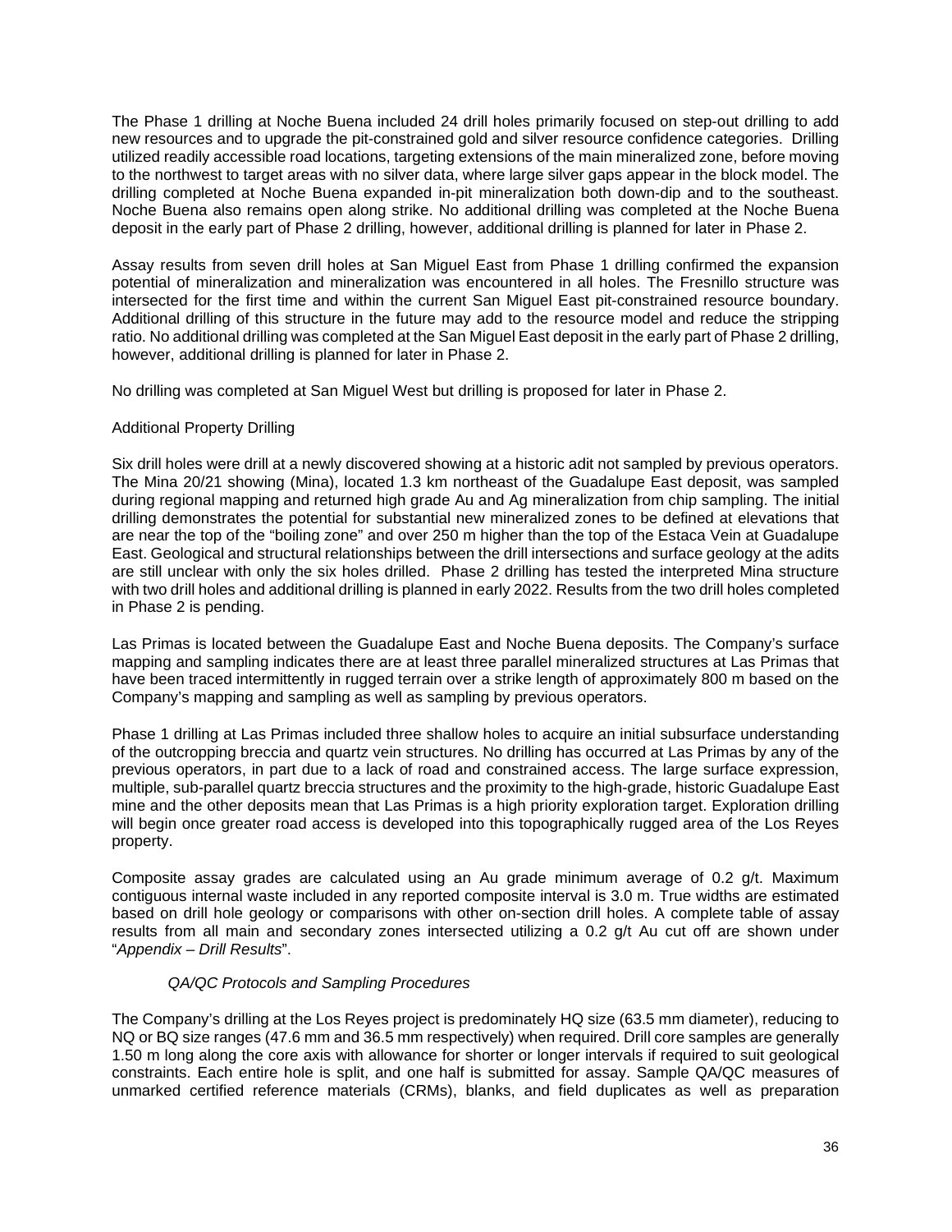The Phase 1 drilling at Noche Buena included 24 drill holes primarily focused on step-out drilling to add new resources and to upgrade the pit-constrained gold and silver resource confidence categories. Drilling utilized readily accessible road locations, targeting extensions of the main mineralized zone, before moving to the northwest to target areas with no silver data, where large silver gaps appear in the block model. The drilling completed at Noche Buena expanded in-pit mineralization both down-dip and to the southeast. Noche Buena also remains open along strike. No additional drilling was completed at the Noche Buena deposit in the early part of Phase 2 drilling, however, additional drilling is planned for later in Phase 2.

Assay results from seven drill holes at San Miguel East from Phase 1 drilling confirmed the expansion potential of mineralization and mineralization was encountered in all holes. The Fresnillo structure was intersected for the first time and within the current San Miguel East pit-constrained resource boundary. Additional drilling of this structure in the future may add to the resource model and reduce the stripping ratio. No additional drilling was completed at the San Miguel East deposit in the early part of Phase 2 drilling, however, additional drilling is planned for later in Phase 2.

No drilling was completed at San Miguel West but drilling is proposed for later in Phase 2.

Additional Property Drilling

Six drill holes were drill at a newly discovered showing at a historic adit not sampled by previous operators. The Mina 20/21 showing (Mina), located 1.3 km northeast of the Guadalupe East deposit, was sampled during regional mapping and returned high grade Au and Ag mineralization from chip sampling. The initial drilling demonstrates the potential for substantial new mineralized zones to be defined at elevations that are near the top of the "boiling zone" and over 250 m higher than the top of the Estaca Vein at Guadalupe East. Geological and structural relationships between the drill intersections and surface geology at the adits are still unclear with only the six holes drilled. Phase 2 drilling has tested the interpreted Mina structure with two drill holes and additional drilling is planned in early 2022. Results from the two drill holes completed in Phase 2 is pending.

Las Primas is located between the Guadalupe East and Noche Buena deposits. The Company's surface mapping and sampling indicates there are at least three parallel mineralized structures at Las Primas that have been traced intermittently in rugged terrain over a strike length of approximately 800 m based on the Company's mapping and sampling as well as sampling by previous operators.

Phase 1 drilling at Las Primas included three shallow holes to acquire an initial subsurface understanding of the outcropping breccia and quartz vein structures. No drilling has occurred at Las Primas by any of the previous operators, in part due to a lack of road and constrained access. The large surface expression, multiple, sub-parallel quartz breccia structures and the proximity to the high-grade, historic Guadalupe East mine and the other deposits mean that Las Primas is a high priority exploration target. Exploration drilling will begin once greater road access is developed into this topographically rugged area of the Los Reyes property.

Composite assay grades are calculated using an Au grade minimum average of 0.2 g/t. Maximum contiguous internal waste included in any reported composite interval is 3.0 m. True widths are estimated based on drill hole geology or comparisons with other on-section drill holes. A complete table of assay results from all main and secondary zones intersected utilizing a 0.2 g/t Au cut off are shown under "*Appendix – Drill Results*".

*QA/QC Protocols and Sampling Procedures*

The Company's drilling at the Los Reyes project is predominately HQ size (63.5 mm diameter), reducing to NQ or BQ size ranges (47.6 mm and 36.5 mm respectively) when required. Drill core samples are generally 1.50 m long along the core axis with allowance for shorter or longer intervals if required to suit geological constraints. Each entire hole is split, and one half is submitted for assay. Sample QA/QC measures of unmarked certified reference materials (CRMs), blanks, and field duplicates as well as preparation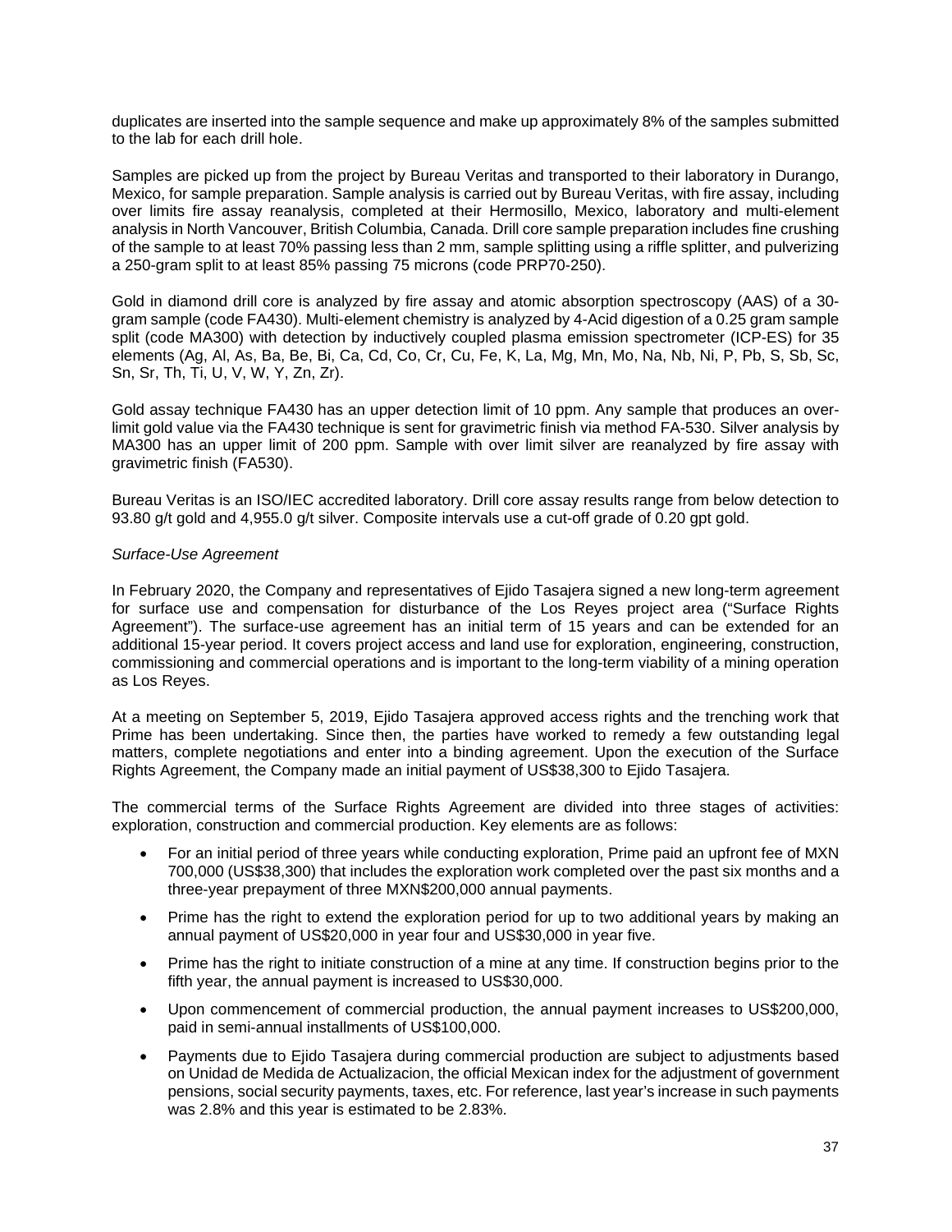duplicates are inserted into the sample sequence and make up approximately 8% of the samples submitted to the lab for each drill hole.

Samples are picked up from the project by Bureau Veritas and transported to their laboratory in Durango, Mexico, for sample preparation. Sample analysis is carried out by Bureau Veritas, with fire assay, including over limits fire assay reanalysis, completed at their Hermosillo, Mexico, laboratory and multi-element analysis in North Vancouver, British Columbia, Canada. Drill core sample preparation includes fine crushing of the sample to at least 70% passing less than 2 mm, sample splitting using a riffle splitter, and pulverizing a 250-gram split to at least 85% passing 75 microns (code PRP70-250).

Gold in diamond drill core is analyzed by fire assay and atomic absorption spectroscopy (AAS) of a 30-gram sample (code FA430). Multi-element chemistry is analyzed by 4-Acid digestion of a 0.25 gram sample split (code MA300) with detection by inductively coupled plasma emission spectrometer (ICP-ES) for 35 elements (Ag, Al, As, Ba, Be, Bi, Ca, Cd, Co, Cr, Cu, Fe, K, La, Mg, Mn, Mo, Na, Nb, Ni, P, Pb, S, Sb, Sc, Sn, Sr, Th, Ti, U, V, W, Y, Zn, Zr).

Gold assay technique FA430 has an upper detection limit of 10 ppm. Any sample that produces an over-limit gold value via the FA430 technique is sent for gravimetric finish via method FA-530. Silver analysis by MA300 has an upper limit of 200 ppm. Sample with over limit silver are reanalyzed by fire assay with gravimetric finish (FA530).

Bureau Veritas is an ISO/IEC accredited laboratory. Drill core assay results range from below detection to 93.80 g/t gold and 4,955.0 g/t silver. Composite intervals use a cut-off grade of 0.20 gpt gold.

*Surface-Use Agreement*

In February 2020, the Company and representatives of Ejido Tasajera signed a new long-term agreement for surface use and compensation for disturbance of the Los Reyes project area ("Surface Rights Agreement"). The surface-use agreement has an initial term of 15 years and can be extended for an additional 15-year period. It covers project access and land use for exploration, engineering, construction, commissioning and commercial operations and is important to the long-term viability of a mining operation as Los Reyes.

At a meeting on September 5, 2019, Ejido Tasajera approved access rights and the trenching work that Prime has been undertaking. Since then, the parties have worked to remedy a few outstanding legal matters, complete negotiations and enter into a binding agreement. Upon the execution of the Surface Rights Agreement, the Company made an initial payment of US$38,300 to Ejido Tasajera.

The commercial terms of the Surface Rights Agreement are divided into three stages of activities: exploration, construction and commercial production. Key elements are as follows:

- For an initial period of three years while conducting exploration, Prime paid an upfront fee of MXN 700,000 (US$38,300) that includes the exploration work completed over the past six months and a three-year prepayment of three MXN$200,000 annual payments.
- Prime has the right to extend the exploration period for up to two additional years by making an annual payment of US$20,000 in year four and US$30,000 in year five.
- Prime has the right to initiate construction of a mine at any time. If construction begins prior to the fifth year, the annual payment is increased to US$30,000.
- Upon commencement of commercial production, the annual payment increases to US$200,000, paid in semi-annual installments of US$100,000.
- Payments due to Ejido Tasajera during commercial production are subject to adjustments based on Unidad de Medida de Actualizacion, the official Mexican index for the adjustment of government pensions, social security payments, taxes, etc. For reference, last year's increase in such payments was 2.8% and this year is estimated to be 2.83%.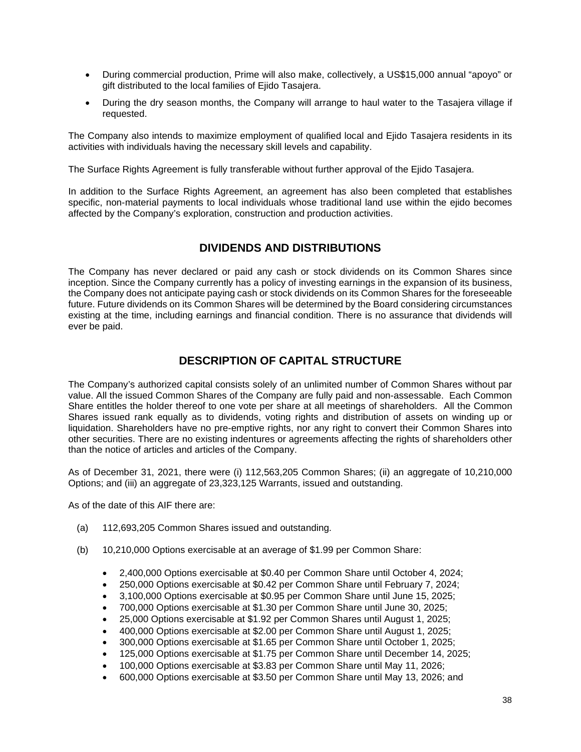- During commercial production, Prime will also make, collectively, a US$15,000 annual "apoyo" or gift distributed to the local families of Ejido Tasajera.
- During the dry season months, the Company will arrange to haul water to the Tasajera village if requested.

The Company also intends to maximize employment of qualified local and Ejido Tasajera residents in its activities with individuals having the necessary skill levels and capability.

The Surface Rights Agreement is fully transferable without further approval of the Ejido Tasajera.

In addition to the Surface Rights Agreement, an agreement has also been completed that establishes specific, non-material payments to local individuals whose traditional land use within the ejido becomes affected by the Company's exploration, construction and production activities.

## DIVIDENDS AND DISTRIBUTIONS

The Company has never declared or paid any cash or stock dividends on its Common Shares since inception. Since the Company currently has a policy of investing earnings in the expansion of its business, the Company does not anticipate paying cash or stock dividends on its Common Shares for the foreseeable future. Future dividends on its Common Shares will be determined by the Board considering circumstances existing at the time, including earnings and financial condition. There is no assurance that dividends will ever be paid.

## DESCRIPTION OF CAPITAL STRUCTURE

The Company's authorized capital consists solely of an unlimited number of Common Shares without par value. All the issued Common Shares of the Company are fully paid and non-assessable. Each Common Share entitles the holder thereof to one vote per share at all meetings of shareholders. All the Common Shares issued rank equally as to dividends, voting rights and distribution of assets on winding up or liquidation. Shareholders have no pre-emptive rights, nor any right to convert their Common Shares into other securities. There are no existing indentures or agreements affecting the rights of shareholders other than the notice of articles and articles of the Company.

As of December 31, 2021, there were (i) 112,563,205 Common Shares; (ii) an aggregate of 10,210,000 Options; and (iii) an aggregate of 23,323,125 Warrants, issued and outstanding.

As of the date of this AIF there are:

(a) 112,693,205 Common Shares issued and outstanding.

(b) 10,210,000 Options exercisable at an average of $1.99 per Common Share:

- 2,400,000 Options exercisable at $0.40 per Common Share until October 4, 2024;
- 250,000 Options exercisable at $0.42 per Common Share until February 7, 2024;
- 3,100,000 Options exercisable at $0.95 per Common Share until June 15, 2025;
- 700,000 Options exercisable at $1.30 per Common Share until June 30, 2025;
- 25,000 Options exercisable at $1.92 per Common Shares until August 1, 2025;
- 400,000 Options exercisable at $2.00 per Common Share until August 1, 2025;
- 300,000 Options exercisable at $1.65 per Common Share until October 1, 2025;
- 125,000 Options exercisable at $1.75 per Common Share until December 14, 2025;
- 100,000 Options exercisable at $3.83 per Common Share until May 11, 2026;
- 600,000 Options exercisable at $3.50 per Common Share until May 13, 2026; and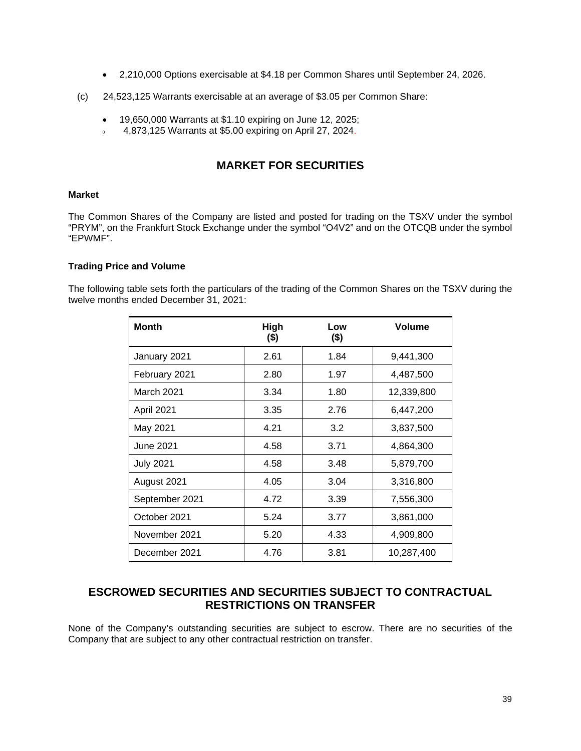- 2,210,000 Options exercisable at $4.18 per Common Shares until September 24, 2026.

(c) 24,523,125 Warrants exercisable at an average of $3.05 per Common Share:

- 19,650,000 Warrants at $1.10 expiring on June 12, 2025;
- 4,873,125 Warrants at $5.00 expiring on April 27, 2024.

## MARKET FOR SECURITIES

**Market**

The Common Shares of the Company are listed and posted for trading on the TSXV under the symbol "PRYM", on the Frankfurt Stock Exchange under the symbol "O4V2" and on the OTCQB under the symbol "EPWMF".

**Trading Price and Volume**

The following table sets forth the particulars of the trading of the Common Shares on the TSXV during the twelve months ended December 31, 2021:

| Month | High ($) | Low ($) | Volume |
|---|---|---|---|
| January 2021 | 2.61 | 1.84 | 9,441,300 |
| February 2021 | 2.80 | 1.97 | 4,487,500 |
| March 2021 | 3.34 | 1.80 | 12,339,800 |
| April 2021 | 3.35 | 2.76 | 6,447,200 |
| May 2021 | 4.21 | 3.2 | 3,837,500 |
| June 2021 | 4.58 | 3.71 | 4,864,300 |
| July 2021 | 4.58 | 3.48 | 5,879,700 |
| August 2021 | 4.05 | 3.04 | 3,316,800 |
| September 2021 | 4.72 | 3.39 | 7,556,300 |
| October 2021 | 5.24 | 3.77 | 3,861,000 |
| November 2021 | 5.20 | 4.33 | 4,909,800 |
| December 2021 | 4.76 | 3.81 | 10,287,400 |

## ESCROWED SECURITIES AND SECURITIES SUBJECT TO CONTRACTUAL RESTRICTIONS ON TRANSFER

None of the Company's outstanding securities are subject to escrow. There are no securities of the Company that are subject to any other contractual restriction on transfer.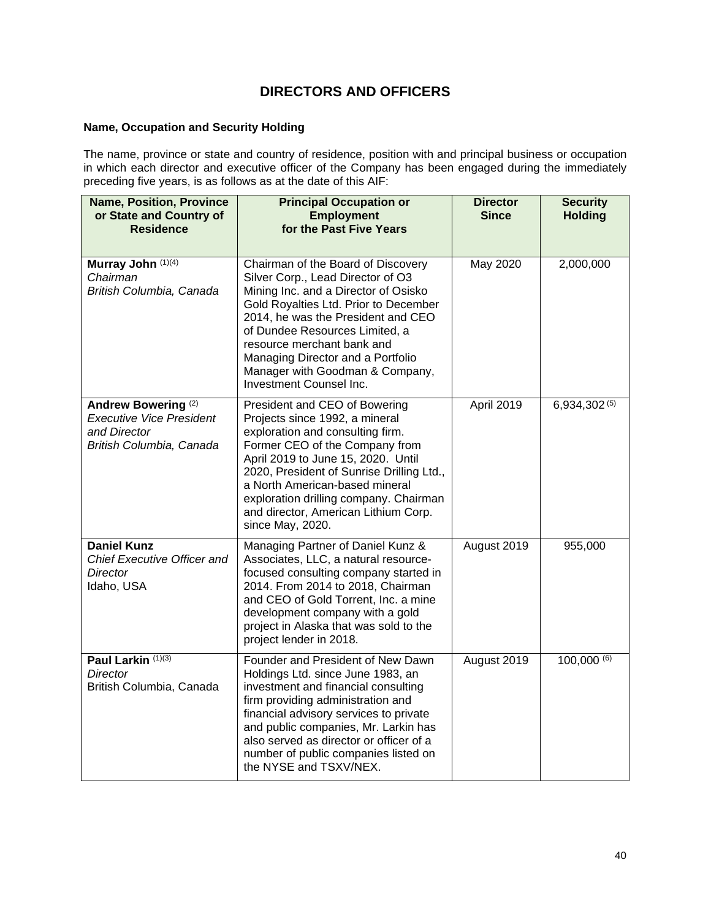# DIRECTORS AND OFFICERS

### Name, Occupation and Security Holding

The name, province or state and country of residence, position with and principal business or occupation in which each director and executive officer of the Company has been engaged during the immediately preceding five years, is as follows as at the date of this AIF:

| Name, Position, Province or State and Country of Residence | Principal Occupation or Employment for the Past Five Years | Director Since | Security Holding |
|---|---|---|---|
| **Murray John** (1)(4)<br>*Chairman*<br>*British Columbia, Canada* | Chairman of the Board of Discovery Silver Corp., Lead Director of O3 Mining Inc. and a Director of Osisko Gold Royalties Ltd. Prior to December 2014, he was the President and CEO of Dundee Resources Limited, a resource merchant bank and Managing Director and a Portfolio Manager with Goodman & Company, Investment Counsel Inc. | May 2020 | 2,000,000 |
| **Andrew Bowering** (2)<br>*Executive Vice President and Director*<br>*British Columbia, Canada* | President and CEO of Bowering Projects since 1992, a mineral exploration and consulting firm. Former CEO of the Company from April 2019 to June 15, 2020. Until 2020, President of Sunrise Drilling Ltd., a North American-based mineral exploration drilling company. Chairman and director, American Lithium Corp. since May, 2020. | April 2019 | 6,934,302 (5) |
| **Daniel Kunz**<br>*Chief Executive Officer and Director*<br>Idaho, USA | Managing Partner of Daniel Kunz & Associates, LLC, a natural resource-focused consulting company started in 2014. From 2014 to 2018, Chairman and CEO of Gold Torrent, Inc. a mine development company with a gold project in Alaska that was sold to the project lender in 2018. | August 2019 | 955,000 |
| **Paul Larkin** (1)(3)<br>*Director*<br>British Columbia, Canada | Founder and President of New Dawn Holdings Ltd. since June 1983, an investment and financial consulting firm providing administration and financial advisory services to private and public companies, Mr. Larkin has also served as director or officer of a number of public companies listed on the NYSE and TSXV/NEX. | August 2019 | 100,000 (6) |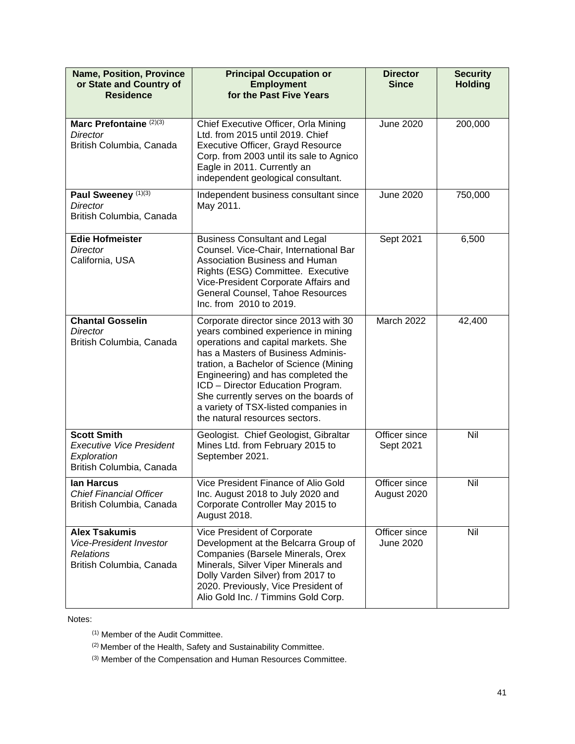| Name, Position, Province or State and Country of Residence | Principal Occupation or Employment for the Past Five Years | Director Since | Security Holding |
|---|---|---|---|
| **Marc Prefontaine** (2)(3)<br>*Director*<br>British Columbia, Canada | Chief Executive Officer, Orla Mining Ltd. from 2015 until 2019. Chief Executive Officer, Grayd Resource Corp. from 2003 until its sale to Agnico Eagle in 2011. Currently an independent geological consultant. | June 2020 | 200,000 |
| **Paul Sweeney** (1)(3)<br>*Director*<br>British Columbia, Canada | Independent business consultant since May 2011. | June 2020 | 750,000 |
| **Edie Hofmeister**<br>*Director*<br>California, USA | Business Consultant and Legal Counsel. Vice-Chair, International Bar Association Business and Human Rights (ESG) Committee. Executive Vice-President Corporate Affairs and General Counsel, Tahoe Resources Inc. from 2010 to 2019. | Sept 2021 | 6,500 |
| **Chantal Gosselin**<br>*Director*<br>British Columbia, Canada | Corporate director since 2013 with 30 years combined experience in mining operations and capital markets. She has a Masters of Business Administration, a Bachelor of Science (Mining Engineering) and has completed the ICD – Director Education Program. She currently serves on the boards of a variety of TSX-listed companies in the natural resources sectors. | March 2022 | 42,400 |
| **Scott Smith**<br>*Executive Vice President Exploration*<br>British Columbia, Canada | Geologist. Chief Geologist, Gibraltar Mines Ltd. from February 2015 to September 2021. | Officer since Sept 2021 | Nil |
| **Ian Harcus**<br>*Chief Financial Officer*<br>British Columbia, Canada | Vice President Finance of Alio Gold Inc. August 2018 to July 2020 and Corporate Controller May 2015 to August 2018. | Officer since August 2020 | Nil |
| **Alex Tsakumis**<br>*Vice-President Investor Relations*<br>British Columbia, Canada | Vice President of Corporate Development at the Belcarra Group of Companies (Barsele Minerals, Orex Minerals, Silver Viper Minerals and Dolly Varden Silver) from 2017 to 2020. Previously, Vice President of Alio Gold Inc. / Timmins Gold Corp. | Officer since June 2020 | Nil |

Notes:

(1) Member of the Audit Committee.

(2) Member of the Health, Safety and Sustainability Committee.

(3) Member of the Compensation and Human Resources Committee.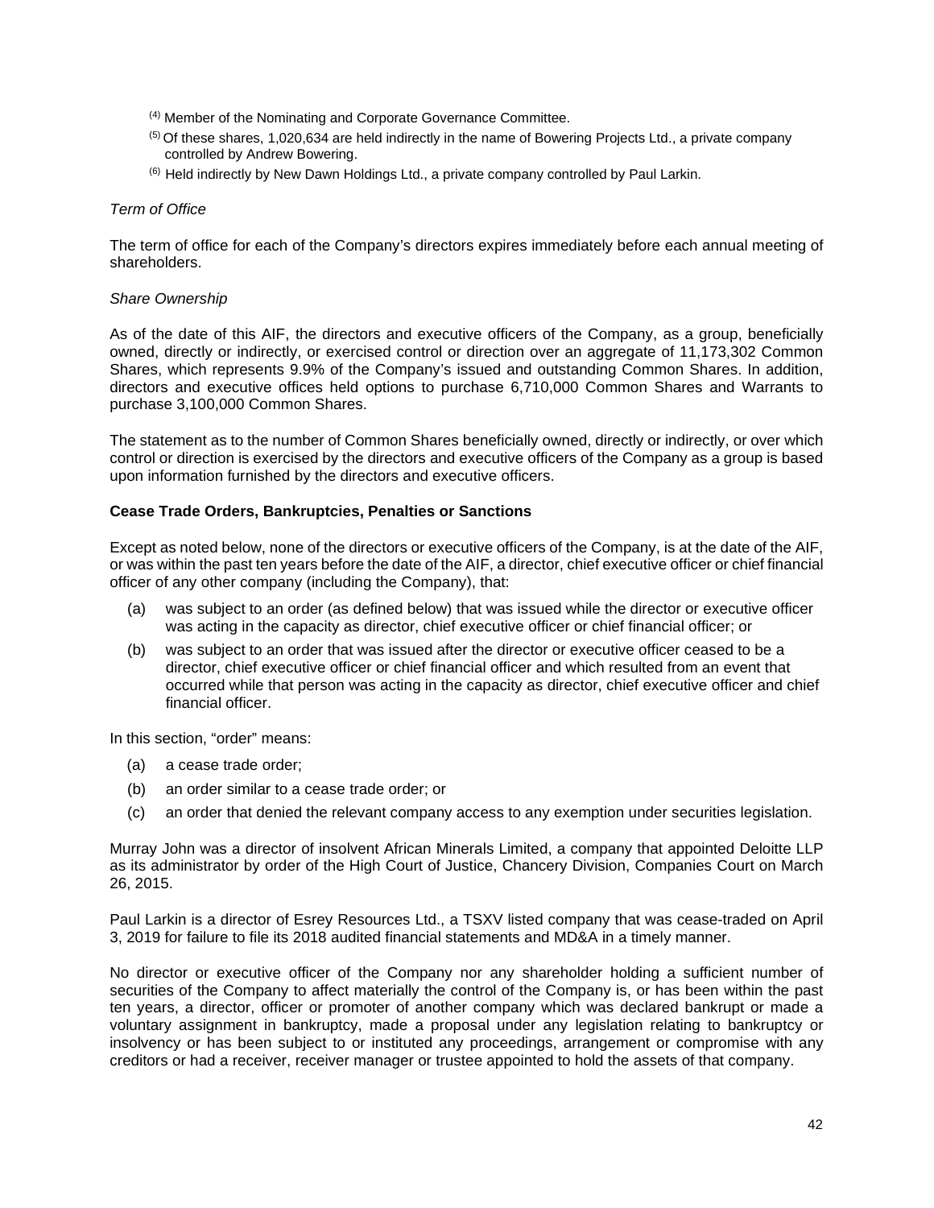[4] Member of the Nominating and Corporate Governance Committee.

[5] Of these shares, 1,020,634 are held indirectly in the name of Bowering Projects Ltd., a private company controlled by Andrew Bowering.

[6] Held indirectly by New Dawn Holdings Ltd., a private company controlled by Paul Larkin.

*Term of Office*

The term of office for each of the Company's directors expires immediately before each annual meeting of shareholders.

*Share Ownership*

As of the date of this AIF, the directors and executive officers of the Company, as a group, beneficially owned, directly or indirectly, or exercised control or direction over an aggregate of 11,173,302 Common Shares, which represents 9.9% of the Company's issued and outstanding Common Shares. In addition, directors and executive offices held options to purchase 6,710,000 Common Shares and Warrants to purchase 3,100,000 Common Shares.

The statement as to the number of Common Shares beneficially owned, directly or indirectly, or over which control or direction is exercised by the directors and executive officers of the Company as a group is based upon information furnished by the directors and executive officers.

**Cease Trade Orders, Bankruptcies, Penalties or Sanctions**

Except as noted below, none of the directors or executive officers of the Company, is at the date of the AIF, or was within the past ten years before the date of the AIF, a director, chief executive officer or chief financial officer of any other company (including the Company), that:

(a) was subject to an order (as defined below) that was issued while the director or executive officer was acting in the capacity as director, chief executive officer or chief financial officer; or

(b) was subject to an order that was issued after the director or executive officer ceased to be a director, chief executive officer or chief financial officer and which resulted from an event that occurred while that person was acting in the capacity as director, chief executive officer and chief financial officer.

In this section, "order" means:

(a) a cease trade order;

(b) an order similar to a cease trade order; or

(c) an order that denied the relevant company access to any exemption under securities legislation.

Murray John was a director of insolvent African Minerals Limited, a company that appointed Deloitte LLP as its administrator by order of the High Court of Justice, Chancery Division, Companies Court on March 26, 2015.

Paul Larkin is a director of Esrey Resources Ltd., a TSXV listed company that was cease-traded on April 3, 2019 for failure to file its 2018 audited financial statements and MD&A in a timely manner.

No director or executive officer of the Company nor any shareholder holding a sufficient number of securities of the Company to affect materially the control of the Company is, or has been within the past ten years, a director, officer or promoter of another company which was declared bankrupt or made a voluntary assignment in bankruptcy, made a proposal under any legislation relating to bankruptcy or insolvency or has been subject to or instituted any proceedings, arrangement or compromise with any creditors or had a receiver, receiver manager or trustee appointed to hold the assets of that company.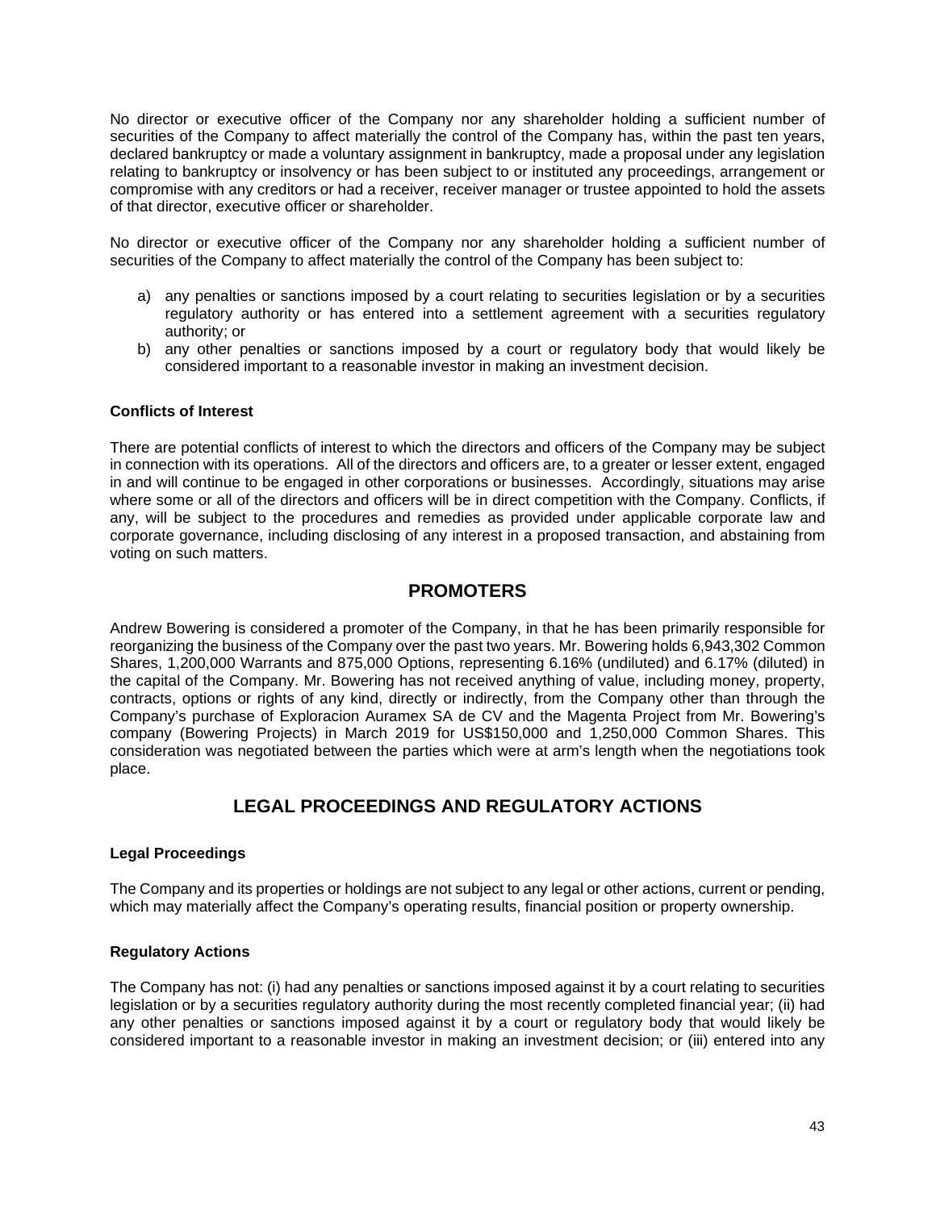No director or executive officer of the Company nor any shareholder holding a sufficient number of securities of the Company to affect materially the control of the Company has, within the past ten years, declared bankruptcy or made a voluntary assignment in bankruptcy, made a proposal under any legislation relating to bankruptcy or insolvency or has been subject to or instituted any proceedings, arrangement or compromise with any creditors or had a receiver, receiver manager or trustee appointed to hold the assets of that director, executive officer or shareholder.

No director or executive officer of the Company nor any shareholder holding a sufficient number of securities of the Company to affect materially the control of the Company has been subject to:

a) any penalties or sanctions imposed by a court relating to securities legislation or by a securities regulatory authority or has entered into a settlement agreement with a securities regulatory authority; or
b) any other penalties or sanctions imposed by a court or regulatory body that would likely be considered important to a reasonable investor in making an investment decision.

**Conflicts of Interest**

There are potential conflicts of interest to which the directors and officers of the Company may be subject in connection with its operations. All of the directors and officers are, to a greater or lesser extent, engaged in and will continue to be engaged in other corporations or businesses. Accordingly, situations may arise where some or all of the directors and officers will be in direct competition with the Company. Conflicts, if any, will be subject to the procedures and remedies as provided under applicable corporate law and corporate governance, including disclosing of any interest in a proposed transaction, and abstaining from voting on such matters.

## PROMOTERS

Andrew Bowering is considered a promoter of the Company, in that he has been primarily responsible for reorganizing the business of the Company over the past two years. Mr. Bowering holds 6,943,302 Common Shares, 1,200,000 Warrants and 875,000 Options, representing 6.16% (undiluted) and 6.17% (diluted) in the capital of the Company. Mr. Bowering has not received anything of value, including money, property, contracts, options or rights of any kind, directly or indirectly, from the Company other than through the Company's purchase of Exploracion Auramex SA de CV and the Magenta Project from Mr. Bowering's company (Bowering Projects) in March 2019 for US$150,000 and 1,250,000 Common Shares. This consideration was negotiated between the parties which were at arm's length when the negotiations took place.

## LEGAL PROCEEDINGS AND REGULATORY ACTIONS

**Legal Proceedings**

The Company and its properties or holdings are not subject to any legal or other actions, current or pending, which may materially affect the Company's operating results, financial position or property ownership.

**Regulatory Actions**

The Company has not: (i) had any penalties or sanctions imposed against it by a court relating to securities legislation or by a securities regulatory authority during the most recently completed financial year; (ii) had any other penalties or sanctions imposed against it by a court or regulatory body that would likely be considered important to a reasonable investor in making an investment decision; or (iii) entered into any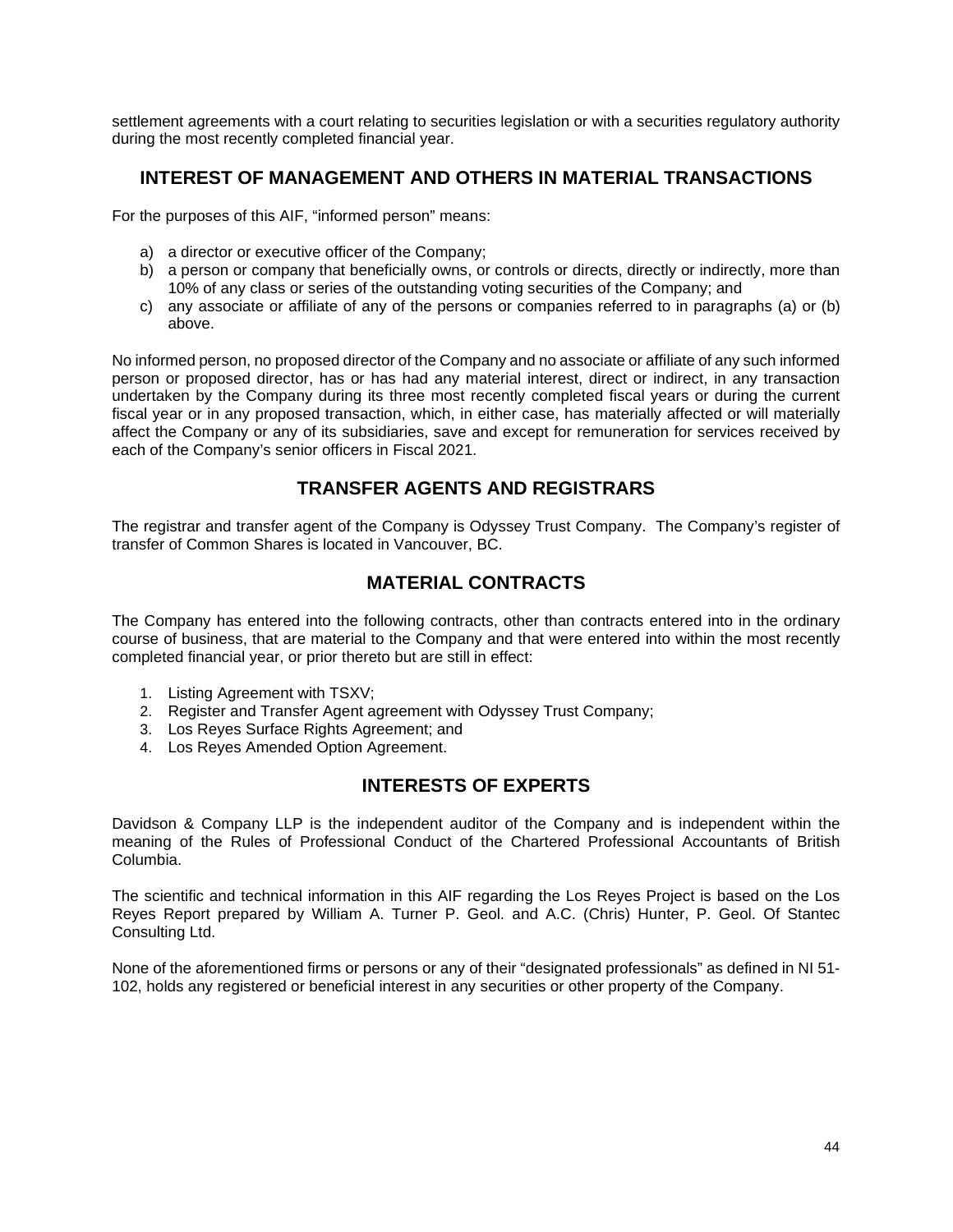settlement agreements with a court relating to securities legislation or with a securities regulatory authority during the most recently completed financial year.

## INTEREST OF MANAGEMENT AND OTHERS IN MATERIAL TRANSACTIONS

For the purposes of this AIF, "informed person" means:

a) a director or executive officer of the Company;
b) a person or company that beneficially owns, or controls or directs, directly or indirectly, more than 10% of any class or series of the outstanding voting securities of the Company; and
c) any associate or affiliate of any of the persons or companies referred to in paragraphs (a) or (b) above.

No informed person, no proposed director of the Company and no associate or affiliate of any such informed person or proposed director, has or has had any material interest, direct or indirect, in any transaction undertaken by the Company during its three most recently completed fiscal years or during the current fiscal year or in any proposed transaction, which, in either case, has materially affected or will materially affect the Company or any of its subsidiaries, save and except for remuneration for services received by each of the Company's senior officers in Fiscal 2021.

## TRANSFER AGENTS AND REGISTRARS

The registrar and transfer agent of the Company is Odyssey Trust Company. The Company's register of transfer of Common Shares is located in Vancouver, BC.

## MATERIAL CONTRACTS

The Company has entered into the following contracts, other than contracts entered into in the ordinary course of business, that are material to the Company and that were entered into within the most recently completed financial year, or prior thereto but are still in effect:

1. Listing Agreement with TSXV;
2. Register and Transfer Agent agreement with Odyssey Trust Company;
3. Los Reyes Surface Rights Agreement; and
4. Los Reyes Amended Option Agreement.

## INTERESTS OF EXPERTS

Davidson & Company LLP is the independent auditor of the Company and is independent within the meaning of the Rules of Professional Conduct of the Chartered Professional Accountants of British Columbia.

The scientific and technical information in this AIF regarding the Los Reyes Project is based on the Los Reyes Report prepared by William A. Turner P. Geol. and A.C. (Chris) Hunter, P. Geol. Of Stantec Consulting Ltd.

None of the aforementioned firms or persons or any of their "designated professionals" as defined in NI 51-102, holds any registered or beneficial interest in any securities or other property of the Company.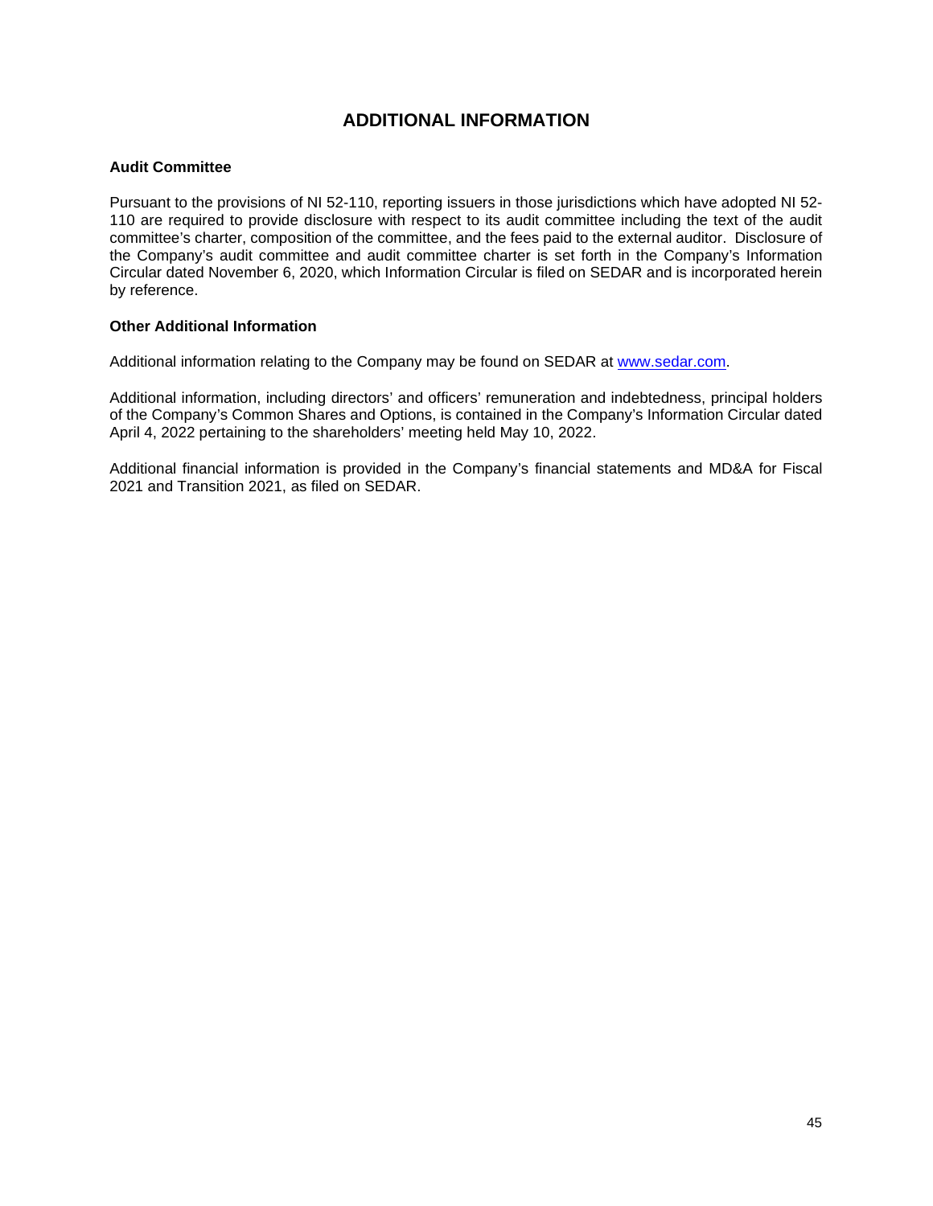# ADDITIONAL INFORMATION

### Audit Committee

Pursuant to the provisions of NI 52-110, reporting issuers in those jurisdictions which have adopted NI 52-110 are required to provide disclosure with respect to its audit committee including the text of the audit committee's charter, composition of the committee, and the fees paid to the external auditor. Disclosure of the Company's audit committee and audit committee charter is set forth in the Company's Information Circular dated November 6, 2020, which Information Circular is filed on SEDAR and is incorporated herein by reference.

### Other Additional Information

Additional information relating to the Company may be found on SEDAR at [www.sedar.com](http://www.sedar.com).

Additional information, including directors' and officers' remuneration and indebtedness, principal holders of the Company's Common Shares and Options, is contained in the Company's Information Circular dated April 4, 2022 pertaining to the shareholders' meeting held May 10, 2022.

Additional financial information is provided in the Company's financial statements and MD&A for Fiscal 2021 and Transition 2021, as filed on SEDAR.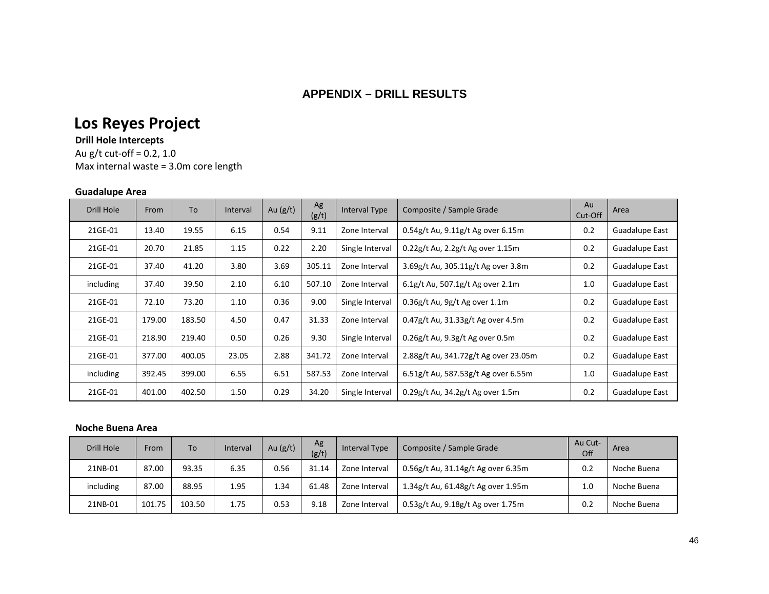## APPENDIX – DRILL RESULTS

# Los Reyes Project

**Drill Hole Intercepts**

Au g/t cut-off = 0.2, 1.0

Max internal waste = 3.0m core length

### Guadalupe Area

| Drill Hole | From | To | Interval | Au (g/t) | Ag (g/t) | Interval Type | Composite / Sample Grade | Au Cut-Off | Area |
|---|---|---|---|---|---|---|---|---|---|
| 21GE-01 | 13.40 | 19.55 | 6.15 | 0.54 | 9.11 | Zone Interval | 0.54g/t Au, 9.11g/t Ag over 6.15m | 0.2 | Guadalupe East |
| 21GE-01 | 20.70 | 21.85 | 1.15 | 0.22 | 2.20 | Single Interval | 0.22g/t Au, 2.2g/t Ag over 1.15m | 0.2 | Guadalupe East |
| 21GE-01 | 37.40 | 41.20 | 3.80 | 3.69 | 305.11 | Zone Interval | 3.69g/t Au, 305.11g/t Ag over 3.8m | 0.2 | Guadalupe East |
| including | 37.40 | 39.50 | 2.10 | 6.10 | 507.10 | Zone Interval | 6.1g/t Au, 507.1g/t Ag over 2.1m | 1.0 | Guadalupe East |
| 21GE-01 | 72.10 | 73.20 | 1.10 | 0.36 | 9.00 | Single Interval | 0.36g/t Au, 9g/t Ag over 1.1m | 0.2 | Guadalupe East |
| 21GE-01 | 179.00 | 183.50 | 4.50 | 0.47 | 31.33 | Zone Interval | 0.47g/t Au, 31.33g/t Ag over 4.5m | 0.2 | Guadalupe East |
| 21GE-01 | 218.90 | 219.40 | 0.50 | 0.26 | 9.30 | Single Interval | 0.26g/t Au, 9.3g/t Ag over 0.5m | 0.2 | Guadalupe East |
| 21GE-01 | 377.00 | 400.05 | 23.05 | 2.88 | 341.72 | Zone Interval | 2.88g/t Au, 341.72g/t Ag over 23.05m | 0.2 | Guadalupe East |
| including | 392.45 | 399.00 | 6.55 | 6.51 | 587.53 | Zone Interval | 6.51g/t Au, 587.53g/t Ag over 6.55m | 1.0 | Guadalupe East |
| 21GE-01 | 401.00 | 402.50 | 1.50 | 0.29 | 34.20 | Single Interval | 0.29g/t Au, 34.2g/t Ag over 1.5m | 0.2 | Guadalupe East |

### Noche Buena Area

| Drill Hole | From | To | Interval | Au (g/t) | Ag (g/t) | Interval Type | Composite / Sample Grade | Au Cut-Off | Area |
|---|---|---|---|---|---|---|---|---|---|
| 21NB-01 | 87.00 | 93.35 | 6.35 | 0.56 | 31.14 | Zone Interval | 0.56g/t Au, 31.14g/t Ag over 6.35m | 0.2 | Noche Buena |
| including | 87.00 | 88.95 | 1.95 | 1.34 | 61.48 | Zone Interval | 1.34g/t Au, 61.48g/t Ag over 1.95m | 1.0 | Noche Buena |
| 21NB-01 | 101.75 | 103.50 | 1.75 | 0.53 | 9.18 | Zone Interval | 0.53g/t Au, 9.18g/t Ag over 1.75m | 0.2 | Noche Buena |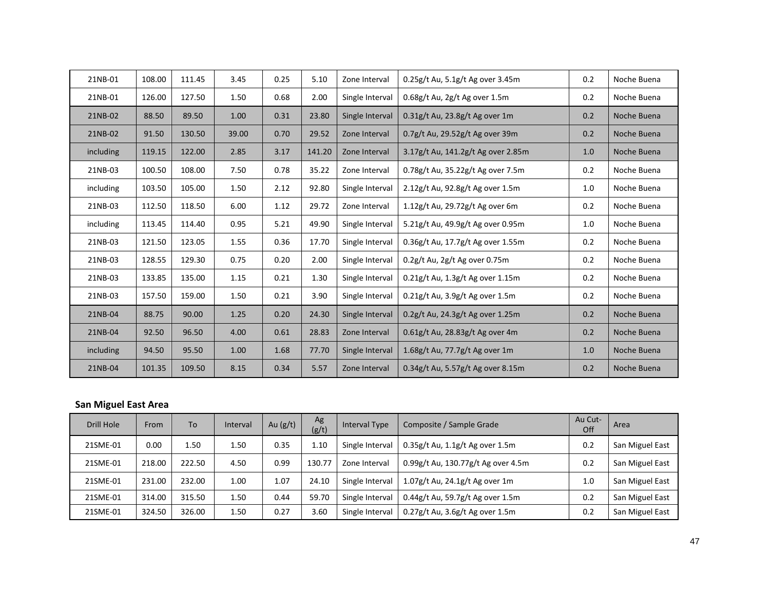| | | | | | | | | | |
|---|---|---|---|---|---|---|---|---|---|
| 21NB-01 | 108.00 | 111.45 | 3.45 | 0.25 | 5.10 | Zone Interval | 0.25g/t Au, 5.1g/t Ag over 3.45m | 0.2 | Noche Buena |
| 21NB-01 | 126.00 | 127.50 | 1.50 | 0.68 | 2.00 | Single Interval | 0.68g/t Au, 2g/t Ag over 1.5m | 0.2 | Noche Buena |
| 21NB-02 | 88.50 | 89.50 | 1.00 | 0.31 | 23.80 | Single Interval | 0.31g/t Au, 23.8g/t Ag over 1m | 0.2 | Noche Buena |
| 21NB-02 | 91.50 | 130.50 | 39.00 | 0.70 | 29.52 | Zone Interval | 0.7g/t Au, 29.52g/t Ag over 39m | 0.2 | Noche Buena |
| including | 119.15 | 122.00 | 2.85 | 3.17 | 141.20 | Zone Interval | 3.17g/t Au, 141.2g/t Ag over 2.85m | 1.0 | Noche Buena |
| 21NB-03 | 100.50 | 108.00 | 7.50 | 0.78 | 35.22 | Zone Interval | 0.78g/t Au, 35.22g/t Ag over 7.5m | 0.2 | Noche Buena |
| including | 103.50 | 105.00 | 1.50 | 2.12 | 92.80 | Single Interval | 2.12g/t Au, 92.8g/t Ag over 1.5m | 1.0 | Noche Buena |
| 21NB-03 | 112.50 | 118.50 | 6.00 | 1.12 | 29.72 | Zone Interval | 1.12g/t Au, 29.72g/t Ag over 6m | 0.2 | Noche Buena |
| including | 113.45 | 114.40 | 0.95 | 5.21 | 49.90 | Single Interval | 5.21g/t Au, 49.9g/t Ag over 0.95m | 1.0 | Noche Buena |
| 21NB-03 | 121.50 | 123.05 | 1.55 | 0.36 | 17.70 | Single Interval | 0.36g/t Au, 17.7g/t Ag over 1.55m | 0.2 | Noche Buena |
| 21NB-03 | 128.55 | 129.30 | 0.75 | 0.20 | 2.00 | Single Interval | 0.2g/t Au, 2g/t Ag over 0.75m | 0.2 | Noche Buena |
| 21NB-03 | 133.85 | 135.00 | 1.15 | 0.21 | 1.30 | Single Interval | 0.21g/t Au, 1.3g/t Ag over 1.15m | 0.2 | Noche Buena |
| 21NB-03 | 157.50 | 159.00 | 1.50 | 0.21 | 3.90 | Single Interval | 0.21g/t Au, 3.9g/t Ag over 1.5m | 0.2 | Noche Buena |
| 21NB-04 | 88.75 | 90.00 | 1.25 | 0.20 | 24.30 | Single Interval | 0.2g/t Au, 24.3g/t Ag over 1.25m | 0.2 | Noche Buena |
| 21NB-04 | 92.50 | 96.50 | 4.00 | 0.61 | 28.83 | Zone Interval | 0.61g/t Au, 28.83g/t Ag over 4m | 0.2 | Noche Buena |
| including | 94.50 | 95.50 | 1.00 | 1.68 | 77.70 | Single Interval | 1.68g/t Au, 77.7g/t Ag over 1m | 1.0 | Noche Buena |
| 21NB-04 | 101.35 | 109.50 | 8.15 | 0.34 | 5.57 | Zone Interval | 0.34g/t Au, 5.57g/t Ag over 8.15m | 0.2 | Noche Buena |

**San Miguel East Area**

| Drill Hole | From | To | Interval | Au (g/t) | Ag (g/t) | Interval Type | Composite / Sample Grade | Au Cut-Off | Area |
|---|---|---|---|---|---|---|---|---|---|
| 21SME-01 | 0.00 | 1.50 | 1.50 | 0.35 | 1.10 | Single Interval | 0.35g/t Au, 1.1g/t Ag over 1.5m | 0.2 | San Miguel East |
| 21SME-01 | 218.00 | 222.50 | 4.50 | 0.99 | 130.77 | Zone Interval | 0.99g/t Au, 130.77g/t Ag over 4.5m | 0.2 | San Miguel East |
| 21SME-01 | 231.00 | 232.00 | 1.00 | 1.07 | 24.10 | Single Interval | 1.07g/t Au, 24.1g/t Ag over 1m | 1.0 | San Miguel East |
| 21SME-01 | 314.00 | 315.50 | 1.50 | 0.44 | 59.70 | Single Interval | 0.44g/t Au, 59.7g/t Ag over 1.5m | 0.2 | San Miguel East |
| 21SME-01 | 324.50 | 326.00 | 1.50 | 0.27 | 3.60 | Single Interval | 0.27g/t Au, 3.6g/t Ag over 1.5m | 0.2 | San Miguel East |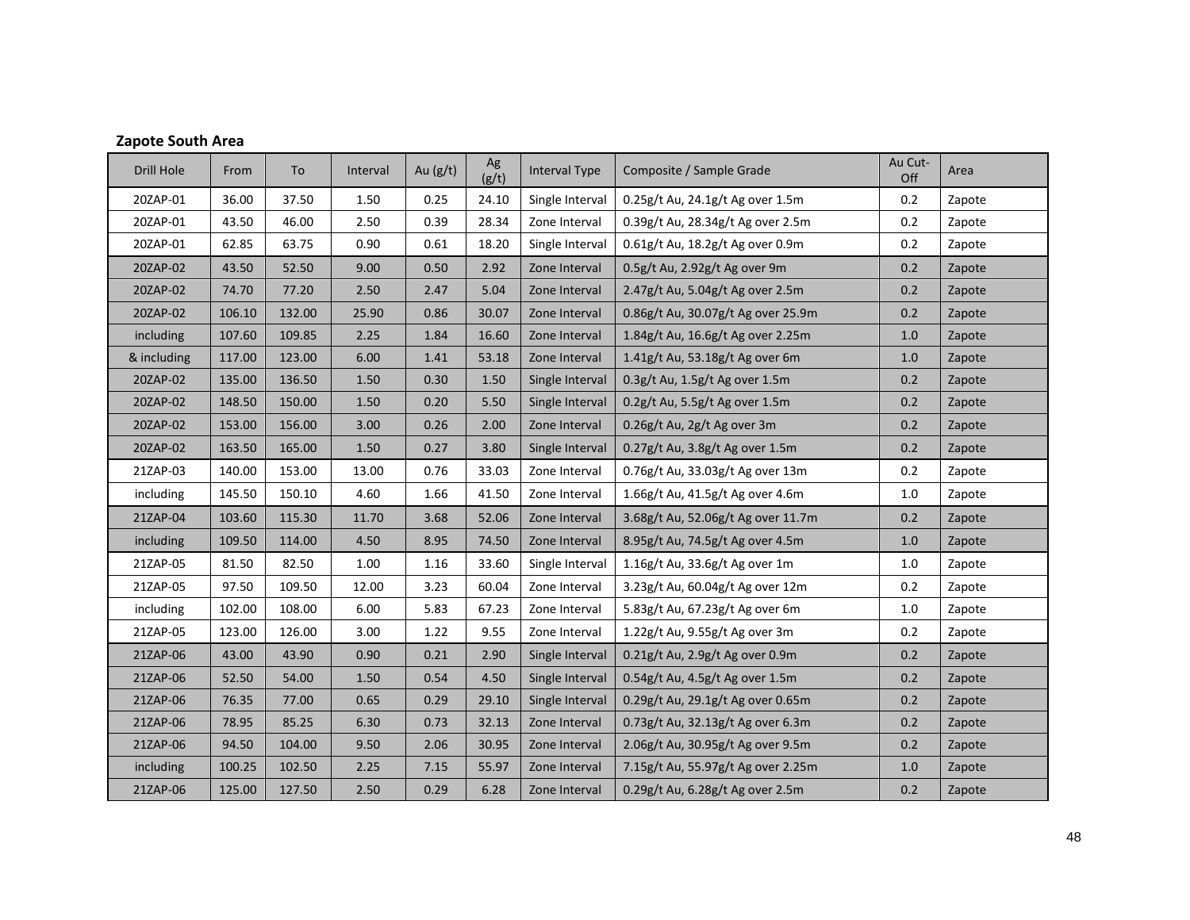**Zapote South Area**

| Drill Hole | From | To | Interval | Au (g/t) | Ag (g/t) | Interval Type | Composite / Sample Grade | Au Cut-Off | Area |
|---|---|---|---|---|---|---|---|---|---|
| 20ZAP-01 | 36.00 | 37.50 | 1.50 | 0.25 | 24.10 | Single Interval | 0.25g/t Au, 24.1g/t Ag over 1.5m | 0.2 | Zapote |
| 20ZAP-01 | 43.50 | 46.00 | 2.50 | 0.39 | 28.34 | Zone Interval | 0.39g/t Au, 28.34g/t Ag over 2.5m | 0.2 | Zapote |
| 20ZAP-01 | 62.85 | 63.75 | 0.90 | 0.61 | 18.20 | Single Interval | 0.61g/t Au, 18.2g/t Ag over 0.9m | 0.2 | Zapote |
| 20ZAP-02 | 43.50 | 52.50 | 9.00 | 0.50 | 2.92 | Zone Interval | 0.5g/t Au, 2.92g/t Ag over 9m | 0.2 | Zapote |
| 20ZAP-02 | 74.70 | 77.20 | 2.50 | 2.47 | 5.04 | Zone Interval | 2.47g/t Au, 5.04g/t Ag over 2.5m | 0.2 | Zapote |
| 20ZAP-02 | 106.10 | 132.00 | 25.90 | 0.86 | 30.07 | Zone Interval | 0.86g/t Au, 30.07g/t Ag over 25.9m | 0.2 | Zapote |
| including | 107.60 | 109.85 | 2.25 | 1.84 | 16.60 | Zone Interval | 1.84g/t Au, 16.6g/t Ag over 2.25m | 1.0 | Zapote |
| & including | 117.00 | 123.00 | 6.00 | 1.41 | 53.18 | Zone Interval | 1.41g/t Au, 53.18g/t Ag over 6m | 1.0 | Zapote |
| 20ZAP-02 | 135.00 | 136.50 | 1.50 | 0.30 | 1.50 | Single Interval | 0.3g/t Au, 1.5g/t Ag over 1.5m | 0.2 | Zapote |
| 20ZAP-02 | 148.50 | 150.00 | 1.50 | 0.20 | 5.50 | Single Interval | 0.2g/t Au, 5.5g/t Ag over 1.5m | 0.2 | Zapote |
| 20ZAP-02 | 153.00 | 156.00 | 3.00 | 0.26 | 2.00 | Zone Interval | 0.26g/t Au, 2g/t Ag over 3m | 0.2 | Zapote |
| 20ZAP-02 | 163.50 | 165.00 | 1.50 | 0.27 | 3.80 | Single Interval | 0.27g/t Au, 3.8g/t Ag over 1.5m | 0.2 | Zapote |
| 21ZAP-03 | 140.00 | 153.00 | 13.00 | 0.76 | 33.03 | Zone Interval | 0.76g/t Au, 33.03g/t Ag over 13m | 0.2 | Zapote |
| including | 145.50 | 150.10 | 4.60 | 1.66 | 41.50 | Zone Interval | 1.66g/t Au, 41.5g/t Ag over 4.6m | 1.0 | Zapote |
| 21ZAP-04 | 103.60 | 115.30 | 11.70 | 3.68 | 52.06 | Zone Interval | 3.68g/t Au, 52.06g/t Ag over 11.7m | 0.2 | Zapote |
| including | 109.50 | 114.00 | 4.50 | 8.95 | 74.50 | Zone Interval | 8.95g/t Au, 74.5g/t Ag over 4.5m | 1.0 | Zapote |
| 21ZAP-05 | 81.50 | 82.50 | 1.00 | 1.16 | 33.60 | Single Interval | 1.16g/t Au, 33.6g/t Ag over 1m | 1.0 | Zapote |
| 21ZAP-05 | 97.50 | 109.50 | 12.00 | 3.23 | 60.04 | Zone Interval | 3.23g/t Au, 60.04g/t Ag over 12m | 0.2 | Zapote |
| including | 102.00 | 108.00 | 6.00 | 5.83 | 67.23 | Zone Interval | 5.83g/t Au, 67.23g/t Ag over 6m | 1.0 | Zapote |
| 21ZAP-05 | 123.00 | 126.00 | 3.00 | 1.22 | 9.55 | Zone Interval | 1.22g/t Au, 9.55g/t Ag over 3m | 0.2 | Zapote |
| 21ZAP-06 | 43.00 | 43.90 | 0.90 | 0.21 | 2.90 | Single Interval | 0.21g/t Au, 2.9g/t Ag over 0.9m | 0.2 | Zapote |
| 21ZAP-06 | 52.50 | 54.00 | 1.50 | 0.54 | 4.50 | Single Interval | 0.54g/t Au, 4.5g/t Ag over 1.5m | 0.2 | Zapote |
| 21ZAP-06 | 76.35 | 77.00 | 0.65 | 0.29 | 29.10 | Single Interval | 0.29g/t Au, 29.1g/t Ag over 0.65m | 0.2 | Zapote |
| 21ZAP-06 | 78.95 | 85.25 | 6.30 | 0.73 | 32.13 | Zone Interval | 0.73g/t Au, 32.13g/t Ag over 6.3m | 0.2 | Zapote |
| 21ZAP-06 | 94.50 | 104.00 | 9.50 | 2.06 | 30.95 | Zone Interval | 2.06g/t Au, 30.95g/t Ag over 9.5m | 0.2 | Zapote |
| including | 100.25 | 102.50 | 2.25 | 7.15 | 55.97 | Zone Interval | 7.15g/t Au, 55.97g/t Ag over 2.25m | 1.0 | Zapote |
| 21ZAP-06 | 125.00 | 127.50 | 2.50 | 0.29 | 6.28 | Zone Interval | 0.29g/t Au, 6.28g/t Ag over 2.5m | 0.2 | Zapote |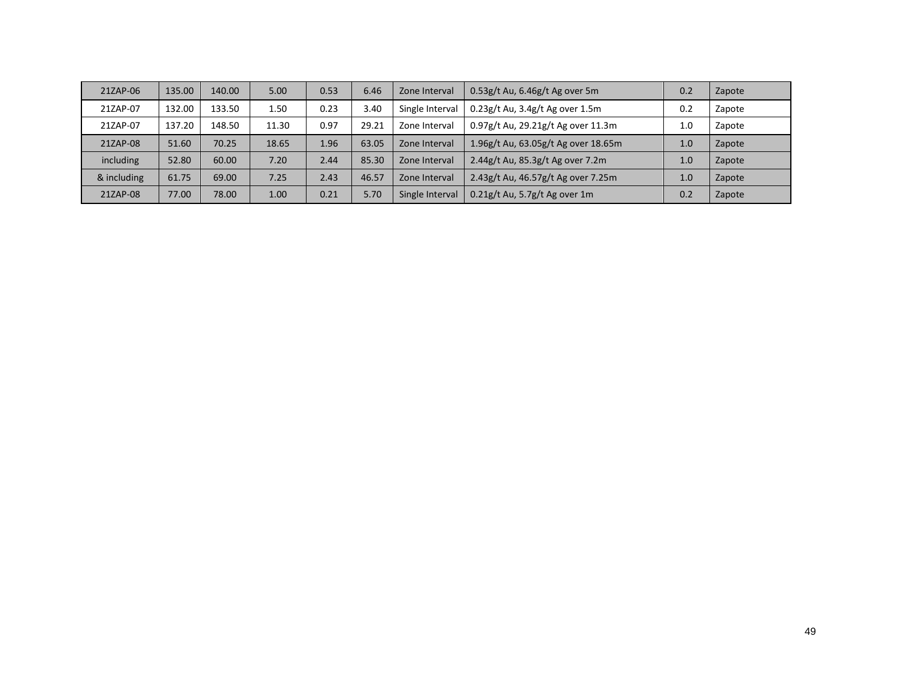| | | | | | | | | | |
|---|---|---|---|---|---|---|---|---|---|
| 21ZAP-06 | 135.00 | 140.00 | 5.00 | 0.53 | 6.46 | Zone Interval | 0.53g/t Au, 6.46g/t Ag over 5m | 0.2 | Zapote |
| 21ZAP-07 | 132.00 | 133.50 | 1.50 | 0.23 | 3.40 | Single Interval | 0.23g/t Au, 3.4g/t Ag over 1.5m | 0.2 | Zapote |
| 21ZAP-07 | 137.20 | 148.50 | 11.30 | 0.97 | 29.21 | Zone Interval | 0.97g/t Au, 29.21g/t Ag over 11.3m | 1.0 | Zapote |
| 21ZAP-08 | 51.60 | 70.25 | 18.65 | 1.96 | 63.05 | Zone Interval | 1.96g/t Au, 63.05g/t Ag over 18.65m | 1.0 | Zapote |
| including | 52.80 | 60.00 | 7.20 | 2.44 | 85.30 | Zone Interval | 2.44g/t Au, 85.3g/t Ag over 7.2m | 1.0 | Zapote |
| & including | 61.75 | 69.00 | 7.25 | 2.43 | 46.57 | Zone Interval | 2.43g/t Au, 46.57g/t Ag over 7.25m | 1.0 | Zapote |
| 21ZAP-08 | 77.00 | 78.00 | 1.00 | 0.21 | 5.70 | Single Interval | 0.21g/t Au, 5.7g/t Ag over 1m | 0.2 | Zapote |